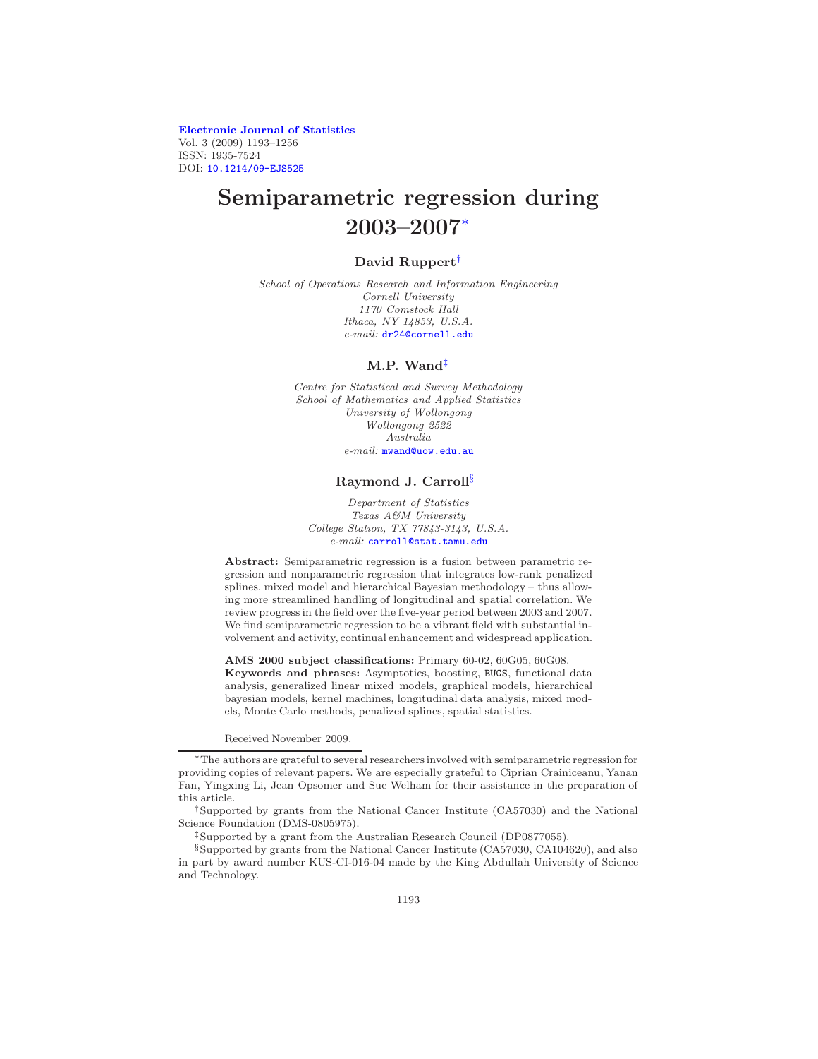Electronic Journal of Statistics
Vol. 3 (2009) 1193–1256
ISSN: 1935-7524
DOI: 10.1214/09-EJS525

# Semiparametric regression during 2003–2007*

**David Ruppert**[†]

*School of Operations Research and Information Engineering*
*Cornell University*
*1170 Comstock Hall*
*Ithaca, NY 14853, U.S.A.*
*e-mail:* dr24@cornell.edu

**M.P. Wand**[‡]

*Centre for Statistical and Survey Methodology*
*School of Mathematics and Applied Statistics*
*University of Wollongong*
*Wollongong 2522*
*Australia*
*e-mail:* mwand@uow.edu.au

**Raymond J. Carroll**[§]

*Department of Statistics*
*Texas A&M University*
*College Station, TX 77843-3143, U.S.A.*
*e-mail:* carroll@stat.tamu.edu

**Abstract:** Semiparametric regression is a fusion between parametric regression and nonparametric regression that integrates low-rank penalized splines, mixed model and hierarchical Bayesian methodology – thus allowing more streamlined handling of longitudinal and spatial correlation. We review progress in the field over the five-year period between 2003 and 2007. We find semiparametric regression to be a vibrant field with substantial involvement and activity, continual enhancement and widespread application.

**AMS 2000 subject classifications:** Primary 60-02, 60G05, 60G08.
**Keywords and phrases:** Asymptotics, boosting, BUGS, functional data analysis, generalized linear mixed models, graphical models, hierarchical bayesian models, kernel machines, longitudinal data analysis, mixed models, Monte Carlo methods, penalized splines, spatial statistics.

Received November 2009.

---

*The authors are grateful to several researchers involved with semiparametric regression for providing copies of relevant papers. We are especially grateful to Ciprian Crainiceanu, Yanan Fan, Yingxing Li, Jean Opsomer and Sue Welham for their assistance in the preparation of this article.

[†]Supported by grants from the National Cancer Institute (CA57030) and the National Science Foundation (DMS-0805975).

[‡]Supported by a grant from the Australian Research Council (DP0877055).

[§]Supported by grants from the National Cancer Institute (CA57030, CA104620), and also in part by award number KUS-CI-016-04 made by the King Abdullah University of Science and Technology.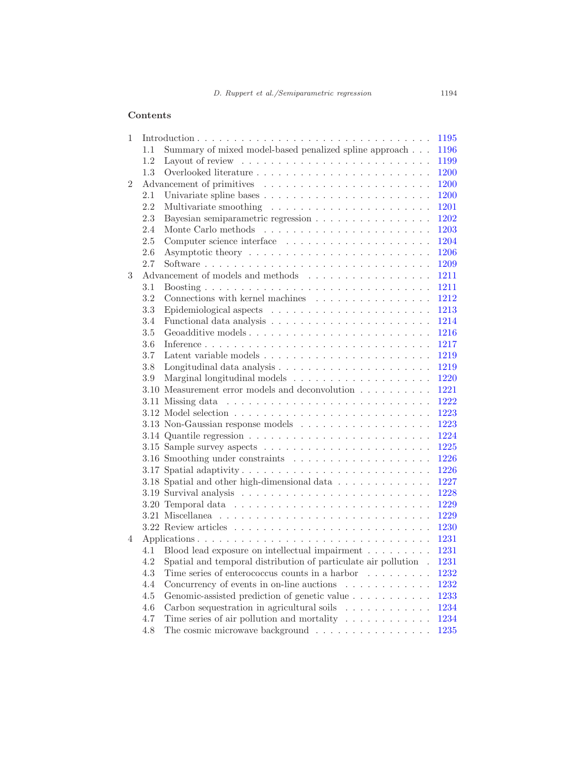## Contents

- 1 Introduction . . . . . . . . . . . . . . . . . . . . . . . . . . . . . . . . 1195
  - 1.1 Summary of mixed model-based penalized spline approach . . . 1196
  - 1.2 Layout of review . . . . . . . . . . . . . . . . . . . . . . . . . 1199
  - 1.3 Overlooked literature . . . . . . . . . . . . . . . . . . . . . . . 1200
- 2 Advancement of primitives . . . . . . . . . . . . . . . . . . . . . . . 1200
  - 2.1 Univariate spline bases . . . . . . . . . . . . . . . . . . . . . . 1200
  - 2.2 Multivariate smoothing . . . . . . . . . . . . . . . . . . . . . 1201
  - 2.3 Bayesian semiparametric regression . . . . . . . . . . . . . . . 1202
  - 2.4 Monte Carlo methods . . . . . . . . . . . . . . . . . . . . . . 1203
  - 2.5 Computer science interface . . . . . . . . . . . . . . . . . . . 1204
  - 2.6 Asymptotic theory . . . . . . . . . . . . . . . . . . . . . . . . 1206
  - 2.7 Software . . . . . . . . . . . . . . . . . . . . . . . . . . . . . 1209
- 3 Advancement of models and methods . . . . . . . . . . . . . . . . . 1211
  - 3.1 Boosting . . . . . . . . . . . . . . . . . . . . . . . . . . . . . 1211
  - 3.2 Connections with kernel machines . . . . . . . . . . . . . . . . 1212
  - 3.3 Epidemiological aspects . . . . . . . . . . . . . . . . . . . . . 1213
  - 3.4 Functional data analysis . . . . . . . . . . . . . . . . . . . . . 1214
  - 3.5 Geoadditive models . . . . . . . . . . . . . . . . . . . . . . . . 1216
  - 3.6 Inference . . . . . . . . . . . . . . . . . . . . . . . . . . . . . 1217
  - 3.7 Latent variable models . . . . . . . . . . . . . . . . . . . . . . 1219
  - 3.8 Longitudinal data analysis . . . . . . . . . . . . . . . . . . . . 1219
  - 3.9 Marginal longitudinal models . . . . . . . . . . . . . . . . . . 1220
  - 3.10 Measurement error models and deconvolution . . . . . . . . . 1221
  - 3.11 Missing data . . . . . . . . . . . . . . . . . . . . . . . . . . . 1222
  - 3.12 Model selection . . . . . . . . . . . . . . . . . . . . . . . . . . 1223
  - 3.13 Non-Gaussian response models . . . . . . . . . . . . . . . . . 1223
  - 3.14 Quantile regression . . . . . . . . . . . . . . . . . . . . . . . . 1224
  - 3.15 Sample survey aspects . . . . . . . . . . . . . . . . . . . . . . 1225
  - 3.16 Smoothing under constraints . . . . . . . . . . . . . . . . . . . 1226
  - 3.17 Spatial adaptivity . . . . . . . . . . . . . . . . . . . . . . . . . 1226
  - 3.18 Spatial and other high-dimensional data . . . . . . . . . . . . 1227
  - 3.19 Survival analysis . . . . . . . . . . . . . . . . . . . . . . . . . 1228
  - 3.20 Temporal data . . . . . . . . . . . . . . . . . . . . . . . . . . 1229
  - 3.21 Miscellanea . . . . . . . . . . . . . . . . . . . . . . . . . . . . 1229
  - 3.22 Review articles . . . . . . . . . . . . . . . . . . . . . . . . . . 1230
- 4 Applications . . . . . . . . . . . . . . . . . . . . . . . . . . . . . . . 1231
  - 4.1 Blood lead exposure on intellectual impairment . . . . . . . . . 1231
  - 4.2 Spatial and temporal distribution of particulate air pollution . 1231
  - 4.3 Time series of enterococcus counts in a harbor . . . . . . . . . 1232
  - 4.4 Concurrency of events in on-line auctions . . . . . . . . . . . . 1232
  - 4.5 Genomic-assisted prediction of genetic value . . . . . . . . . . . 1233
  - 4.6 Carbon sequestration in agricultural soils . . . . . . . . . . . . 1234
  - 4.7 Time series of air pollution and mortality . . . . . . . . . . . . 1234
  - 4.8 The cosmic microwave background . . . . . . . . . . . . . . . . 1235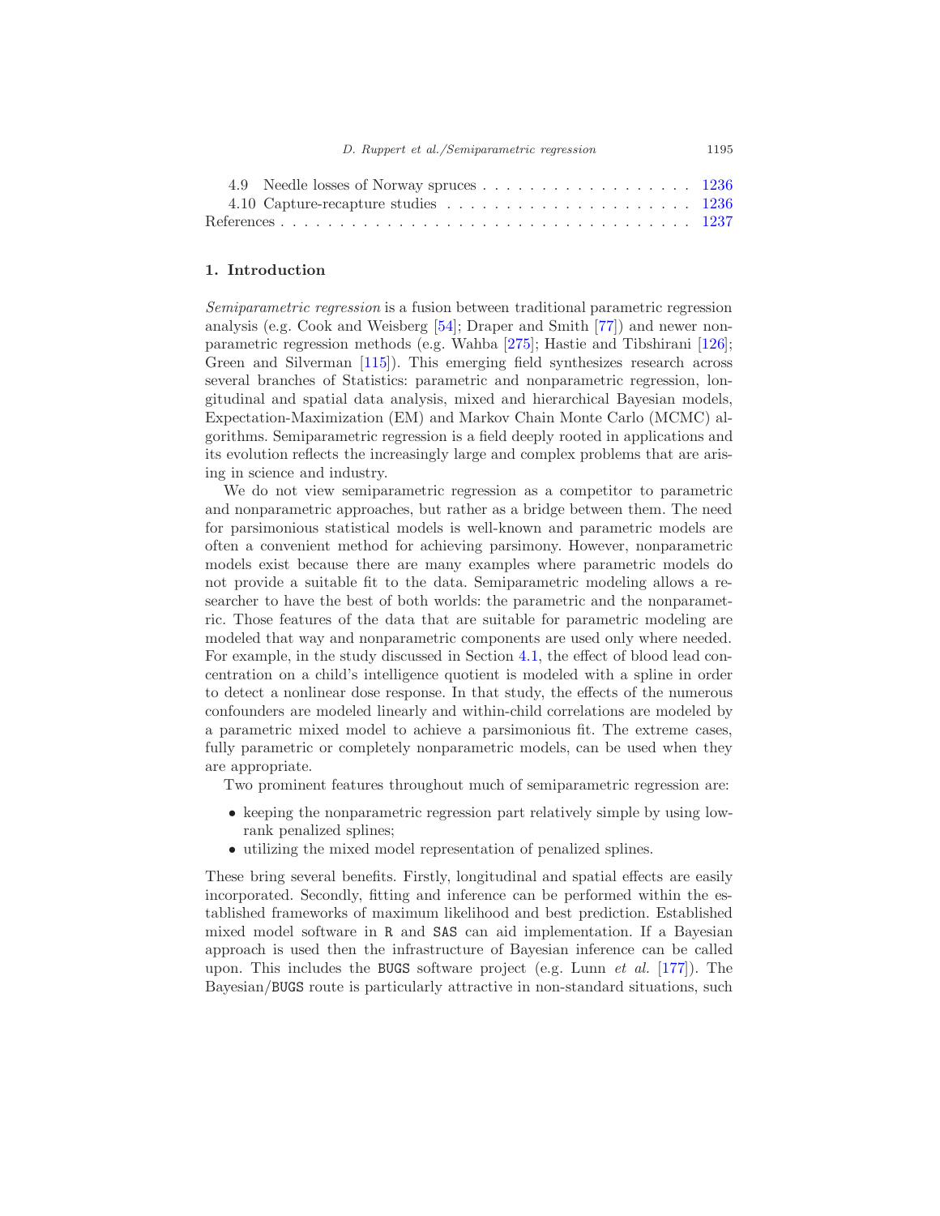4.9 Needle losses of Norway spruces . . . . . . . . . . . . . . . . . . 1236
4.10 Capture-recapture studies . . . . . . . . . . . . . . . . . . . . . 1236
References . . . . . . . . . . . . . . . . . . . . . . . . . . . . . . . . . . 1237

## 1. Introduction

*Semiparametric regression* is a fusion between traditional parametric regression analysis (e.g. Cook and Weisberg [54]; Draper and Smith [77]) and newer nonparametric regression methods (e.g. Wahba [275]; Hastie and Tibshirani [126]; Green and Silverman [115]). This emerging field synthesizes research across several branches of Statistics: parametric and nonparametric regression, longitudinal and spatial data analysis, mixed and hierarchical Bayesian models, Expectation-Maximization (EM) and Markov Chain Monte Carlo (MCMC) algorithms. Semiparametric regression is a field deeply rooted in applications and its evolution reflects the increasingly large and complex problems that are arising in science and industry.

We do not view semiparametric regression as a competitor to parametric and nonparametric approaches, but rather as a bridge between them. The need for parsimonious statistical models is well-known and parametric models are often a convenient method for achieving parsimony. However, nonparametric models exist because there are many examples where parametric models do not provide a suitable fit to the data. Semiparametric modeling allows a researcher to have the best of both worlds: the parametric and the nonparametric. Those features of the data that are suitable for parametric modeling are modeled that way and nonparametric components are used only where needed. For example, in the study discussed in Section 4.1, the effect of blood lead concentration on a child's intelligence quotient is modeled with a spline in order to detect a nonlinear dose response. In that study, the effects of the numerous confounders are modeled linearly and within-child correlations are modeled by a parametric mixed model to achieve a parsimonious fit. The extreme cases, fully parametric or completely nonparametric models, can be used when they are appropriate.

Two prominent features throughout much of semiparametric regression are:

- keeping the nonparametric regression part relatively simple by using low-rank penalized splines;
- utilizing the mixed model representation of penalized splines.

These bring several benefits. Firstly, longitudinal and spatial effects are easily incorporated. Secondly, fitting and inference can be performed within the established frameworks of maximum likelihood and best prediction. Established mixed model software in `R` and `SAS` can aid implementation. If a Bayesian approach is used then the infrastructure of Bayesian inference can be called upon. This includes the `BUGS` software project (e.g. Lunn *et al.* [177]). The Bayesian/`BUGS` route is particularly attractive in non-standard situations, such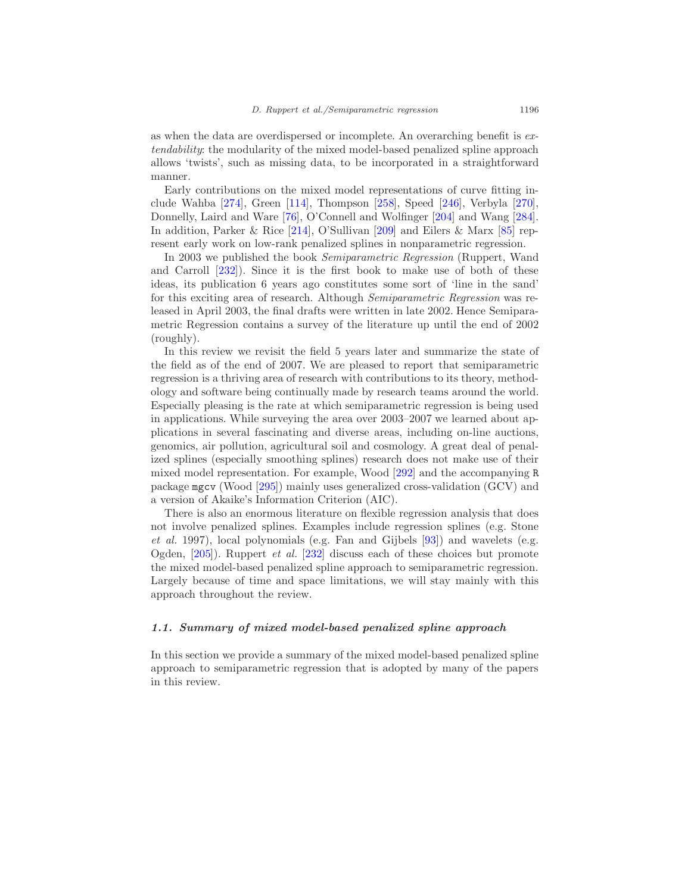as when the data are overdispersed or incomplete. An overarching benefit is *extendability*: the modularity of the mixed model-based penalized spline approach allows 'twists', such as missing data, to be incorporated in a straightforward manner.

Early contributions on the mixed model representations of curve fitting include Wahba [274], Green [114], Thompson [258], Speed [246], Verbyla [270], Donnelly, Laird and Ware [76], O'Connell and Wolfinger [204] and Wang [284]. In addition, Parker & Rice [214], O'Sullivan [209] and Eilers & Marx [85] represent early work on low-rank penalized splines in nonparametric regression.

In 2003 we published the book *Semiparametric Regression* (Ruppert, Wand and Carroll [232]). Since it is the first book to make use of both of these ideas, its publication 6 years ago constitutes some sort of 'line in the sand' for this exciting area of research. Although *Semiparametric Regression* was released in April 2003, the final drafts were written in late 2002. Hence Semiparametric Regression contains a survey of the literature up until the end of 2002 (roughly).

In this review we revisit the field 5 years later and summarize the state of the field as of the end of 2007. We are pleased to report that semiparametric regression is a thriving area of research with contributions to its theory, methodology and software being continually made by research teams around the world. Especially pleasing is the rate at which semiparametric regression is being used in applications. While surveying the area over 2003–2007 we learned about applications in several fascinating and diverse areas, including on-line auctions, genomics, air pollution, agricultural soil and cosmology. A great deal of penalized splines (especially smoothing splines) research does not make use of their mixed model representation. For example, Wood [292] and the accompanying `R` package `mgcv` (Wood [295]) mainly uses generalized cross-validation (GCV) and a version of Akaike's Information Criterion (AIC).

There is also an enormous literature on flexible regression analysis that does not involve penalized splines. Examples include regression splines (e.g. Stone *et al.* 1997), local polynomials (e.g. Fan and Gijbels [93]) and wavelets (e.g. Ogden, [205]). Ruppert *et al.* [232] discuss each of these choices but promote the mixed model-based penalized spline approach to semiparametric regression. Largely because of time and space limitations, we will stay mainly with this approach throughout the review.

### 1.1. Summary of mixed model-based penalized spline approach

In this section we provide a summary of the mixed model-based penalized spline approach to semiparametric regression that is adopted by many of the papers in this review.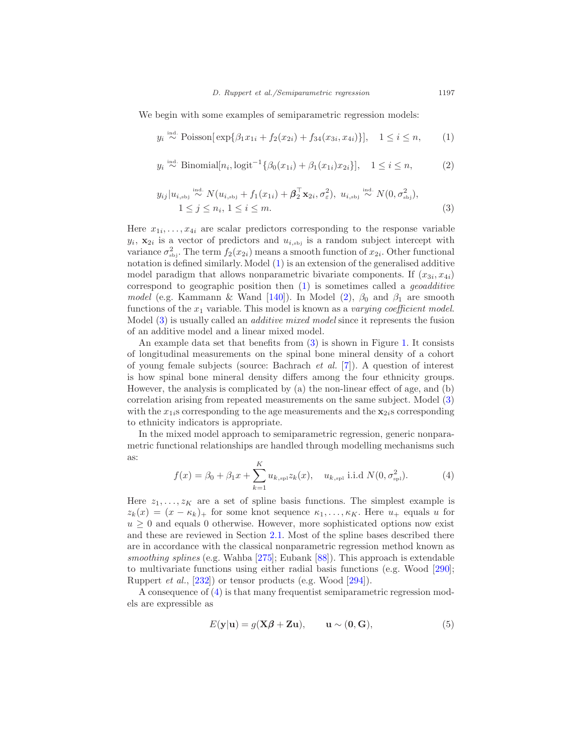We begin with some examples of semiparametric regression models:

$$y_i \stackrel{\text{ind.}}{\sim} \text{Poisson}[\exp\{\beta_1 x_{1i} + f_2(x_{2i}) + f_{34}(x_{3i}, x_{4i})\}], \quad 1 \le i \le n, \tag{1}$$

$$y_i \stackrel{\text{ind.}}{\sim} \text{Binomial}[n_i, \text{logit}^{-1}\{\beta_0(x_{1i}) + \beta_1(x_{1i})x_{2i}\}], \quad 1 \le i \le n, \tag{2}$$

$$y_{ij}|u_{i,\text{sbj}} \stackrel{\text{ind.}}{\sim} N(u_{i,\text{sbj}} + f_1(x_{1i}) + \boldsymbol{\beta}_2^\top \mathbf{x}_{2i}, \sigma_\varepsilon^2),\ u_{i,\text{sbj}} \stackrel{\text{ind.}}{\sim} N(0, \sigma_{\text{sbj}}^2),$$
$$1 \le j \le n_i,\ 1 \le i \le m. \tag{3}$$

Here $x_{1i}, \ldots, x_{4i}$ are scalar predictors corresponding to the response variable $y_i$, $\mathbf{x}_{2i}$ is a vector of predictors and $u_{i,\text{sbj}}$ is a random subject intercept with variance $\sigma^2_{\text{sbj}}$. The term $f_2(x_{2i})$ means a smooth function of $x_{2i}$. Other functional notation is defined similarly. Model (1) is an extension of the generalised additive model paradigm that allows nonparametric bivariate components. If $(x_{3i}, x_{4i})$ correspond to geographic position then (1) is sometimes called a *geoadditive model* (e.g. Kammann & Wand [140]). In Model (2), $\beta_0$ and $\beta_1$ are smooth functions of the $x_1$ variable. This model is known as a *varying coefficient model*. Model (3) is usually called an *additive mixed model* since it represents the fusion of an additive model and a linear mixed model.

An example data set that benefits from (3) is shown in Figure 1. It consists of longitudinal measurements on the spinal bone mineral density of a cohort of young female subjects (source: Bachrach *et al.* [7]). A question of interest is how spinal bone mineral density differs among the four ethnicity groups. However, the analysis is complicated by (a) the non-linear effect of age, and (b) correlation arising from repeated measurements on the same subject. Model (3) with the $x_{1i}$s corresponding to the age measurements and the $\mathbf{x}_{2i}$s corresponding to ethnicity indicators is appropriate.

In the mixed model approach to semiparametric regression, generic nonparametric functional relationships are handled through modelling mechanisms such as:

$$f(x) = \beta_0 + \beta_1 x + \sum_{k=1}^{K} u_{k,\text{spl}} z_k(x), \quad u_{k,\text{spl}} \text{ i.i.d } N(0, \sigma^2_{\text{spl}}). \tag{4}$$

Here $z_1, \ldots, z_K$ are a set of spline basis functions. The simplest example is $z_k(x) = (x - \kappa_k)_+$ for some knot sequence $\kappa_1, \ldots, \kappa_K$. Here $u_+$ equals $u$ for $u \ge 0$ and equals 0 otherwise. However, more sophisticated options now exist and these are reviewed in Section 2.1. Most of the spline bases described there are in accordance with the classical nonparametric regression method known as *smoothing splines* (e.g. Wahba [275]; Eubank [88]). This approach is extendable to multivariate functions using either radial basis functions (e.g. Wood [290]; Ruppert *et al.*, [232]) or tensor products (e.g. Wood [294]).

A consequence of (4) is that many frequentist semiparametric regression models are expressible as

$$E(\mathbf{y}|\mathbf{u}) = g(\mathbf{X}\boldsymbol{\beta} + \mathbf{Z}\mathbf{u}), \qquad \mathbf{u} \sim (\mathbf{0}, \mathbf{G}), \tag{5}$$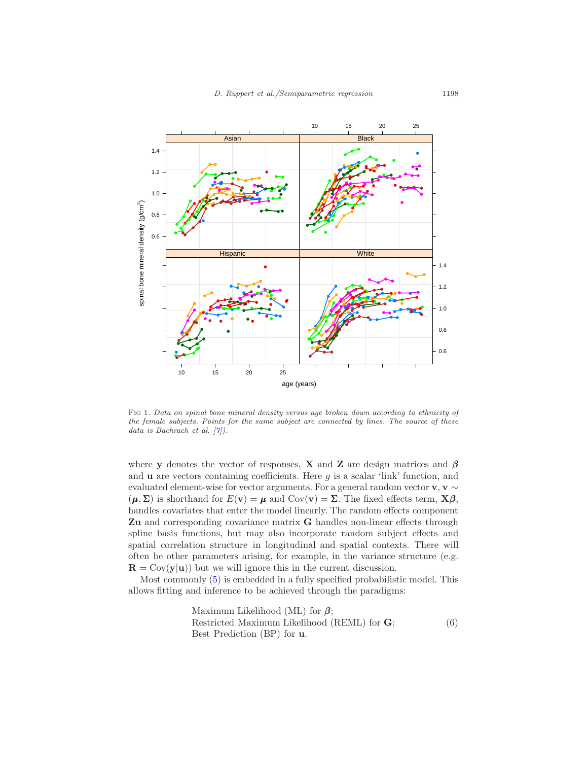Fig 1. *Data on spinal bone mineral density versus age broken down according to ethnicity of the female subjects. Points for the same subject are connected by lines. The source of these data is Bachrach et al. [7]).*

where $\mathbf{y}$ denotes the vector of responses, $\mathbf{X}$ and $\mathbf{Z}$ are design matrices and $\boldsymbol{\beta}$ and $\mathbf{u}$ are vectors containing coefficients. Here $g$ is a scalar 'link' function, and evaluated element-wise for vector arguments. For a general random vector $\mathbf{v}$, $\mathbf{v} \sim (\boldsymbol{\mu}, \boldsymbol{\Sigma})$ is shorthand for $E(\mathbf{v}) = \boldsymbol{\mu}$ and $\text{Cov}(\mathbf{v}) = \boldsymbol{\Sigma}$. The fixed effects term, $\mathbf{X}\boldsymbol{\beta}$, handles covariates that enter the model linearly. The random effects component $\mathbf{Zu}$ and corresponding covariance matrix $\mathbf{G}$ handles non-linear effects through spline basis functions, but may also incorporate random subject effects and spatial correlation structure in longitudinal and spatial contexts. There will often be other parameters arising, for example, in the variance structure (e.g. $\mathbf{R} = \text{Cov}(\mathbf{y}|\mathbf{u})$) but we will ignore this in the current discussion.

Most commonly (5) is embedded in a fully specified probabilistic model. This allows fitting and inference to be achieved through the paradigms:

$$
\begin{array}{l}
\text{Maximum Likelihood (ML) for } \boldsymbol{\beta}; \\
\text{Restricted Maximum Likelihood (REML) for } \mathbf{G}; \\
\text{Best Prediction (BP) for } \mathbf{u}.
\end{array}
\tag{6}
$$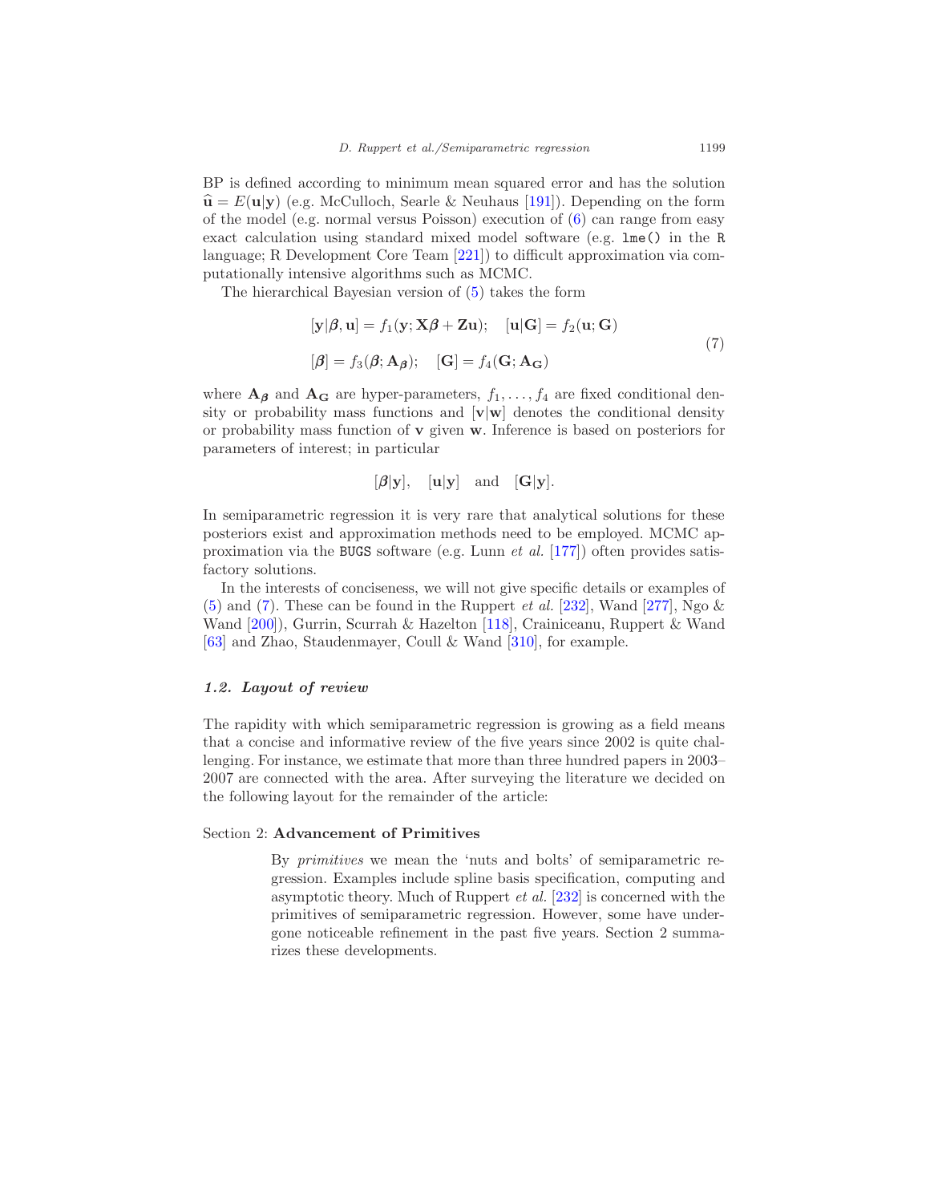BP is defined according to minimum mean squared error and has the solution $\widehat{\mathbf{u}} = E(\mathbf{u}|\mathbf{y})$ (e.g. McCulloch, Searle & Neuhaus [191]). Depending on the form of the model (e.g. normal versus Poisson) execution of (6) can range from easy exact calculation using standard mixed model software (e.g. `lme()` in the `R` language; R Development Core Team [221]) to difficult approximation via computationally intensive algorithms such as MCMC.

The hierarchical Bayesian version of (5) takes the form

$$
\begin{aligned}
&[\mathbf{y}|\boldsymbol{\beta}, \mathbf{u}] = f_1(\mathbf{y}; \mathbf{X}\boldsymbol{\beta} + \mathbf{Z}\mathbf{u}); \quad [\mathbf{u}|\mathbf{G}] = f_2(\mathbf{u}; \mathbf{G}) \\
&[\boldsymbol{\beta}] = f_3(\boldsymbol{\beta}; \mathbf{A}_{\boldsymbol{\beta}}); \quad [\mathbf{G}] = f_4(\mathbf{G}; \mathbf{A}_{\mathbf{G}})
\end{aligned}
\tag{7}
$$

where $\mathbf{A}_{\boldsymbol{\beta}}$ and $\mathbf{A}_{\mathbf{G}}$ are hyper-parameters, $f_1, \ldots, f_4$ are fixed conditional density or probability mass functions and $[\mathbf{v}|\mathbf{w}]$ denotes the conditional density or probability mass function of $\mathbf{v}$ given $\mathbf{w}$. Inference is based on posteriors for parameters of interest; in particular

$$
[\boldsymbol{\beta}|\mathbf{y}], \quad [\mathbf{u}|\mathbf{y}] \quad \text{and} \quad [\mathbf{G}|\mathbf{y}].
$$

In semiparametric regression it is very rare that analytical solutions for these posteriors exist and approximation methods need to be employed. MCMC approximation via the `BUGS` software (e.g. Lunn *et al.* [177]) often provides satisfactory solutions.

In the interests of conciseness, we will not give specific details or examples of (5) and (7). These can be found in the Ruppert *et al.* [232], Wand [277], Ngo & Wand [200]), Gurrin, Scurrah & Hazelton [118], Crainiceanu, Ruppert & Wand [63] and Zhao, Staudenmayer, Coull & Wand [310], for example.

### *1.2. Layout of review*

The rapidity with which semiparametric regression is growing as a field means that a concise and informative review of the five years since 2002 is quite challenging. For instance, we estimate that more than three hundred papers in 2003–2007 are connected with the area. After surveying the literature we decided on the following layout for the remainder of the article:

Section 2: **Advancement of Primitives**

By *primitives* we mean the 'nuts and bolts' of semiparametric regression. Examples include spline basis specification, computing and asymptotic theory. Much of Ruppert *et al.* [232] is concerned with the primitives of semiparametric regression. However, some have undergone noticeable refinement in the past five years. Section 2 summarizes these developments.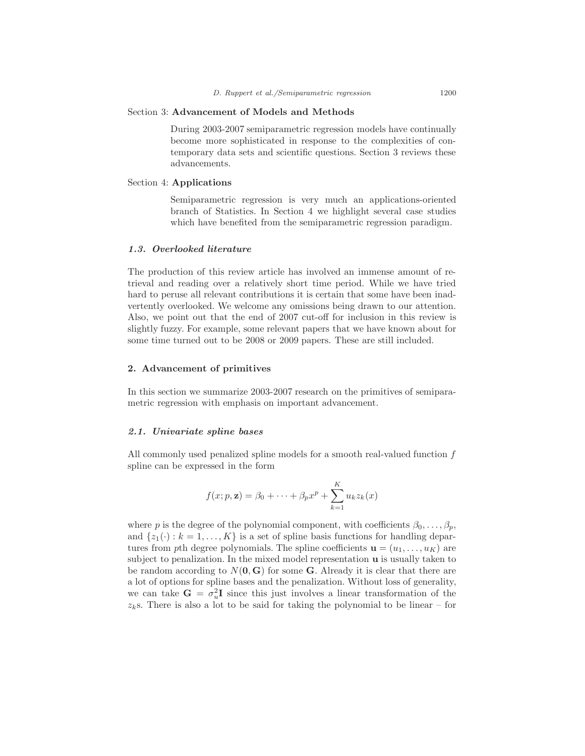Section 3: **Advancement of Models and Methods**

During 2003-2007 semiparametric regression models have continually become more sophisticated in response to the complexities of contemporary data sets and scientific questions. Section 3 reviews these advancements.

Section 4: **Applications**

Semiparametric regression is very much an applications-oriented branch of Statistics. In Section 4 we highlight several case studies which have benefited from the semiparametric regression paradigm.

### *1.3. Overlooked literature*

The production of this review article has involved an immense amount of retrieval and reading over a relatively short time period. While we have tried hard to peruse all relevant contributions it is certain that some have been inadvertently overlooked. We welcome any omissions being drawn to our attention. Also, we point out that the end of 2007 cut-off for inclusion in this review is slightly fuzzy. For example, some relevant papers that we have known about for some time turned out to be 2008 or 2009 papers. These are still included.

## 2. Advancement of primitives

In this section we summarize 2003-2007 research on the primitives of semiparametric regression with emphasis on important advancement.

### *2.1. Univariate spline bases*

All commonly used penalized spline models for a smooth real-valued function $f$ spline can be expressed in the form

$$f(x; p, \mathbf{z}) = \beta_0 + \cdots + \beta_p x^p + \sum_{k=1}^{K} u_k z_k(x)$$

where $p$ is the degree of the polynomial component, with coefficients $\beta_0, \ldots, \beta_p$, and $\{z_1(\cdot) : k = 1, \ldots, K\}$ is a set of spline basis functions for handling departures from $p$th degree polynomials. The spline coefficients $\mathbf{u} = (u_1, \ldots, u_K)$ are subject to penalization. In the mixed model representation $\mathbf{u}$ is usually taken to be random according to $N(\mathbf{0}, \mathbf{G})$ for some $\mathbf{G}$. Already it is clear that there are a lot of options for spline bases and the penalization. Without loss of generality, we can take $\mathbf{G} = \sigma_u^2 \mathbf{I}$ since this just involves a linear transformation of the $z_k$s. There is also a lot to be said for taking the polynomial to be linear – for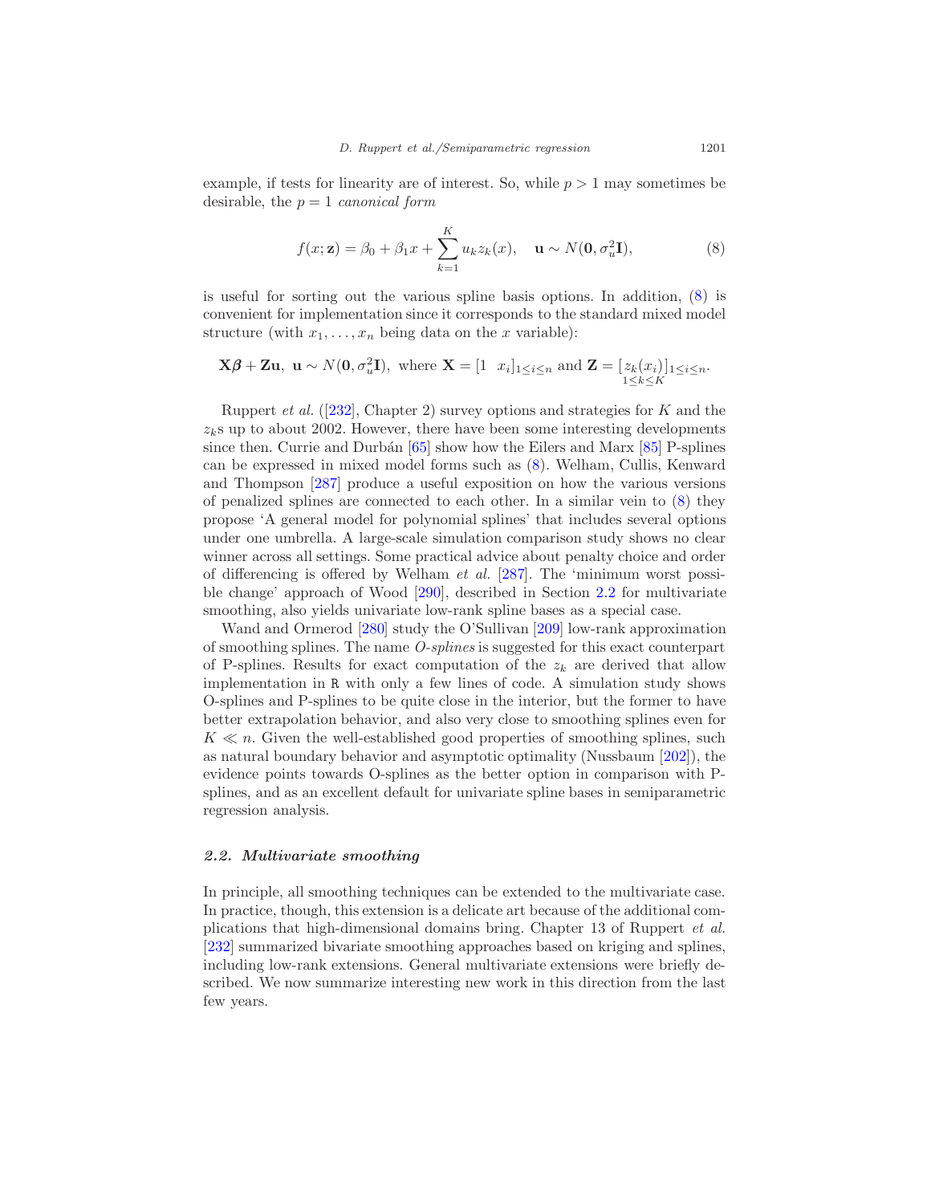example, if tests for linearity are of interest. So, while $p > 1$ may sometimes be desirable, the $p = 1$ *canonical form*

$$f(x; \mathbf{z}) = \beta_0 + \beta_1 x + \sum_{k=1}^{K} u_k z_k(x), \quad \mathbf{u} \sim N(\mathbf{0}, \sigma_u^2 \mathbf{I}), \tag{8}$$

is useful for sorting out the various spline basis options. In addition, (8) is convenient for implementation since it corresponds to the standard mixed model structure (with $x_1, \ldots, x_n$ being data on the $x$ variable):

$$\mathbf{X}\boldsymbol{\beta} + \mathbf{Z}\mathbf{u}, \ \mathbf{u} \sim N(\mathbf{0}, \sigma_u^2 \mathbf{I}), \ \text{where } \mathbf{X} = [1 \ \ x_i]_{1 \le i \le n} \text{ and } \mathbf{Z} = [\underset{1 \le k \le K}{z_k(x_i)}]_{1 \le i \le n}.$$

Ruppert *et al.* ([232], Chapter 2) survey options and strategies for $K$ and the $z_k$s up to about 2002. However, there have been some interesting developments since then. Currie and Durbán [65] show how the Eilers and Marx [85] P-splines can be expressed in mixed model forms such as (8). Welham, Cullis, Kenward and Thompson [287] produce a useful exposition on how the various versions of penalized splines are connected to each other. In a similar vein to (8) they propose 'A general model for polynomial splines' that includes several options under one umbrella. A large-scale simulation comparison study shows no clear winner across all settings. Some practical advice about penalty choice and order of differencing is offered by Welham *et al.* [287]. The 'minimum worst possible change' approach of Wood [290], described in Section 2.2 for multivariate smoothing, also yields univariate low-rank spline bases as a special case.

Wand and Ormerod [280] study the O'Sullivan [209] low-rank approximation of smoothing splines. The name *O-splines* is suggested for this exact counterpart of P-splines. Results for exact computation of the $z_k$ are derived that allow implementation in R with only a few lines of code. A simulation study shows O-splines and P-splines to be quite close in the interior, but the former to have better extrapolation behavior, and also very close to smoothing splines even for $K \ll n$. Given the well-established good properties of smoothing splines, such as natural boundary behavior and asymptotic optimality (Nussbaum [202]), the evidence points towards O-splines as the better option in comparison with P-splines, and as an excellent default for univariate spline bases in semiparametric regression analysis.

### *2.2. Multivariate smoothing*

In principle, all smoothing techniques can be extended to the multivariate case. In practice, though, this extension is a delicate art because of the additional complications that high-dimensional domains bring. Chapter 13 of Ruppert *et al.* [232] summarized bivariate smoothing approaches based on kriging and splines, including low-rank extensions. General multivariate extensions were briefly described. We now summarize interesting new work in this direction from the last few years.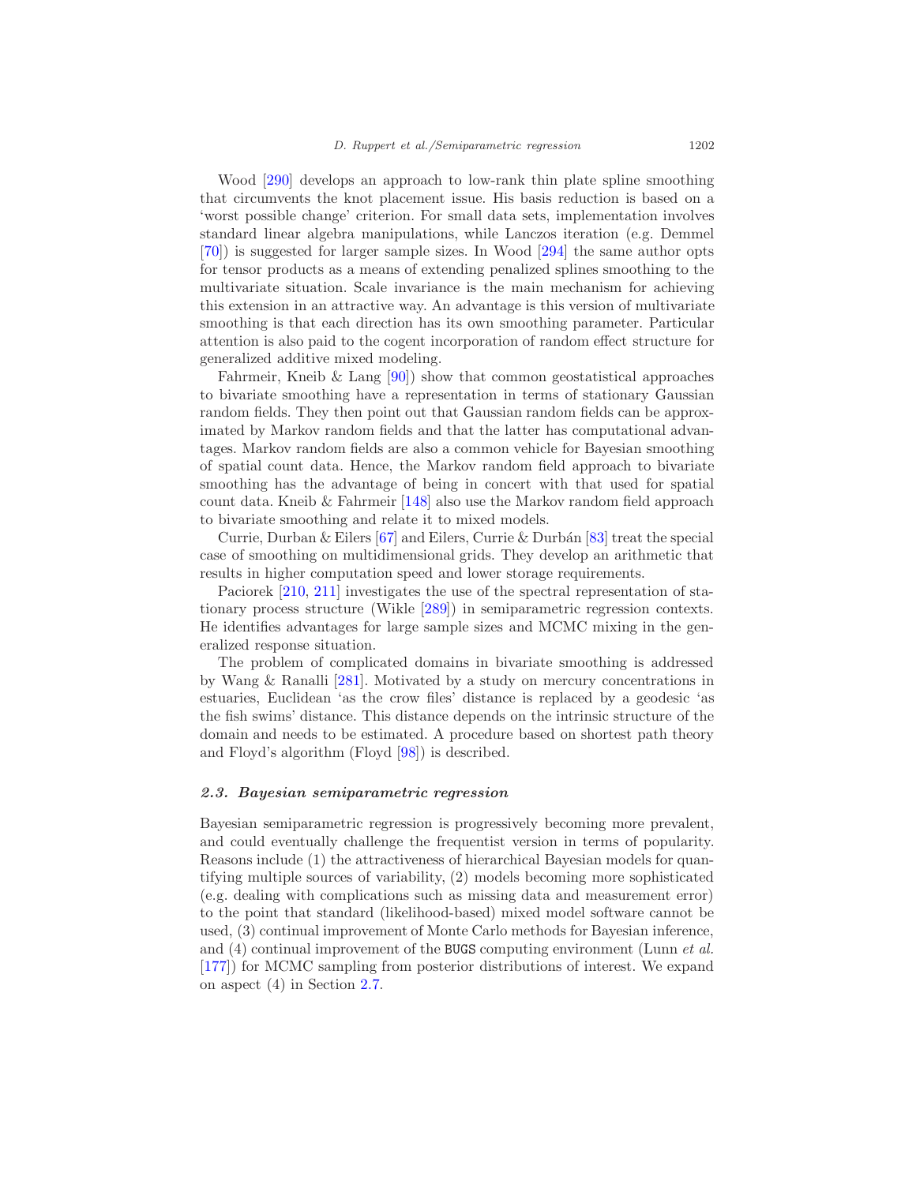Wood [290] develops an approach to low-rank thin plate spline smoothing that circumvents the knot placement issue. His basis reduction is based on a 'worst possible change' criterion. For small data sets, implementation involves standard linear algebra manipulations, while Lanczos iteration (e.g. Demmel [70]) is suggested for larger sample sizes. In Wood [294] the same author opts for tensor products as a means of extending penalized splines smoothing to the multivariate situation. Scale invariance is the main mechanism for achieving this extension in an attractive way. An advantage is this version of multivariate smoothing is that each direction has its own smoothing parameter. Particular attention is also paid to the cogent incorporation of random effect structure for generalized additive mixed modeling.

Fahrmeir, Kneib & Lang [90]) show that common geostatistical approaches to bivariate smoothing have a representation in terms of stationary Gaussian random fields. They then point out that Gaussian random fields can be approximated by Markov random fields and that the latter has computational advantages. Markov random fields are also a common vehicle for Bayesian smoothing of spatial count data. Hence, the Markov random field approach to bivariate smoothing has the advantage of being in concert with that used for spatial count data. Kneib & Fahrmeir [148] also use the Markov random field approach to bivariate smoothing and relate it to mixed models.

Currie, Durban & Eilers [67] and Eilers, Currie & Durbán [83] treat the special case of smoothing on multidimensional grids. They develop an arithmetic that results in higher computation speed and lower storage requirements.

Paciorek [210, 211] investigates the use of the spectral representation of stationary process structure (Wikle [289]) in semiparametric regression contexts. He identifies advantages for large sample sizes and MCMC mixing in the generalized response situation.

The problem of complicated domains in bivariate smoothing is addressed by Wang & Ranalli [281]. Motivated by a study on mercury concentrations in estuaries, Euclidean 'as the crow files' distance is replaced by a geodesic 'as the fish swims' distance. This distance depends on the intrinsic structure of the domain and needs to be estimated. A procedure based on shortest path theory and Floyd's algorithm (Floyd [98]) is described.

### *2.3. Bayesian semiparametric regression*

Bayesian semiparametric regression is progressively becoming more prevalent, and could eventually challenge the frequentist version in terms of popularity. Reasons include (1) the attractiveness of hierarchical Bayesian models for quantifying multiple sources of variability, (2) models becoming more sophisticated (e.g. dealing with complications such as missing data and measurement error) to the point that standard (likelihood-based) mixed model software cannot be used, (3) continual improvement of Monte Carlo methods for Bayesian inference, and (4) continual improvement of the `BUGS` computing environment (Lunn *et al.* [177]) for MCMC sampling from posterior distributions of interest. We expand on aspect (4) in Section 2.7.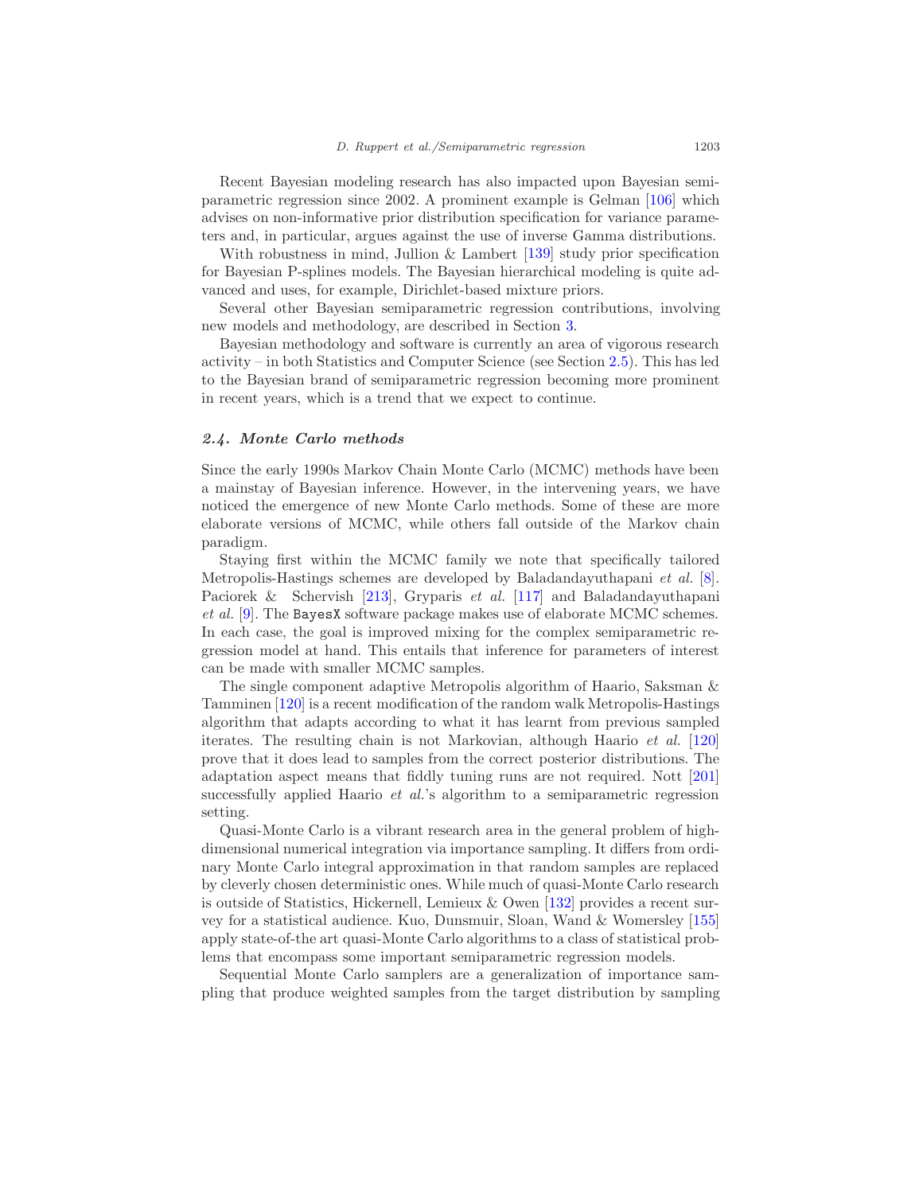Recent Bayesian modeling research has also impacted upon Bayesian semiparametric regression since 2002. A prominent example is Gelman [106] which advises on non-informative prior distribution specification for variance parameters and, in particular, argues against the use of inverse Gamma distributions.

With robustness in mind, Jullion & Lambert [139] study prior specification for Bayesian P-splines models. The Bayesian hierarchical modeling is quite advanced and uses, for example, Dirichlet-based mixture priors.

Several other Bayesian semiparametric regression contributions, involving new models and methodology, are described in Section 3.

Bayesian methodology and software is currently an area of vigorous research activity – in both Statistics and Computer Science (see Section 2.5). This has led to the Bayesian brand of semiparametric regression becoming more prominent in recent years, which is a trend that we expect to continue.

### *2.4. Monte Carlo methods*

Since the early 1990s Markov Chain Monte Carlo (MCMC) methods have been a mainstay of Bayesian inference. However, in the intervening years, we have noticed the emergence of new Monte Carlo methods. Some of these are more elaborate versions of MCMC, while others fall outside of the Markov chain paradigm.

Staying first within the MCMC family we note that specifically tailored Metropolis-Hastings schemes are developed by Baladandayuthapani *et al.* [8]. Paciorek & Schervish [213], Gryparis *et al.* [117] and Baladandayuthapani *et al.* [9]. The `BayesX` software package makes use of elaborate MCMC schemes. In each case, the goal is improved mixing for the complex semiparametric regression model at hand. This entails that inference for parameters of interest can be made with smaller MCMC samples.

The single component adaptive Metropolis algorithm of Haario, Saksman & Tamminen [120] is a recent modification of the random walk Metropolis-Hastings algorithm that adapts according to what it has learnt from previous sampled iterates. The resulting chain is not Markovian, although Haario *et al.* [120] prove that it does lead to samples from the correct posterior distributions. The adaptation aspect means that fiddly tuning runs are not required. Nott [201] successfully applied Haario *et al.*'s algorithm to a semiparametric regression setting.

Quasi-Monte Carlo is a vibrant research area in the general problem of high-dimensional numerical integration via importance sampling. It differs from ordinary Monte Carlo integral approximation in that random samples are replaced by cleverly chosen deterministic ones. While much of quasi-Monte Carlo research is outside of Statistics, Hickernell, Lemieux & Owen [132] provides a recent survey for a statistical audience. Kuo, Dunsmuir, Sloan, Wand & Womersley [155] apply state-of-the art quasi-Monte Carlo algorithms to a class of statistical problems that encompass some important semiparametric regression models.

Sequential Monte Carlo samplers are a generalization of importance sampling that produce weighted samples from the target distribution by sampling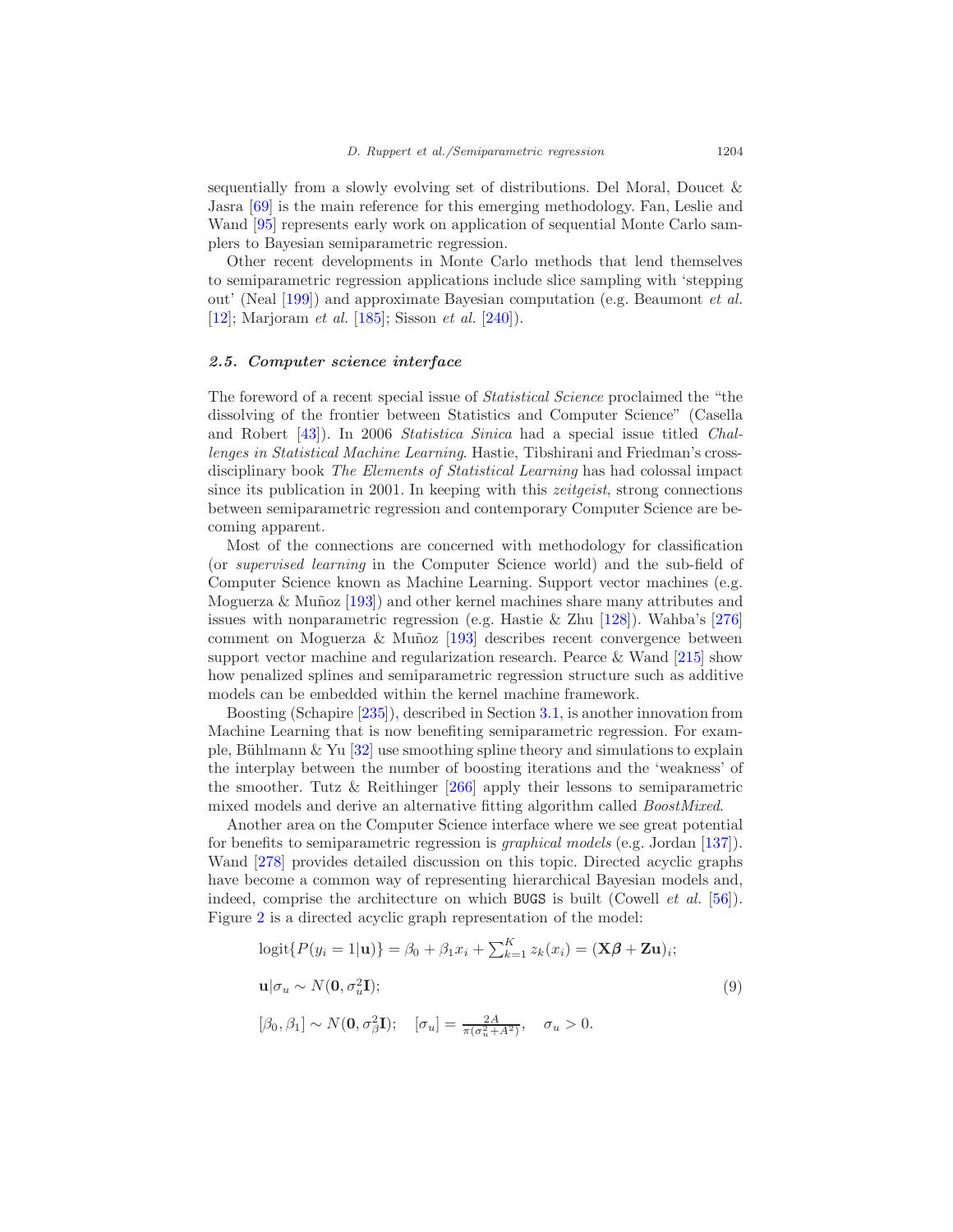sequentially from a slowly evolving set of distributions. Del Moral, Doucet & Jasra [69] is the main reference for this emerging methodology. Fan, Leslie and Wand [95] represents early work on application of sequential Monte Carlo samplers to Bayesian semiparametric regression.

Other recent developments in Monte Carlo methods that lend themselves to semiparametric regression applications include slice sampling with 'stepping out' (Neal [199]) and approximate Bayesian computation (e.g. Beaumont *et al.* [12]; Marjoram *et al.* [185]; Sisson *et al.* [240]).

### *2.5. Computer science interface*

The foreword of a recent special issue of *Statistical Science* proclaimed the "the dissolving of the frontier between Statistics and Computer Science" (Casella and Robert [43]). In 2006 *Statistica Sinica* had a special issue titled *Challenges in Statistical Machine Learning*. Hastie, Tibshirani and Friedman's cross-disciplinary book *The Elements of Statistical Learning* has had colossal impact since its publication in 2001. In keeping with this *zeitgeist*, strong connections between semiparametric regression and contemporary Computer Science are becoming apparent.

Most of the connections are concerned with methodology for classification (or *supervised learning* in the Computer Science world) and the sub-field of Computer Science known as Machine Learning. Support vector machines (e.g. Moguerza & Muñoz [193]) and other kernel machines share many attributes and issues with nonparametric regression (e.g. Hastie & Zhu [128]). Wahba's [276] comment on Moguerza & Muñoz [193] describes recent convergence between support vector machine and regularization research. Pearce & Wand [215] show how penalized splines and semiparametric regression structure such as additive models can be embedded within the kernel machine framework.

Boosting (Schapire [235]), described in Section 3.1, is another innovation from Machine Learning that is now benefiting semiparametric regression. For example, Bühlmann & Yu [32] use smoothing spline theory and simulations to explain the interplay between the number of boosting iterations and the 'weakness' of the smoother. Tutz & Reithinger [266] apply their lessons to semiparametric mixed models and derive an alternative fitting algorithm called *BoostMixed*.

Another area on the Computer Science interface where we see great potential for benefits to semiparametric regression is *graphical models* (e.g. Jordan [137]). Wand [278] provides detailed discussion on this topic. Directed acyclic graphs have become a common way of representing hierarchical Bayesian models and, indeed, comprise the architecture on which `BUGS` is built (Cowell *et al.* [56]). Figure 2 is a directed acyclic graph representation of the model:

$$
\begin{aligned}
&\text{logit}\{P(y_i = 1|\mathbf{u})\} = \beta_0 + \beta_1 x_i + \textstyle\sum_{k=1}^{K} z_k(x_i) = (\mathbf{X}\boldsymbol{\beta} + \mathbf{Z}\mathbf{u})_i;\\
&\mathbf{u}|\sigma_u \sim N(\mathbf{0}, \sigma_u^2 \mathbf{I}); \qquad\qquad\qquad\qquad\qquad\qquad\qquad\qquad (9)\\
&[\beta_0, \beta_1] \sim N(\mathbf{0}, \sigma_\beta^2 \mathbf{I}); \quad [\sigma_u] = \tfrac{2A}{\pi(\sigma_u^2 + A^2)}, \quad \sigma_u > 0.
\end{aligned}
$$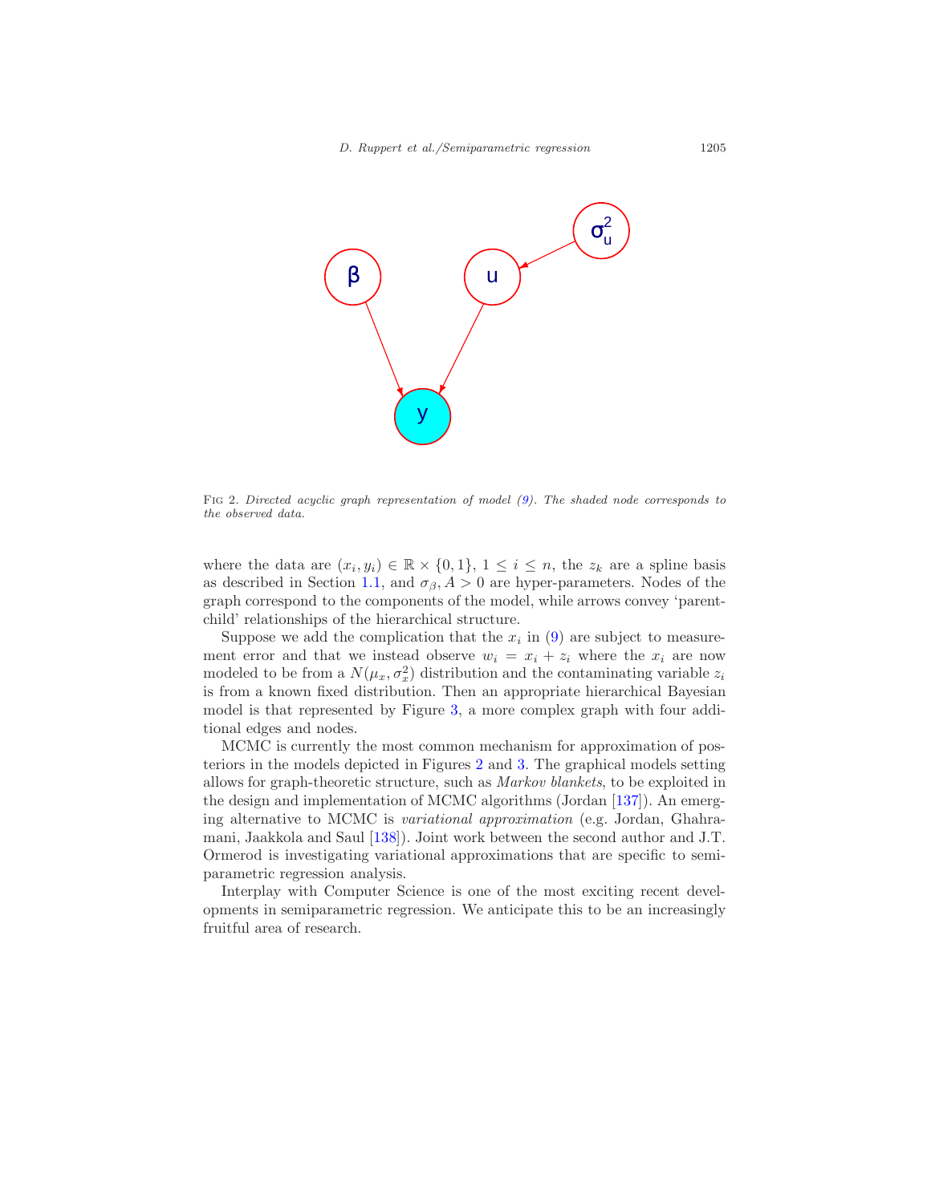FIG 2. *Directed acyclic graph representation of model (9). The shaded node corresponds to the observed data.*

where the data are $(x_i, y_i) \in \mathbb{R} \times \{0, 1\}$, $1 \le i \le n$, the $z_k$ are a spline basis as described in Section 1.1, and $\sigma_\beta, A > 0$ are hyper-parameters. Nodes of the graph correspond to the components of the model, while arrows convey 'parent-child' relationships of the hierarchical structure.

Suppose we add the complication that the $x_i$ in (9) are subject to measurement error and that we instead observe $w_i = x_i + z_i$ where the $x_i$ are now modeled to be from a $N(\mu_x, \sigma_x^2)$ distribution and the contaminating variable $z_i$ is from a known fixed distribution. Then an appropriate hierarchical Bayesian model is that represented by Figure 3, a more complex graph with four additional edges and nodes.

MCMC is currently the most common mechanism for approximation of posteriors in the models depicted in Figures 2 and 3. The graphical models setting allows for graph-theoretic structure, such as *Markov blankets*, to be exploited in the design and implementation of MCMC algorithms (Jordan [137]). An emerging alternative to MCMC is *variational approximation* (e.g. Jordan, Ghahramani, Jaakkola and Saul [138]). Joint work between the second author and J.T. Ormerod is investigating variational approximations that are specific to semiparametric regression analysis.

Interplay with Computer Science is one of the most exciting recent developments in semiparametric regression. We anticipate this to be an increasingly fruitful area of research.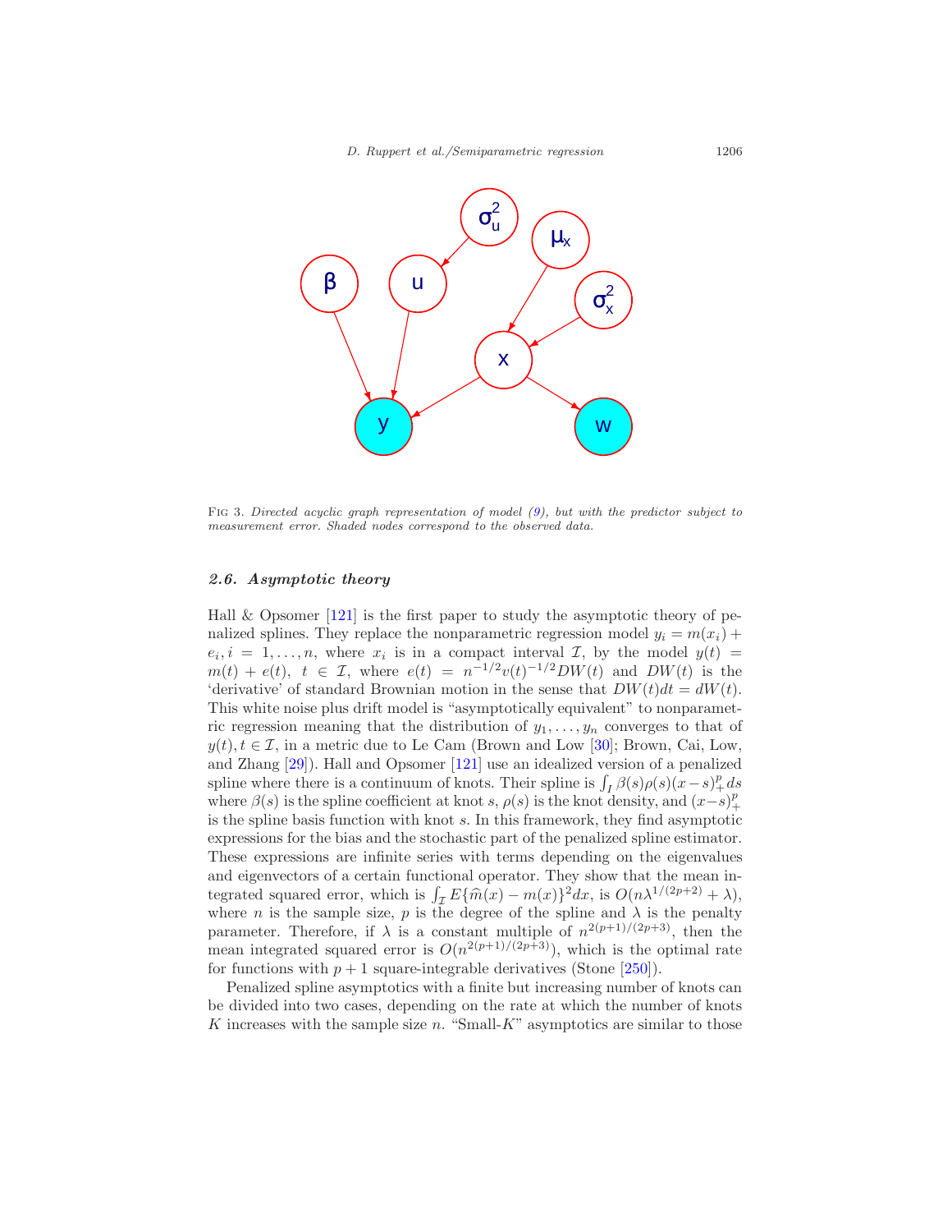Fig 3. *Directed acyclic graph representation of model (9), but with the predictor subject to measurement error. Shaded nodes correspond to the observed data.*

### *2.6. Asymptotic theory*

Hall & Opsomer [121] is the first paper to study the asymptotic theory of penalized splines. They replace the nonparametric regression model $y_i = m(x_i) + e_i, i = 1, \ldots, n$, where $x_i$ is in a compact interval $\mathcal{I}$, by the model $y(t) = m(t) + e(t),\ t \in \mathcal{I}$, where $e(t) = n^{-1/2}v(t)^{-1/2}DW(t)$ and $DW(t)$ is the 'derivative' of standard Brownian motion in the sense that $DW(t)dt = dW(t)$. This white noise plus drift model is "asymptotically equivalent" to nonparametric regression meaning that the distribution of $y_1, \ldots, y_n$ converges to that of $y(t), t \in \mathcal{I}$, in a metric due to Le Cam (Brown and Low [30]; Brown, Cai, Low, and Zhang [29]). Hall and Opsomer [121] use an idealized version of a penalized spline where there is a continuum of knots. Their spline is $\int_I \beta(s)\rho(s)(x-s)_+^p ds$ where $\beta(s)$ is the spline coefficient at knot $s$, $\rho(s)$ is the knot density, and $(x-s)_+^p$ is the spline basis function with knot $s$. In this framework, they find asymptotic expressions for the bias and the stochastic part of the penalized spline estimator. These expressions are infinite series with terms depending on the eigenvalues and eigenvectors of a certain functional operator. They show that the mean integrated squared error, which is $\int_{\mathcal{I}} E\{\widehat{m}(x) - m(x)\}^2 dx$, is $O(n\lambda^{1/(2p+2)} + \lambda)$, where $n$ is the sample size, $p$ is the degree of the spline and $\lambda$ is the penalty parameter. Therefore, if $\lambda$ is a constant multiple of $n^{2(p+1)/(2p+3)}$, then the mean integrated squared error is $O(n^{2(p+1)/(2p+3)})$, which is the optimal rate for functions with $p+1$ square-integrable derivatives (Stone [250]).

Penalized spline asymptotics with a finite but increasing number of knots can be divided into two cases, depending on the rate at which the number of knots $K$ increases with the sample size $n$. "Small-$K$" asymptotics are similar to those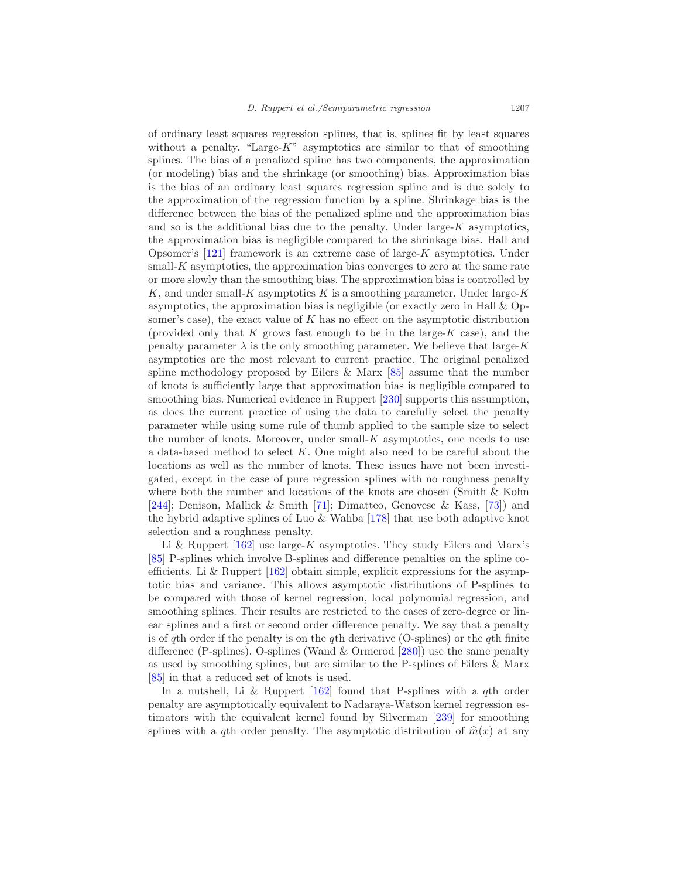of ordinary least squares regression splines, that is, splines fit by least squares without a penalty. "Large-$K$" asymptotics are similar to that of smoothing splines. The bias of a penalized spline has two components, the approximation (or modeling) bias and the shrinkage (or smoothing) bias. Approximation bias is the bias of an ordinary least squares regression spline and is due solely to the approximation of the regression function by a spline. Shrinkage bias is the difference between the bias of the penalized spline and the approximation bias and so is the additional bias due to the penalty. Under large-$K$ asymptotics, the approximation bias is negligible compared to the shrinkage bias. Hall and Opsomer's [121] framework is an extreme case of large-$K$ asymptotics. Under small-$K$ asymptotics, the approximation bias converges to zero at the same rate or more slowly than the smoothing bias. The approximation bias is controlled by $K$, and under small-$K$ asymptotics $K$ is a smoothing parameter. Under large-$K$ asymptotics, the approximation bias is negligible (or exactly zero in Hall & Opsomer's case), the exact value of $K$ has no effect on the asymptotic distribution (provided only that $K$ grows fast enough to be in the large-$K$ case), and the penalty parameter $\lambda$ is the only smoothing parameter. We believe that large-$K$ asymptotics are the most relevant to current practice. The original penalized spline methodology proposed by Eilers & Marx [85] assume that the number of knots is sufficiently large that approximation bias is negligible compared to smoothing bias. Numerical evidence in Ruppert [230] supports this assumption, as does the current practice of using the data to carefully select the penalty parameter while using some rule of thumb applied to the sample size to select the number of knots. Moreover, under small-$K$ asymptotics, one needs to use a data-based method to select $K$. One might also need to be careful about the locations as well as the number of knots. These issues have not been investigated, except in the case of pure regression splines with no roughness penalty where both the number and locations of the knots are chosen (Smith & Kohn [244]; Denison, Mallick & Smith [71]; Dimatteo, Genovese & Kass, [73]) and the hybrid adaptive splines of Luo & Wahba [178] that use both adaptive knot selection and a roughness penalty.

Li & Ruppert [162] use large-$K$ asymptotics. They study Eilers and Marx's [85] P-splines which involve B-splines and difference penalties on the spline coefficients. Li & Ruppert [162] obtain simple, explicit expressions for the asymptotic bias and variance. This allows asymptotic distributions of P-splines to be compared with those of kernel regression, local polynomial regression, and smoothing splines. Their results are restricted to the cases of zero-degree or linear splines and a first or second order difference penalty. We say that a penalty is of $q$th order if the penalty is on the $q$th derivative (O-splines) or the $q$th finite difference (P-splines). O-splines (Wand & Ormerod [280]) use the same penalty as used by smoothing splines, but are similar to the P-splines of Eilers & Marx [85] in that a reduced set of knots is used.

In a nutshell, Li & Ruppert [162] found that P-splines with a $q$th order penalty are asymptotically equivalent to Nadaraya-Watson kernel regression estimators with the equivalent kernel found by Silverman [239] for smoothing splines with a $q$th order penalty. The asymptotic distribution of $\widehat{m}(x)$ at any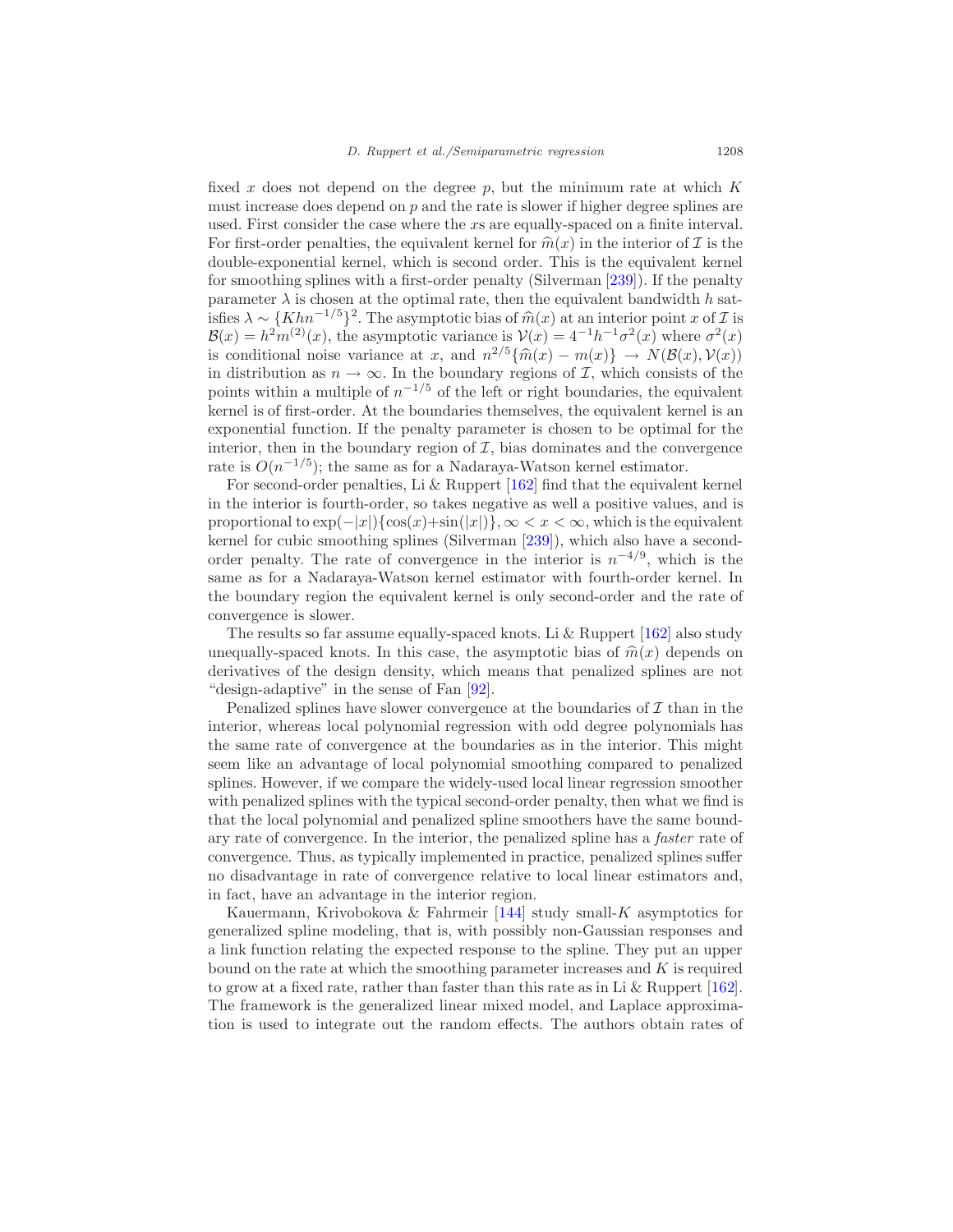fixed $x$ does not depend on the degree $p$, but the minimum rate at which $K$ must increase does depend on $p$ and the rate is slower if higher degree splines are used. First consider the case where the $x$s are equally-spaced on a finite interval. For first-order penalties, the equivalent kernel for $\widehat{m}(x)$ in the interior of $\mathcal{I}$ is the double-exponential kernel, which is second order. This is the equivalent kernel for smoothing splines with a first-order penalty (Silverman [239]). If the penalty parameter $\lambda$ is chosen at the optimal rate, then the equivalent bandwidth $h$ satisfies $\lambda \sim \{Khn^{-1/5}\}^2$. The asymptotic bias of $\widehat{m}(x)$ at an interior point $x$ of $\mathcal{I}$ is $\mathcal{B}(x) = h^2 m^{(2)}(x)$, the asymptotic variance is $\mathcal{V}(x) = 4^{-1}h^{-1}\sigma^2(x)$ where $\sigma^2(x)$ is conditional noise variance at $x$, and $n^{2/5}\{\widehat{m}(x) - m(x)\} \rightarrow N(\mathcal{B}(x), \mathcal{V}(x))$ in distribution as $n \rightarrow \infty$. In the boundary regions of $\mathcal{I}$, which consists of the points within a multiple of $n^{-1/5}$ of the left or right boundaries, the equivalent kernel is of first-order. At the boundaries themselves, the equivalent kernel is an exponential function. If the penalty parameter is chosen to be optimal for the interior, then in the boundary region of $\mathcal{I}$, bias dominates and the convergence rate is $O(n^{-1/5})$; the same as for a Nadaraya-Watson kernel estimator.

For second-order penalties, Li & Ruppert [162] find that the equivalent kernel in the interior is fourth-order, so takes negative as well a positive values, and is proportional to $\exp(-|x|)\{\cos(x)+\sin(|x|)\}, \infty < x < \infty$, which is the equivalent kernel for cubic smoothing splines (Silverman [239]), which also have a second-order penalty. The rate of convergence in the interior is $n^{-4/9}$, which is the same as for a Nadaraya-Watson kernel estimator with fourth-order kernel. In the boundary region the equivalent kernel is only second-order and the rate of convergence is slower.

The results so far assume equally-spaced knots. Li & Ruppert [162] also study unequally-spaced knots. In this case, the asymptotic bias of $\widehat{m}(x)$ depends on derivatives of the design density, which means that penalized splines are not "design-adaptive" in the sense of Fan [92].

Penalized splines have slower convergence at the boundaries of $\mathcal{I}$ than in the interior, whereas local polynomial regression with odd degree polynomials has the same rate of convergence at the boundaries as in the interior. This might seem like an advantage of local polynomial smoothing compared to penalized splines. However, if we compare the widely-used local linear regression smoother with penalized splines with the typical second-order penalty, then what we find is that the local polynomial and penalized spline smoothers have the same boundary rate of convergence. In the interior, the penalized spline has a *faster* rate of convergence. Thus, as typically implemented in practice, penalized splines suffer no disadvantage in rate of convergence relative to local linear estimators and, in fact, have an advantage in the interior region.

Kauermann, Krivobokova & Fahrmeir [144] study small-$K$ asymptotics for generalized spline modeling, that is, with possibly non-Gaussian responses and a link function relating the expected response to the spline. They put an upper bound on the rate at which the smoothing parameter increases and $K$ is required to grow at a fixed rate, rather than faster than this rate as in Li & Ruppert [162]. The framework is the generalized linear mixed model, and Laplace approximation is used to integrate out the random effects. The authors obtain rates of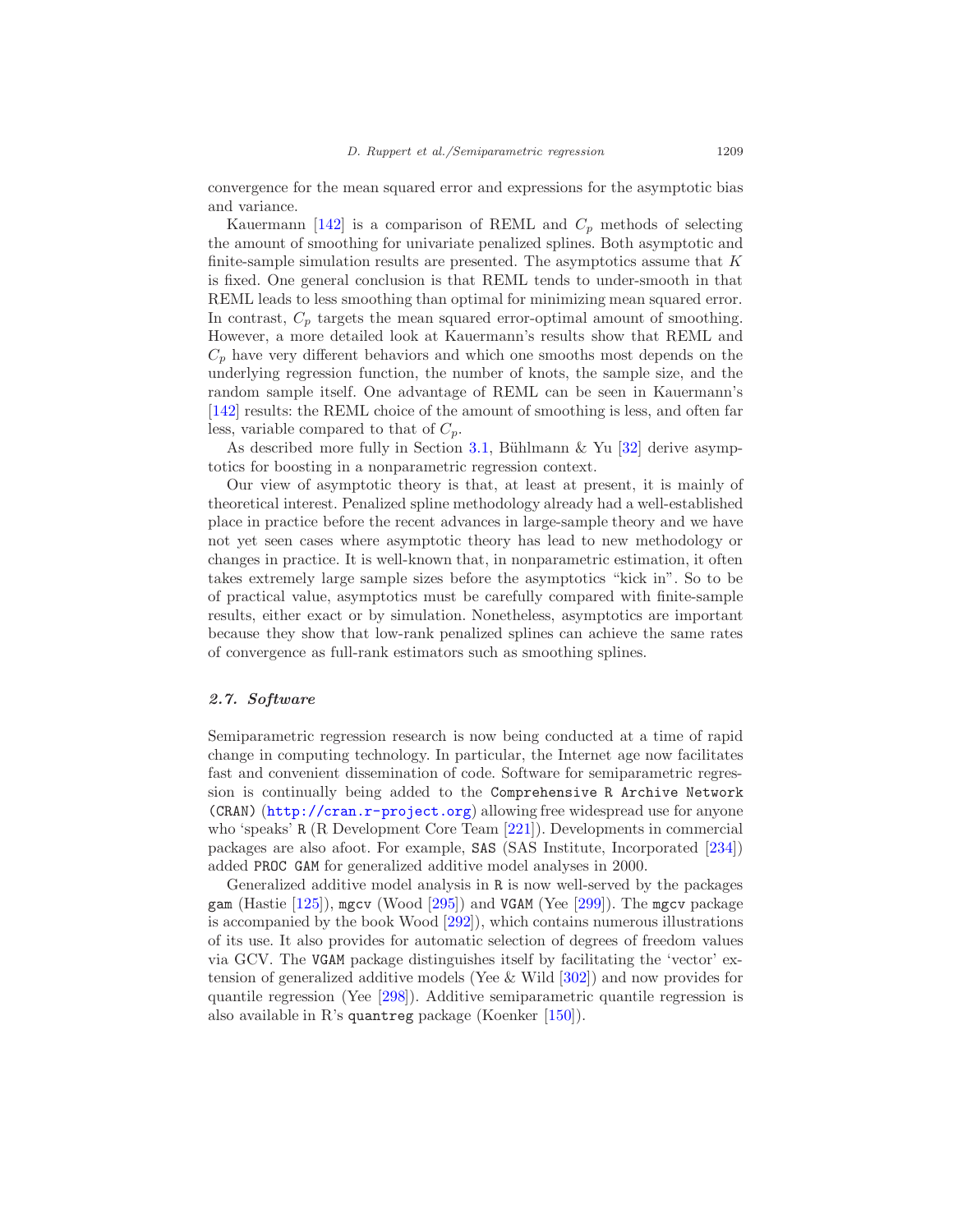convergence for the mean squared error and expressions for the asymptotic bias and variance.

Kauermann [142] is a comparison of REML and $C_p$ methods of selecting the amount of smoothing for univariate penalized splines. Both asymptotic and finite-sample simulation results are presented. The asymptotics assume that $K$ is fixed. One general conclusion is that REML tends to under-smooth in that REML leads to less smoothing than optimal for minimizing mean squared error. In contrast, $C_p$ targets the mean squared error-optimal amount of smoothing. However, a more detailed look at Kauermann's results show that REML and $C_p$ have very different behaviors and which one smooths most depends on the underlying regression function, the number of knots, the sample size, and the random sample itself. One advantage of REML can be seen in Kauermann's [142] results: the REML choice of the amount of smoothing is less, and often far less, variable compared to that of $C_p$.

As described more fully in Section 3.1, Bühlmann & Yu [32] derive asymptotics for boosting in a nonparametric regression context.

Our view of asymptotic theory is that, at least at present, it is mainly of theoretical interest. Penalized spline methodology already had a well-established place in practice before the recent advances in large-sample theory and we have not yet seen cases where asymptotic theory has lead to new methodology or changes in practice. It is well-known that, in nonparametric estimation, it often takes extremely large sample sizes before the asymptotics "kick in". So to be of practical value, asymptotics must be carefully compared with finite-sample results, either exact or by simulation. Nonetheless, asymptotics are important because they show that low-rank penalized splines can achieve the same rates of convergence as full-rank estimators such as smoothing splines.

### *2.7. Software*

Semiparametric regression research is now being conducted at a time of rapid change in computing technology. In particular, the Internet age now facilitates fast and convenient dissemination of code. Software for semiparametric regression is continually being added to the `Comprehensive R Archive Network` (`CRAN`) (http://cran.r-project.org) allowing free widespread use for anyone who 'speaks' `R` (R Development Core Team [221]). Developments in commercial packages are also afoot. For example, `SAS` (SAS Institute, Incorporated [234]) added `PROC GAM` for generalized additive model analyses in 2000.

Generalized additive model analysis in `R` is now well-served by the packages `gam` (Hastie [125]), `mgcv` (Wood [295]) and `VGAM` (Yee [299]). The `mgcv` package is accompanied by the book Wood [292]), which contains numerous illustrations of its use. It also provides for automatic selection of degrees of freedom values via GCV. The `VGAM` package distinguishes itself by facilitating the 'vector' extension of generalized additive models (Yee & Wild [302]) and now provides for quantile regression (Yee [298]). Additive semiparametric quantile regression is also available in R's `quantreg` package (Koenker [150]).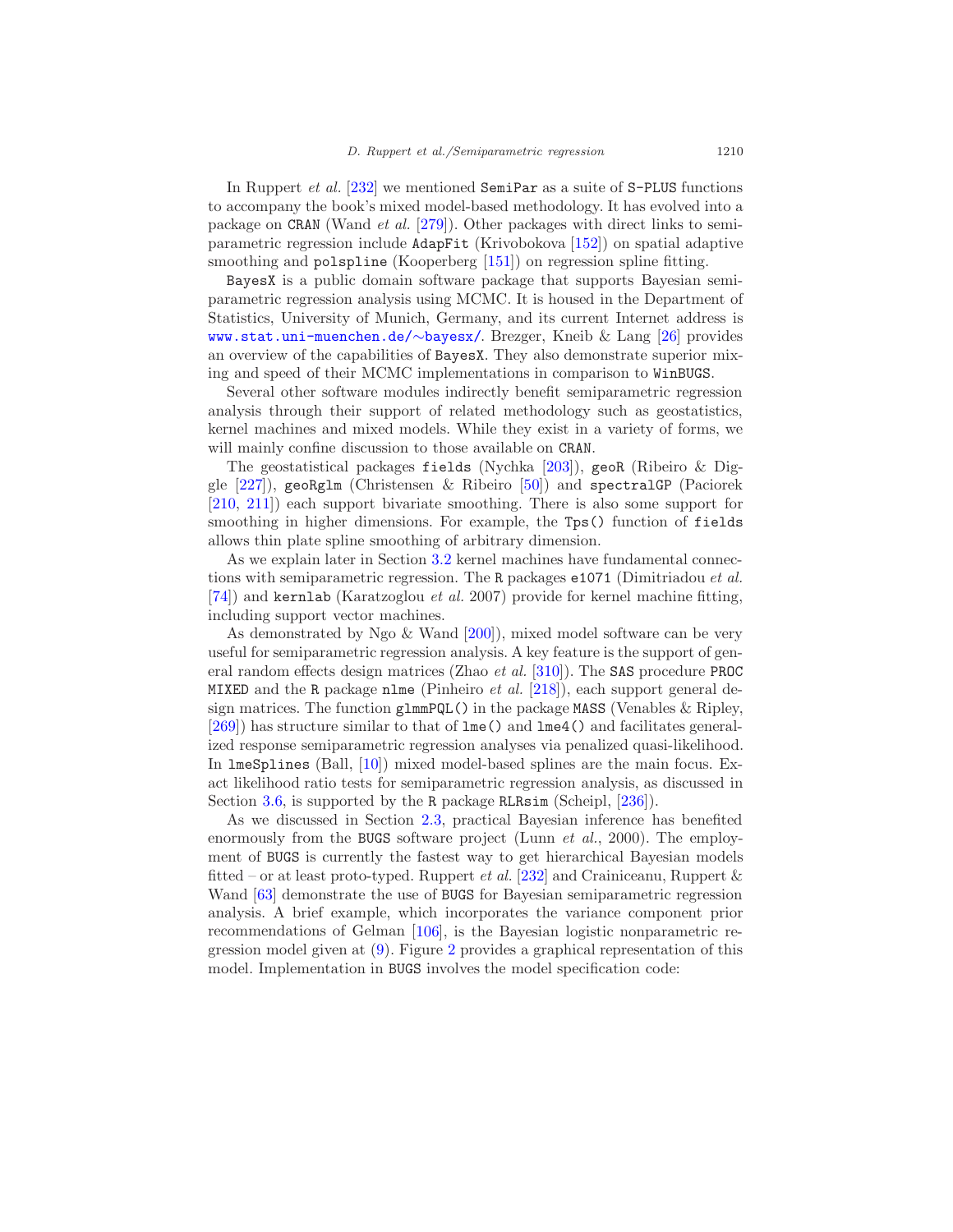In Ruppert *et al.* [232] we mentioned `SemiPar` as a suite of `S-PLUS` functions to accompany the book's mixed model-based methodology. It has evolved into a package on `CRAN` (Wand *et al.* [279]). Other packages with direct links to semiparametric regression include `AdapFit` (Krivobokova [152]) on spatial adaptive smoothing and `polspline` (Kooperberg [151]) on regression spline fitting.

`BayesX` is a public domain software package that supports Bayesian semiparametric regression analysis using MCMC. It is housed in the Department of Statistics, University of Munich, Germany, and its current Internet address is www.stat.uni-muenchen.de/∼bayesx/. Brezger, Kneib & Lang [26] provides an overview of the capabilities of `BayesX`. They also demonstrate superior mixing and speed of their MCMC implementations in comparison to `WinBUGS`.

Several other software modules indirectly benefit semiparametric regression analysis through their support of related methodology such as geostatistics, kernel machines and mixed models. While they exist in a variety of forms, we will mainly confine discussion to those available on `CRAN`.

The geostatistical packages `fields` (Nychka [203]), `geoR` (Ribeiro & Diggle [227]), `geoRglm` (Christensen & Ribeiro [50]) and `spectralGP` (Paciorek [210, 211]) each support bivariate smoothing. There is also some support for smoothing in higher dimensions. For example, the `Tps()` function of `fields` allows thin plate spline smoothing of arbitrary dimension.

As we explain later in Section 3.2 kernel machines have fundamental connections with semiparametric regression. The `R` packages `e1071` (Dimitriadou *et al.* [74]) and `kernlab` (Karatzoglou *et al.* 2007) provide for kernel machine fitting, including support vector machines.

As demonstrated by Ngo & Wand [200]), mixed model software can be very useful for semiparametric regression analysis. A key feature is the support of general random effects design matrices (Zhao *et al.* [310]). The `SAS` procedure `PROC MIXED` and the `R` package `nlme` (Pinheiro *et al.* [218]), each support general design matrices. The function `glmmPQL()` in the package `MASS` (Venables & Ripley, [269]) has structure similar to that of `lme()` and `lme4()` and facilitates generalized response semiparametric regression analyses via penalized quasi-likelihood. In `lmeSplines` (Ball, [10]) mixed model-based splines are the main focus. Exact likelihood ratio tests for semiparametric regression analysis, as discussed in Section 3.6, is supported by the `R` package `RLRsim` (Scheipl, [236]).

As we discussed in Section 2.3, practical Bayesian inference has benefited enormously from the `BUGS` software project (Lunn *et al.*, 2000). The employment of `BUGS` is currently the fastest way to get hierarchical Bayesian models fitted – or at least proto-typed. Ruppert *et al.* [232] and Crainiceanu, Ruppert & Wand [63] demonstrate the use of `BUGS` for Bayesian semiparametric regression analysis. A brief example, which incorporates the variance component prior recommendations of Gelman [106], is the Bayesian logistic nonparametric regression model given at (9). Figure 2 provides a graphical representation of this model. Implementation in `BUGS` involves the model specification code: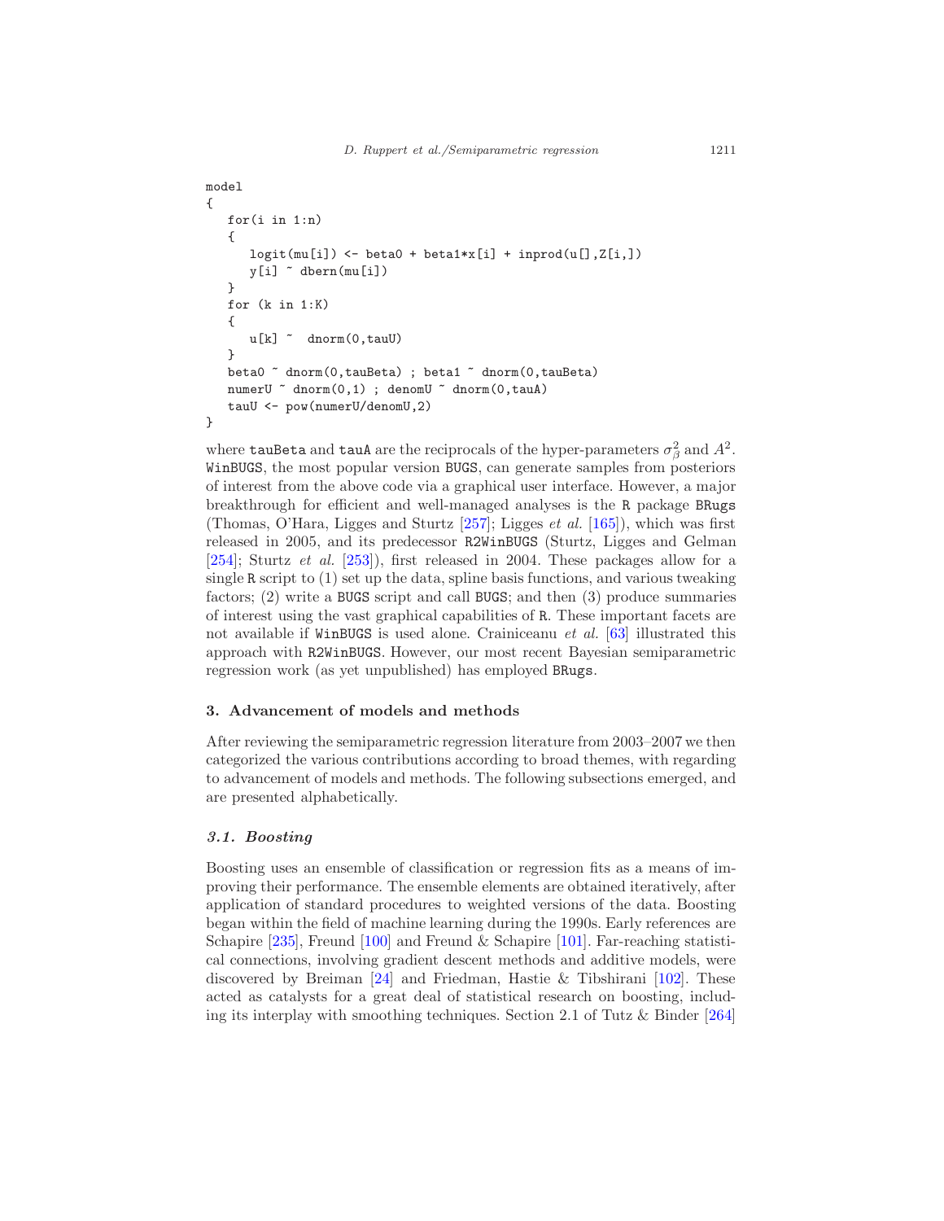```
model
{
   for(i in 1:n)
   {
      logit(mu[i]) <- beta0 + beta1*x[i] + inprod(u[],Z[i,])
      y[i] ~ dbern(mu[i])
   }
   for (k in 1:K)
   {
      u[k] ~  dnorm(0,tauU)
   }
   beta0 ~ dnorm(0,tauBeta) ; beta1 ~ dnorm(0,tauBeta)
   numerU ~ dnorm(0,1) ; denomU ~ dnorm(0,tauA)
   tauU <- pow(numerU/denomU,2)
}
```

where `tauBeta` and `tauA` are the reciprocals of the hyper-parameters $\sigma_\beta^2$ and $A^2$. `WinBUGS`, the most popular version `BUGS`, can generate samples from posteriors of interest from the above code via a graphical user interface. However, a major breakthrough for efficient and well-managed analyses is the `R` package `BRugs` (Thomas, O'Hara, Ligges and Sturtz [257]; Ligges *et al.* [165]), which was first released in 2005, and its predecessor `R2WinBUGS` (Sturtz, Ligges and Gelman [254]; Sturtz *et al.* [253]), first released in 2004. These packages allow for a single `R` script to (1) set up the data, spline basis functions, and various tweaking factors; (2) write a `BUGS` script and call `BUGS`; and then (3) produce summaries of interest using the vast graphical capabilities of `R`. These important facets are not available if `WinBUGS` is used alone. Crainiceanu *et al.* [63] illustrated this approach with `R2WinBUGS`. However, our most recent Bayesian semiparametric regression work (as yet unpublished) has employed `BRugs`.

## 3. Advancement of models and methods

After reviewing the semiparametric regression literature from 2003–2007 we then categorized the various contributions according to broad themes, with regarding to advancement of models and methods. The following subsections emerged, and are presented alphabetically.

### 3.1. Boosting

Boosting uses an ensemble of classification or regression fits as a means of improving their performance. The ensemble elements are obtained iteratively, after application of standard procedures to weighted versions of the data. Boosting began within the field of machine learning during the 1990s. Early references are Schapire [235], Freund [100] and Freund & Schapire [101]. Far-reaching statistical connections, involving gradient descent methods and additive models, were discovered by Breiman [24] and Friedman, Hastie & Tibshirani [102]. These acted as catalysts for a great deal of statistical research on boosting, including its interplay with smoothing techniques. Section 2.1 of Tutz & Binder [264]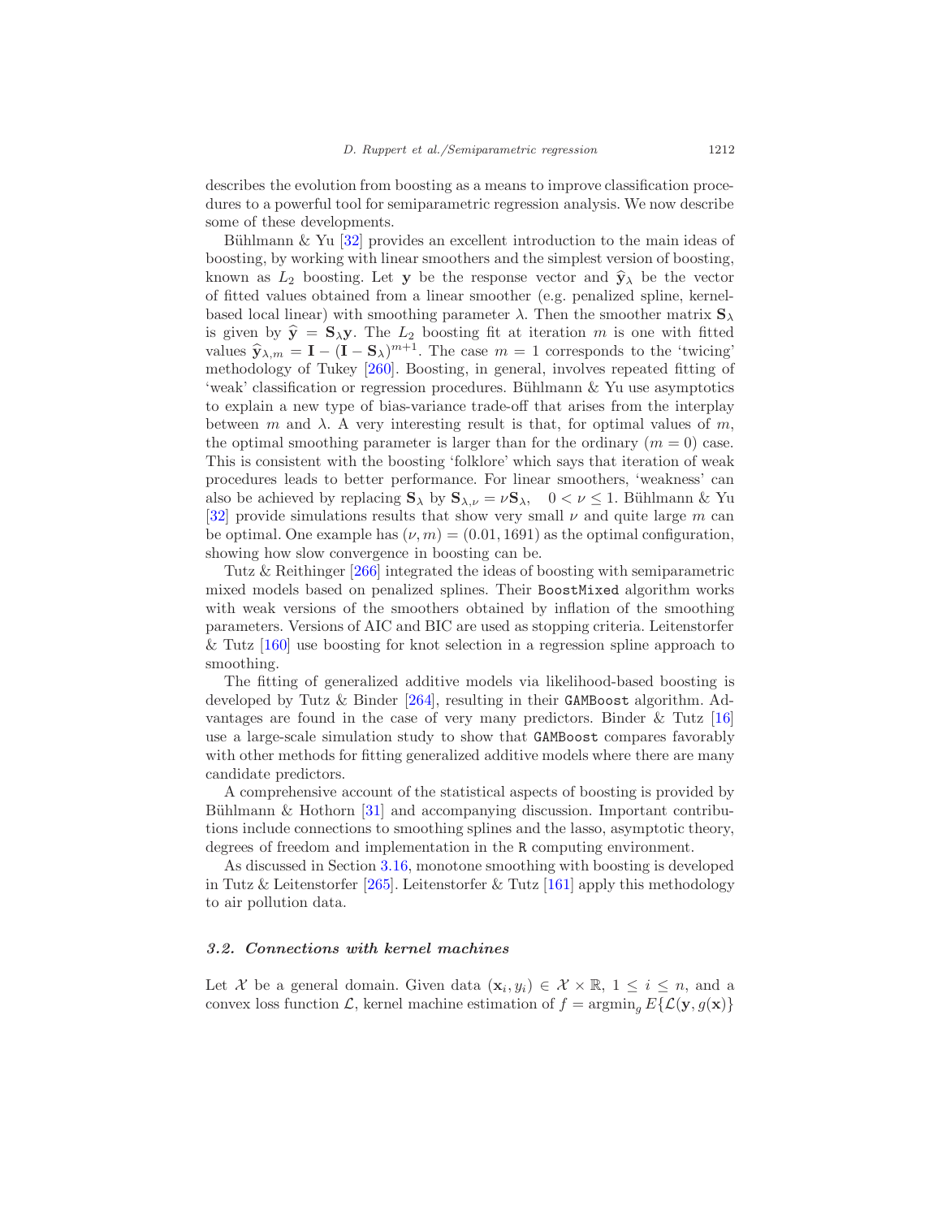describes the evolution from boosting as a means to improve classification procedures to a powerful tool for semiparametric regression analysis. We now describe some of these developments.

Bühlmann & Yu [32] provides an excellent introduction to the main ideas of boosting, by working with linear smoothers and the simplest version of boosting, known as $L_2$ boosting. Let $\mathbf{y}$ be the response vector and $\widehat{\mathbf{y}}_\lambda$ be the vector of fitted values obtained from a linear smoother (e.g. penalized spline, kernel-based local linear) with smoothing parameter $\lambda$. Then the smoother matrix $\mathbf{S}_\lambda$ is given by $\widehat{\mathbf{y}} = \mathbf{S}_\lambda \mathbf{y}$. The $L_2$ boosting fit at iteration $m$ is one with fitted values $\widehat{\mathbf{y}}_{\lambda,m} = \mathbf{I} - (\mathbf{I} - \mathbf{S}_\lambda)^{m+1}$. The case $m = 1$ corresponds to the 'twicing' methodology of Tukey [260]. Boosting, in general, involves repeated fitting of 'weak' classification or regression procedures. Bühlmann & Yu use asymptotics to explain a new type of bias-variance trade-off that arises from the interplay between $m$ and $\lambda$. A very interesting result is that, for optimal values of $m$, the optimal smoothing parameter is larger than for the ordinary ($m = 0$) case. This is consistent with the boosting 'folklore' which says that iteration of weak procedures leads to better performance. For linear smoothers, 'weakness' can also be achieved by replacing $\mathbf{S}_\lambda$ by $\mathbf{S}_{\lambda,\nu} = \nu \mathbf{S}_\lambda$, $\quad 0 < \nu \leq 1$. Bühlmann & Yu [32] provide simulations results that show very small $\nu$ and quite large $m$ can be optimal. One example has $(\nu, m) = (0.01, 1691)$ as the optimal configuration, showing how slow convergence in boosting can be.

Tutz & Reithinger [266] integrated the ideas of boosting with semiparametric mixed models based on penalized splines. Their `BoostMixed` algorithm works with weak versions of the smoothers obtained by inflation of the smoothing parameters. Versions of AIC and BIC are used as stopping criteria. Leitenstorfer & Tutz [160] use boosting for knot selection in a regression spline approach to smoothing.

The fitting of generalized additive models via likelihood-based boosting is developed by Tutz & Binder [264], resulting in their `GAMBoost` algorithm. Advantages are found in the case of very many predictors. Binder & Tutz [16] use a large-scale simulation study to show that `GAMBoost` compares favorably with other methods for fitting generalized additive models where there are many candidate predictors.

A comprehensive account of the statistical aspects of boosting is provided by Bühlmann & Hothorn [31] and accompanying discussion. Important contributions include connections to smoothing splines and the lasso, asymptotic theory, degrees of freedom and implementation in the `R` computing environment.

As discussed in Section 3.16, monotone smoothing with boosting is developed in Tutz & Leitenstorfer [265]. Leitenstorfer & Tutz [161] apply this methodology to air pollution data.

### *3.2. Connections with kernel machines*

Let $\mathcal{X}$ be a general domain. Given data $(\mathbf{x}_i, y_i) \in \mathcal{X} \times \mathbb{R}$, $1 \leq i \leq n$, and a convex loss function $\mathcal{L}$, kernel machine estimation of $f = \operatorname{argmin}_g E\{\mathcal{L}(\mathbf{y}, g(\mathbf{x})\}$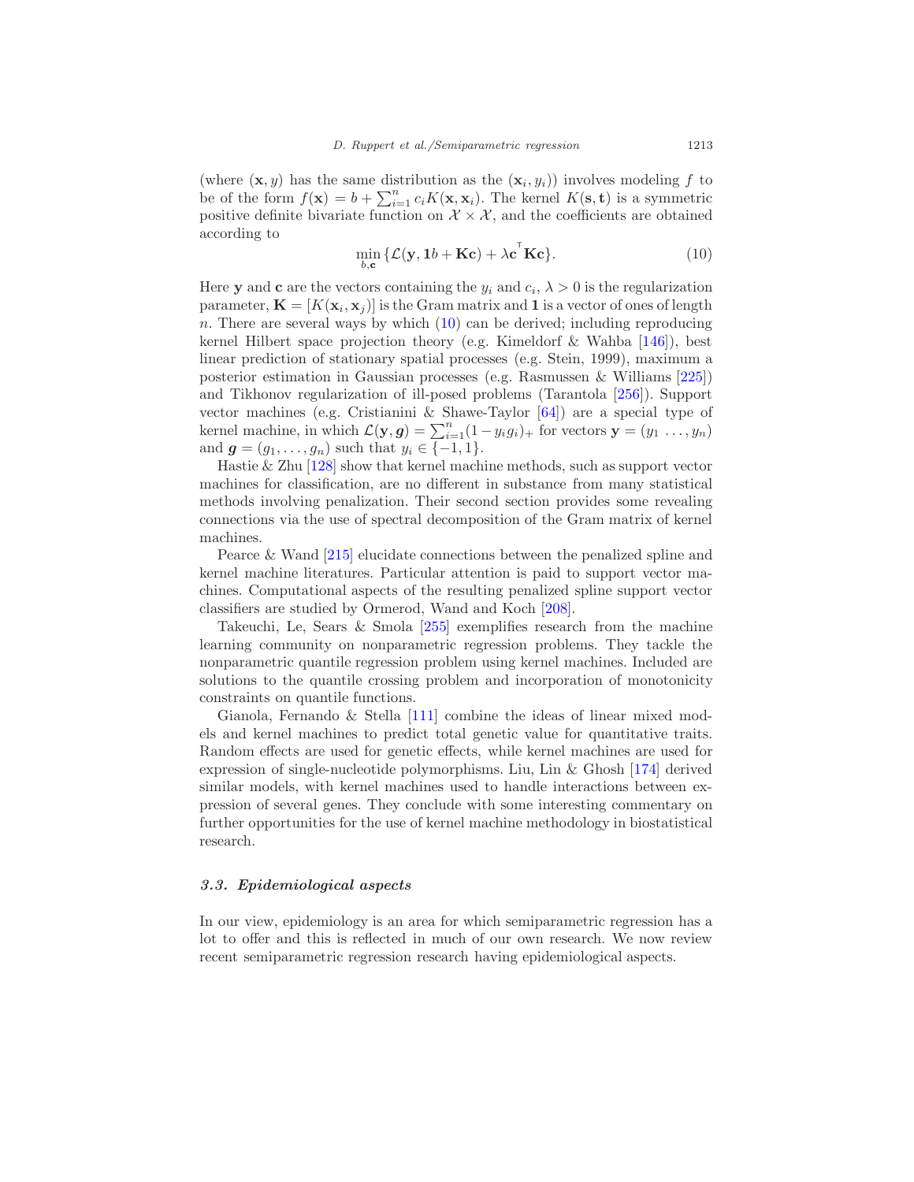(where $(\mathbf{x}, y)$ has the same distribution as the $(\mathbf{x}_i, y_i)$) involves modeling $f$ to be of the form $f(\mathbf{x}) = b + \sum_{i=1}^{n} c_i K(\mathbf{x}, \mathbf{x}_i)$. The kernel $K(\mathbf{s}, \mathbf{t})$ is a symmetric positive definite bivariate function on $\mathcal{X} \times \mathcal{X}$, and the coefficients are obtained according to

$$\min_{b,\mathbf{c}} \{\mathcal{L}(\mathbf{y}, \mathbf{1}b + \mathbf{K}\mathbf{c}) + \lambda \mathbf{c}^{\mathsf{T}} \mathbf{K}\mathbf{c}\}. \tag{10}$$

Here $\mathbf{y}$ and $\mathbf{c}$ are the vectors containing the $y_i$ and $c_i$, $\lambda > 0$ is the regularization parameter, $\mathbf{K} = [K(\mathbf{x}_i, \mathbf{x}_j)]$ is the Gram matrix and $\mathbf{1}$ is a vector of ones of length $n$. There are several ways by which (10) can be derived; including reproducing kernel Hilbert space projection theory (e.g. Kimeldorf & Wahba [146]), best linear prediction of stationary spatial processes (e.g. Stein, 1999), maximum a posterior estimation in Gaussian processes (e.g. Rasmussen & Williams [225]) and Tikhonov regularization of ill-posed problems (Tarantola [256]). Support vector machines (e.g. Cristianini & Shawe-Taylor [64]) are a special type of kernel machine, in which $\mathcal{L}(\mathbf{y}, \boldsymbol{g}) = \sum_{i=1}^{n}(1 - y_i g_i)_+$ for vectors $\mathbf{y} = (y_1 \, \ldots, y_n)$ and $\boldsymbol{g} = (g_1, \ldots, g_n)$ such that $y_i \in \{-1, 1\}$.

Hastie & Zhu [128] show that kernel machine methods, such as support vector machines for classification, are no different in substance from many statistical methods involving penalization. Their second section provides some revealing connections via the use of spectral decomposition of the Gram matrix of kernel machines.

Pearce & Wand [215] elucidate connections between the penalized spline and kernel machine literatures. Particular attention is paid to support vector machines. Computational aspects of the resulting penalized spline support vector classifiers are studied by Ormerod, Wand and Koch [208].

Takeuchi, Le, Sears & Smola [255] exemplifies research from the machine learning community on nonparametric regression problems. They tackle the nonparametric quantile regression problem using kernel machines. Included are solutions to the quantile crossing problem and incorporation of monotonicity constraints on quantile functions.

Gianola, Fernando & Stella [111] combine the ideas of linear mixed models and kernel machines to predict total genetic value for quantitative traits. Random effects are used for genetic effects, while kernel machines are used for expression of single-nucleotide polymorphisms. Liu, Lin & Ghosh [174] derived similar models, with kernel machines used to handle interactions between expression of several genes. They conclude with some interesting commentary on further opportunities for the use of kernel machine methodology in biostatistical research.

### *3.3. Epidemiological aspects*

In our view, epidemiology is an area for which semiparametric regression has a lot to offer and this is reflected in much of our own research. We now review recent semiparametric regression research having epidemiological aspects.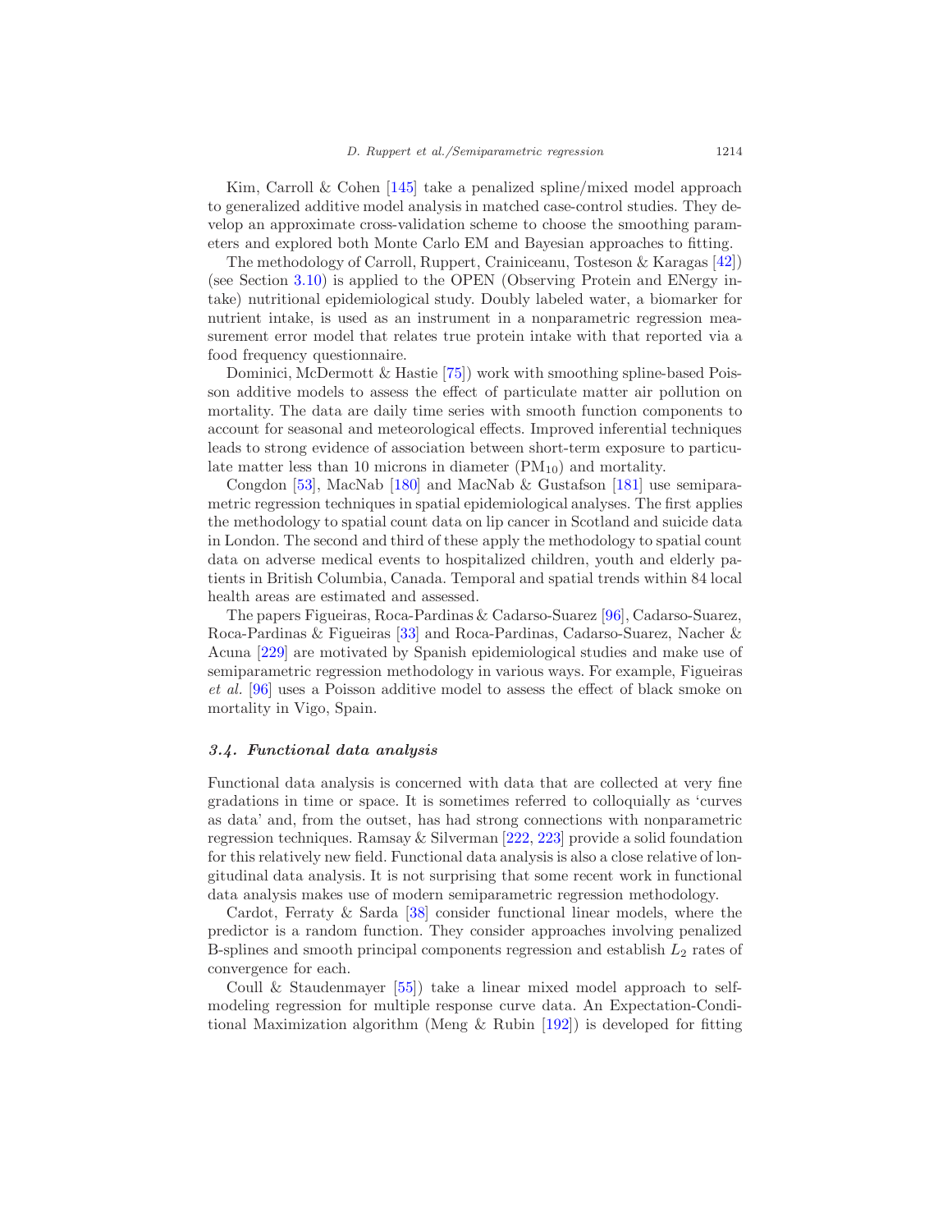Kim, Carroll & Cohen [145] take a penalized spline/mixed model approach to generalized additive model analysis in matched case-control studies. They develop an approximate cross-validation scheme to choose the smoothing parameters and explored both Monte Carlo EM and Bayesian approaches to fitting.

The methodology of Carroll, Ruppert, Crainiceanu, Tosteson & Karagas [42]) (see Section 3.10) is applied to the OPEN (Observing Protein and ENergy intake) nutritional epidemiological study. Doubly labeled water, a biomarker for nutrient intake, is used as an instrument in a nonparametric regression measurement error model that relates true protein intake with that reported via a food frequency questionnaire.

Dominici, McDermott & Hastie [75]) work with smoothing spline-based Poisson additive models to assess the effect of particulate matter air pollution on mortality. The data are daily time series with smooth function components to account for seasonal and meteorological effects. Improved inferential techniques leads to strong evidence of association between short-term exposure to particulate matter less than 10 microns in diameter ($PM_{10}$) and mortality.

Congdon [53], MacNab [180] and MacNab & Gustafson [181] use semiparametric regression techniques in spatial epidemiological analyses. The first applies the methodology to spatial count data on lip cancer in Scotland and suicide data in London. The second and third of these apply the methodology to spatial count data on adverse medical events to hospitalized children, youth and elderly patients in British Columbia, Canada. Temporal and spatial trends within 84 local health areas are estimated and assessed.

The papers Figueiras, Roca-Pardinas & Cadarso-Suarez [96], Cadarso-Suarez, Roca-Pardinas & Figueiras [33] and Roca-Pardinas, Cadarso-Suarez, Nacher & Acuna [229] are motivated by Spanish epidemiological studies and make use of semiparametric regression methodology in various ways. For example, Figueiras *et al.* [96] uses a Poisson additive model to assess the effect of black smoke on mortality in Vigo, Spain.

### 3.4. Functional data analysis

Functional data analysis is concerned with data that are collected at very fine gradations in time or space. It is sometimes referred to colloquially as 'curves as data' and, from the outset, has had strong connections with nonparametric regression techniques. Ramsay & Silverman [222, 223] provide a solid foundation for this relatively new field. Functional data analysis is also a close relative of longitudinal data analysis. It is not surprising that some recent work in functional data analysis makes use of modern semiparametric regression methodology.

Cardot, Ferraty & Sarda [38] consider functional linear models, where the predictor is a random function. They consider approaches involving penalized B-splines and smooth principal components regression and establish $L_2$ rates of convergence for each.

Coull & Staudenmayer [55]) take a linear mixed model approach to self-modeling regression for multiple response curve data. An Expectation-Conditional Maximization algorithm (Meng & Rubin [192]) is developed for fitting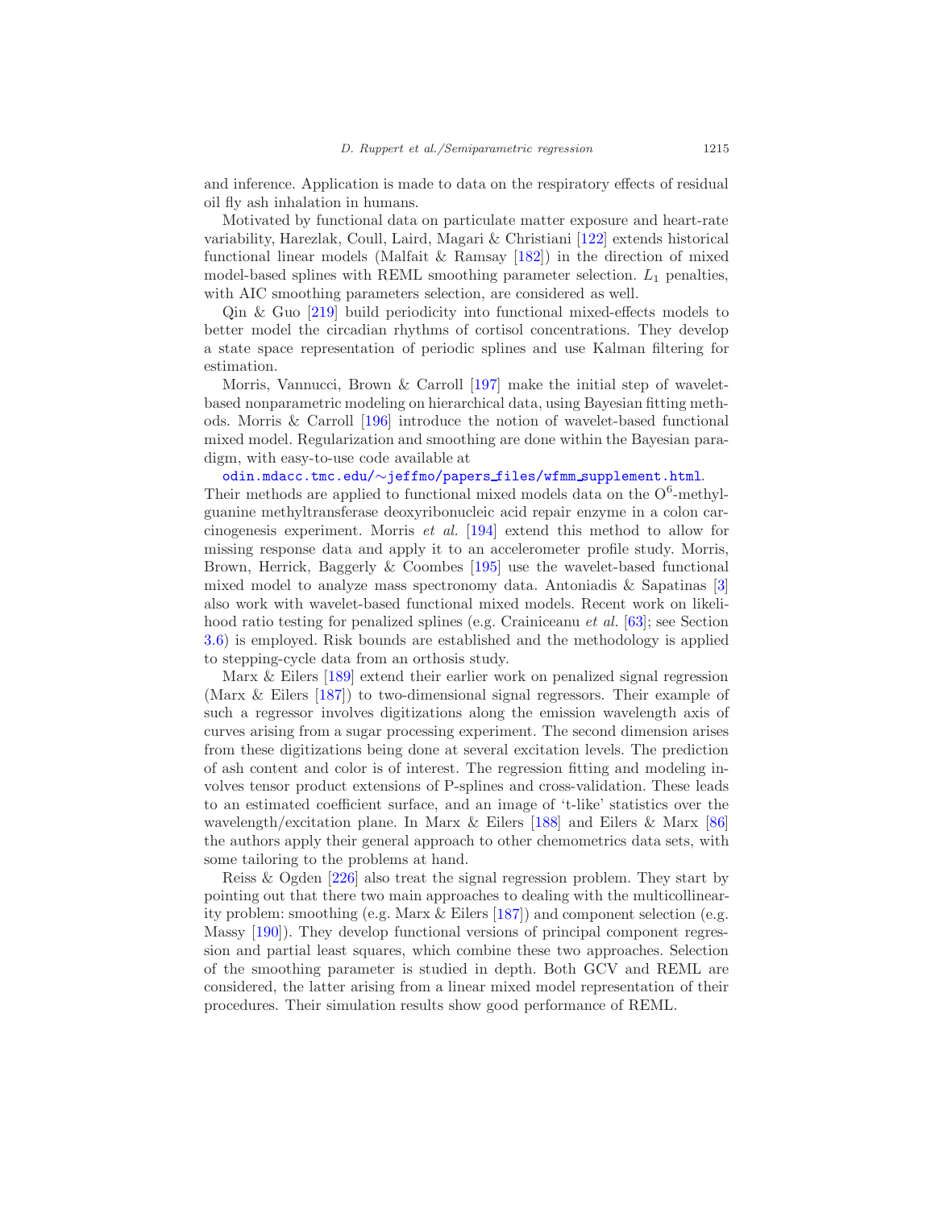and inference. Application is made to data on the respiratory effects of residual oil fly ash inhalation in humans.

Motivated by functional data on particulate matter exposure and heart-rate variability, Harezlak, Coull, Laird, Magari & Christiani [122] extends historical functional linear models (Malfait & Ramsay [182]) in the direction of mixed model-based splines with REML smoothing parameter selection. $L_1$ penalties, with AIC smoothing parameters selection, are considered as well.

Qin & Guo [219] build periodicity into functional mixed-effects models to better model the circadian rhythms of cortisol concentrations. They develop a state space representation of periodic splines and use Kalman filtering for estimation.

Morris, Vannucci, Brown & Carroll [197] make the initial step of wavelet-based nonparametric modeling on hierarchical data, using Bayesian fitting methods. Morris & Carroll [196] introduce the notion of wavelet-based functional mixed model. Regularization and smoothing are done within the Bayesian paradigm, with easy-to-use code available at

`odin.mdacc.tmc.edu/~jeffmo/papers_files/wfmm_supplement.html`.

Their methods are applied to functional mixed models data on the $O^6$-methylguanine methyltransferase deoxyribonucleic acid repair enzyme in a colon carcinogenesis experiment. Morris *et al.* [194] extend this method to allow for missing response data and apply it to an accelerometer profile study. Morris, Brown, Herrick, Baggerly & Coombes [195] use the wavelet-based functional mixed model to analyze mass spectronomy data. Antoniadis & Sapatinas [3] also work with wavelet-based functional mixed models. Recent work on likelihood ratio testing for penalized splines (e.g. Crainiceanu *et al.* [63]; see Section 3.6) is employed. Risk bounds are established and the methodology is applied to stepping-cycle data from an orthosis study.

Marx & Eilers [189] extend their earlier work on penalized signal regression (Marx & Eilers [187]) to two-dimensional signal regressors. Their example of such a regressor involves digitizations along the emission wavelength axis of curves arising from a sugar processing experiment. The second dimension arises from these digitizations being done at several excitation levels. The prediction of ash content and color is of interest. The regression fitting and modeling involves tensor product extensions of P-splines and cross-validation. These leads to an estimated coefficient surface, and an image of 't-like' statistics over the wavelength/excitation plane. In Marx & Eilers [188] and Eilers & Marx [86] the authors apply their general approach to other chemometrics data sets, with some tailoring to the problems at hand.

Reiss & Ogden [226] also treat the signal regression problem. They start by pointing out that there two main approaches to dealing with the multicollinearity problem: smoothing (e.g. Marx & Eilers [187]) and component selection (e.g. Massy [190]). They develop functional versions of principal component regression and partial least squares, which combine these two approaches. Selection of the smoothing parameter is studied in depth. Both GCV and REML are considered, the latter arising from a linear mixed model representation of their procedures. Their simulation results show good performance of REML.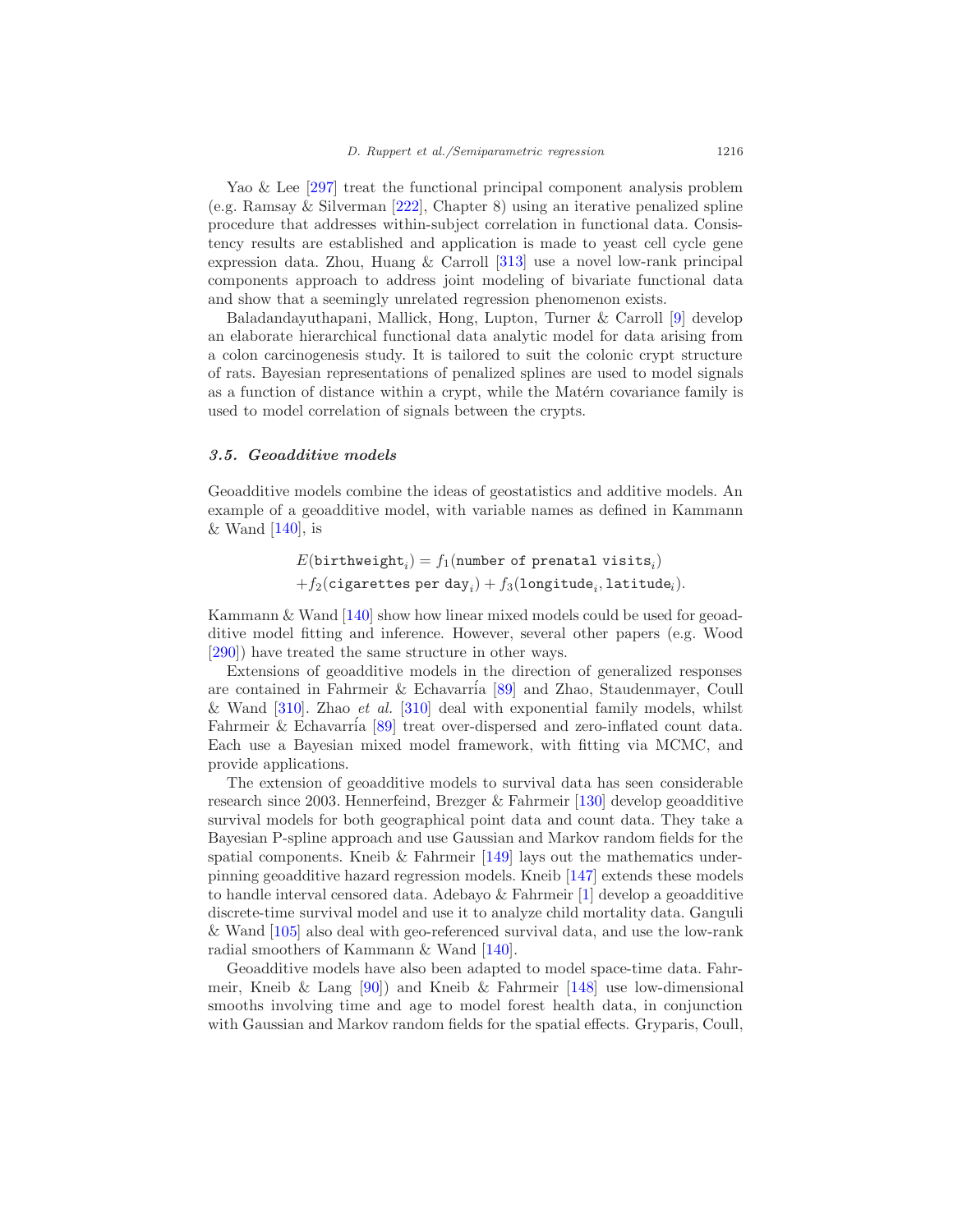Yao & Lee [297] treat the functional principal component analysis problem (e.g. Ramsay & Silverman [222], Chapter 8) using an iterative penalized spline procedure that addresses within-subject correlation in functional data. Consistency results are established and application is made to yeast cell cycle gene expression data. Zhou, Huang & Carroll [313] use a novel low-rank principal components approach to address joint modeling of bivariate functional data and show that a seemingly unrelated regression phenomenon exists.

Baladandayuthapani, Mallick, Hong, Lupton, Turner & Carroll [9] develop an elaborate hierarchical functional data analytic model for data arising from a colon carcinogenesis study. It is tailored to suit the colonic crypt structure of rats. Bayesian representations of penalized splines are used to model signals as a function of distance within a crypt, while the Matérn covariance family is used to model correlation of signals between the crypts.

### *3.5. Geoadditive models*

Geoadditive models combine the ideas of geostatistics and additive models. An example of a geoadditive model, with variable names as defined in Kammann & Wand [140], is

$$
\begin{aligned}
&E(\texttt{birthweight}_i) = f_1(\texttt{number of prenatal visits}_i) \\
&+ f_2(\texttt{cigarettes per day}_i) + f_3(\texttt{longitude}_i, \texttt{latitude}_i).
\end{aligned}
$$

Kammann & Wand [140] show how linear mixed models could be used for geoadditive model fitting and inference. However, several other papers (e.g. Wood [290]) have treated the same structure in other ways.

Extensions of geoadditive models in the direction of generalized responses are contained in Fahrmeir & Echavarría [89] and Zhao, Staudenmayer, Coull & Wand [310]. Zhao *et al.* [310] deal with exponential family models, whilst Fahrmeir & Echavarría [89] treat over-dispersed and zero-inflated count data. Each use a Bayesian mixed model framework, with fitting via MCMC, and provide applications.

The extension of geoadditive models to survival data has seen considerable research since 2003. Hennerfeind, Brezger & Fahrmeir [130] develop geoadditive survival models for both geographical point data and count data. They take a Bayesian P-spline approach and use Gaussian and Markov random fields for the spatial components. Kneib & Fahrmeir [149] lays out the mathematics underpinning geoadditive hazard regression models. Kneib [147] extends these models to handle interval censored data. Adebayo & Fahrmeir [1] develop a geoadditive discrete-time survival model and use it to analyze child mortality data. Ganguli & Wand [105] also deal with geo-referenced survival data, and use the low-rank radial smoothers of Kammann & Wand [140].

Geoadditive models have also been adapted to model space-time data. Fahrmeir, Kneib & Lang [90]) and Kneib & Fahrmeir [148] use low-dimensional smooths involving time and age to model forest health data, in conjunction with Gaussian and Markov random fields for the spatial effects. Gryparis, Coull,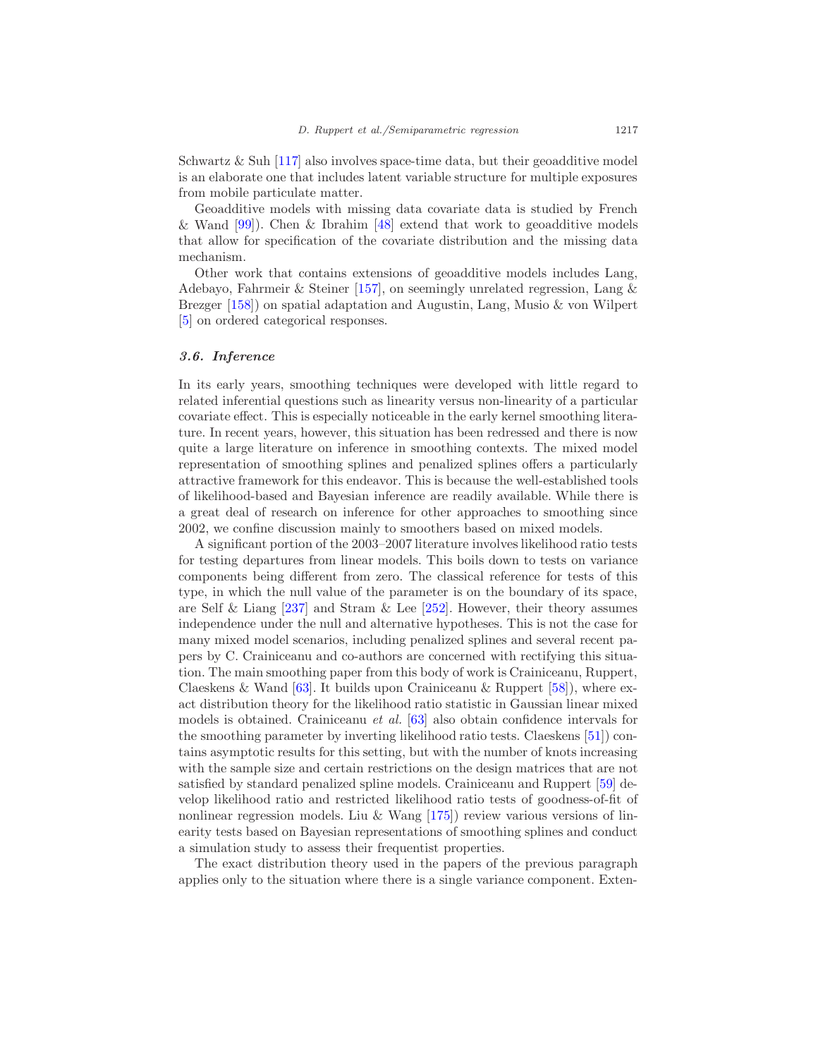Schwartz & Suh [117] also involves space-time data, but their geoadditive model is an elaborate one that includes latent variable structure for multiple exposures from mobile particulate matter.

Geoadditive models with missing data covariate data is studied by French & Wand [99]). Chen & Ibrahim [48] extend that work to geoadditive models that allow for specification of the covariate distribution and the missing data mechanism.

Other work that contains extensions of geoadditive models includes Lang, Adebayo, Fahrmeir & Steiner [157], on seemingly unrelated regression, Lang & Brezger [158]) on spatial adaptation and Augustin, Lang, Musio & von Wilpert [5] on ordered categorical responses.

### *3.6. Inference*

In its early years, smoothing techniques were developed with little regard to related inferential questions such as linearity versus non-linearity of a particular covariate effect. This is especially noticeable in the early kernel smoothing literature. In recent years, however, this situation has been redressed and there is now quite a large literature on inference in smoothing contexts. The mixed model representation of smoothing splines and penalized splines offers a particularly attractive framework for this endeavor. This is because the well-established tools of likelihood-based and Bayesian inference are readily available. While there is a great deal of research on inference for other approaches to smoothing since 2002, we confine discussion mainly to smoothers based on mixed models.

A significant portion of the 2003–2007 literature involves likelihood ratio tests for testing departures from linear models. This boils down to tests on variance components being different from zero. The classical reference for tests of this type, in which the null value of the parameter is on the boundary of its space, are Self & Liang [237] and Stram & Lee [252]. However, their theory assumes independence under the null and alternative hypotheses. This is not the case for many mixed model scenarios, including penalized splines and several recent papers by C. Crainiceanu and co-authors are concerned with rectifying this situation. The main smoothing paper from this body of work is Crainiceanu, Ruppert, Claeskens & Wand [63]. It builds upon Crainiceanu & Ruppert [58]), where exact distribution theory for the likelihood ratio statistic in Gaussian linear mixed models is obtained. Crainiceanu *et al.* [63] also obtain confidence intervals for the smoothing parameter by inverting likelihood ratio tests. Claeskens [51]) contains asymptotic results for this setting, but with the number of knots increasing with the sample size and certain restrictions on the design matrices that are not satisfied by standard penalized spline models. Crainiceanu and Ruppert [59] develop likelihood ratio and restricted likelihood ratio tests of goodness-of-fit of nonlinear regression models. Liu & Wang [175]) review various versions of linearity tests based on Bayesian representations of smoothing splines and conduct a simulation study to assess their frequentist properties.

The exact distribution theory used in the papers of the previous paragraph applies only to the situation where there is a single variance component. Exten-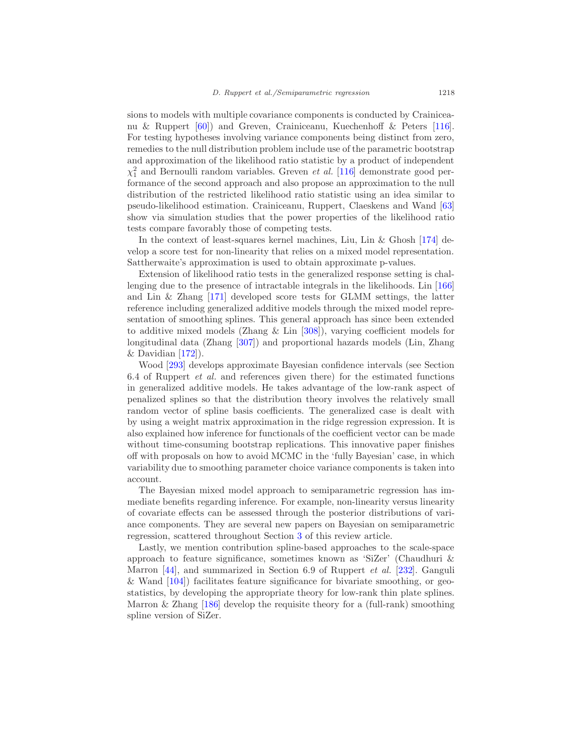sions to models with multiple covariance components is conducted by Crainiceanu & Ruppert [60]) and Greven, Crainiceanu, Kuechenhoff & Peters [116]. For testing hypotheses involving variance components being distinct from zero, remedies to the null distribution problem include use of the parametric bootstrap and approximation of the likelihood ratio statistic by a product of independent $\chi_1^2$ and Bernoulli random variables. Greven *et al.* [116] demonstrate good performance of the second approach and also propose an approximation to the null distribution of the restricted likelihood ratio statistic using an idea similar to pseudo-likelihood estimation. Crainiceanu, Ruppert, Claeskens and Wand [63] show via simulation studies that the power properties of the likelihood ratio tests compare favorably those of competing tests.

In the context of least-squares kernel machines, Liu, Lin & Ghosh [174] develop a score test for non-linearity that relies on a mixed model representation. Sattherwaite's approximation is used to obtain approximate p-values.

Extension of likelihood ratio tests in the generalized response setting is challenging due to the presence of intractable integrals in the likelihoods. Lin [166] and Lin & Zhang [171] developed score tests for GLMM settings, the latter reference including generalized additive models through the mixed model representation of smoothing splines. This general approach has since been extended to additive mixed models (Zhang & Lin [308]), varying coefficient models for longitudinal data (Zhang [307]) and proportional hazards models (Lin, Zhang & Davidian [172]).

Wood [293] develops approximate Bayesian confidence intervals (see Section 6.4 of Ruppert *et al.* and references given there) for the estimated functions in generalized additive models. He takes advantage of the low-rank aspect of penalized splines so that the distribution theory involves the relatively small random vector of spline basis coefficients. The generalized case is dealt with by using a weight matrix approximation in the ridge regression expression. It is also explained how inference for functionals of the coefficient vector can be made without time-consuming bootstrap replications. This innovative paper finishes off with proposals on how to avoid MCMC in the 'fully Bayesian' case, in which variability due to smoothing parameter choice variance components is taken into account.

The Bayesian mixed model approach to semiparametric regression has immediate benefits regarding inference. For example, non-linearity versus linearity of covariate effects can be assessed through the posterior distributions of variance components. They are several new papers on Bayesian on semiparametric regression, scattered throughout Section 3 of this review article.

Lastly, we mention contribution spline-based approaches to the scale-space approach to feature significance, sometimes known as 'SiZer' (Chaudhuri & Marron [44], and summarized in Section 6.9 of Ruppert *et al.* [232]. Ganguli & Wand [104]) facilitates feature significance for bivariate smoothing, or geostatistics, by developing the appropriate theory for low-rank thin plate splines. Marron & Zhang [186] develop the requisite theory for a (full-rank) smoothing spline version of SiZer.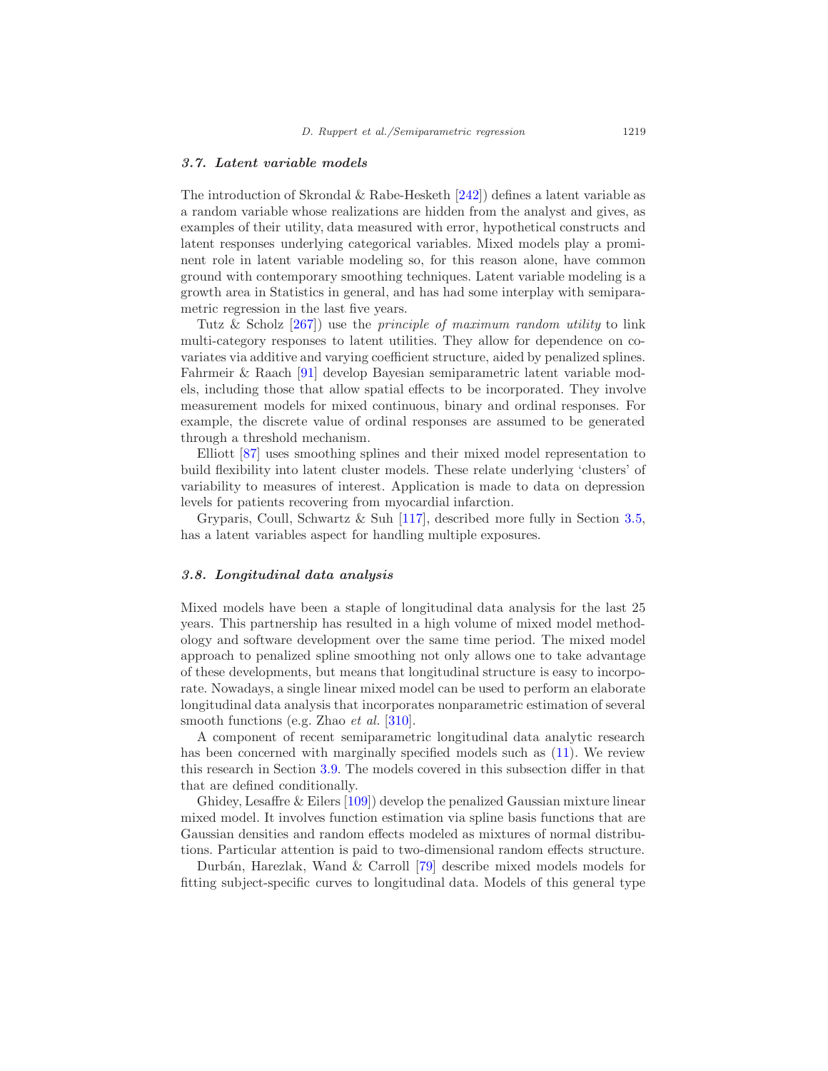### 3.7. Latent variable models

The introduction of Skrondal & Rabe-Hesketh [242]) defines a latent variable as a random variable whose realizations are hidden from the analyst and gives, as examples of their utility, data measured with error, hypothetical constructs and latent responses underlying categorical variables. Mixed models play a prominent role in latent variable modeling so, for this reason alone, have common ground with contemporary smoothing techniques. Latent variable modeling is a growth area in Statistics in general, and has had some interplay with semiparametric regression in the last five years.

Tutz & Scholz [267]) use the *principle of maximum random utility* to link multi-category responses to latent utilities. They allow for dependence on covariates via additive and varying coefficient structure, aided by penalized splines. Fahrmeir & Raach [91] develop Bayesian semiparametric latent variable models, including those that allow spatial effects to be incorporated. They involve measurement models for mixed continuous, binary and ordinal responses. For example, the discrete value of ordinal responses are assumed to be generated through a threshold mechanism.

Elliott [87] uses smoothing splines and their mixed model representation to build flexibility into latent cluster models. These relate underlying 'clusters' of variability to measures of interest. Application is made to data on depression levels for patients recovering from myocardial infarction.

Gryparis, Coull, Schwartz & Suh [117], described more fully in Section 3.5, has a latent variables aspect for handling multiple exposures.

### 3.8. Longitudinal data analysis

Mixed models have been a staple of longitudinal data analysis for the last 25 years. This partnership has resulted in a high volume of mixed model methodology and software development over the same time period. The mixed model approach to penalized spline smoothing not only allows one to take advantage of these developments, but means that longitudinal structure is easy to incorporate. Nowadays, a single linear mixed model can be used to perform an elaborate longitudinal data analysis that incorporates nonparametric estimation of several smooth functions (e.g. Zhao *et al.* [310].

A component of recent semiparametric longitudinal data analytic research has been concerned with marginally specified models such as (11). We review this research in Section 3.9. The models covered in this subsection differ in that that are defined conditionally.

Ghidey, Lesaffre & Eilers [109]) develop the penalized Gaussian mixture linear mixed model. It involves function estimation via spline basis functions that are Gaussian densities and random effects modeled as mixtures of normal distributions. Particular attention is paid to two-dimensional random effects structure.

Durbán, Harezlak, Wand & Carroll [79] describe mixed models models for fitting subject-specific curves to longitudinal data. Models of this general type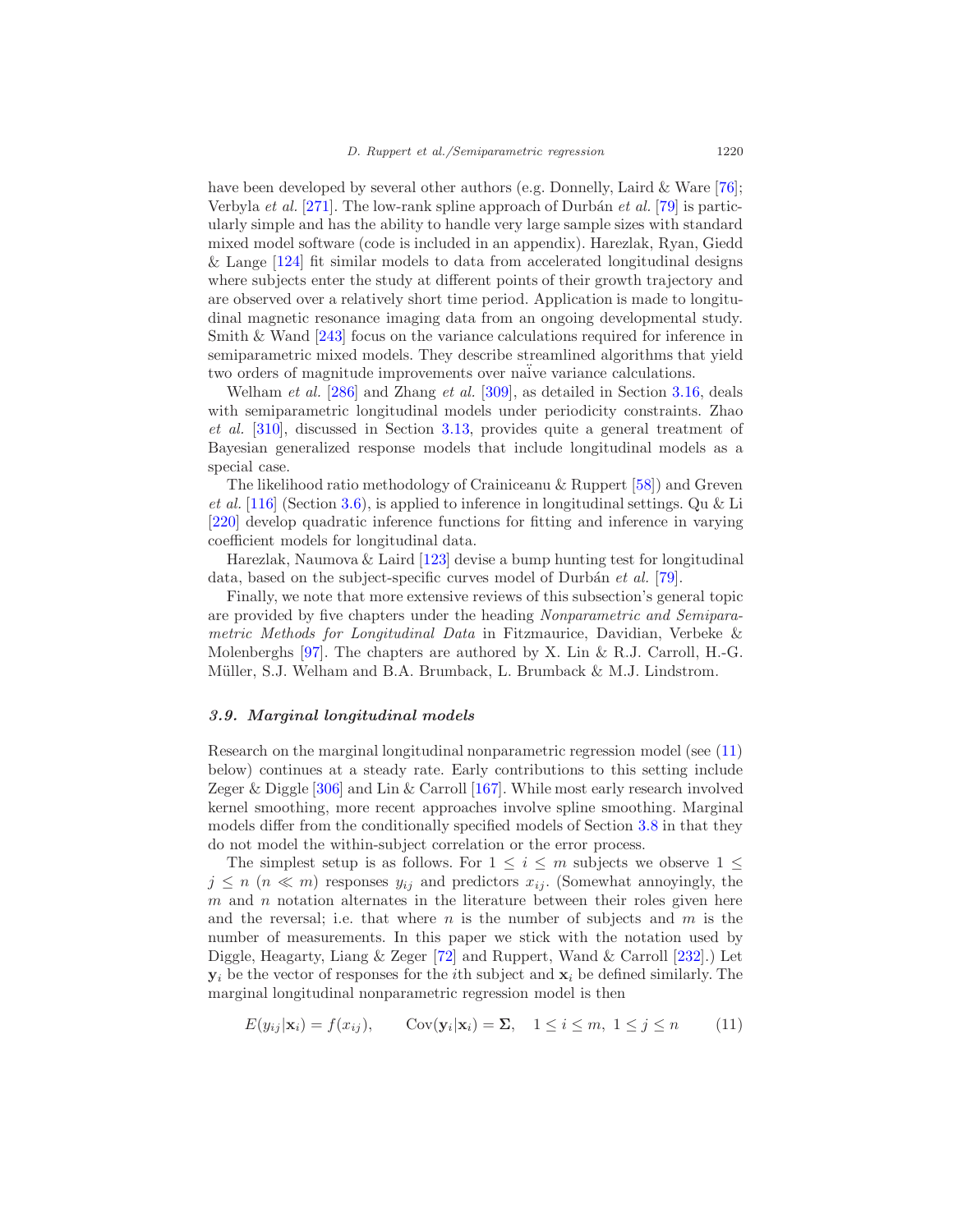have been developed by several other authors (e.g. Donnelly, Laird & Ware [76]; Verbyla *et al.* [271]. The low-rank spline approach of Durbán *et al.* [79] is particularly simple and has the ability to handle very large sample sizes with standard mixed model software (code is included in an appendix). Harezlak, Ryan, Giedd & Lange [124] fit similar models to data from accelerated longitudinal designs where subjects enter the study at different points of their growth trajectory and are observed over a relatively short time period. Application is made to longitudinal magnetic resonance imaging data from an ongoing developmental study. Smith & Wand [243] focus on the variance calculations required for inference in semiparametric mixed models. They describe streamlined algorithms that yield two orders of magnitude improvements over naïve variance calculations.

Welham *et al.* [286] and Zhang *et al.* [309], as detailed in Section 3.16, deals with semiparametric longitudinal models under periodicity constraints. Zhao *et al.* [310], discussed in Section 3.13, provides quite a general treatment of Bayesian generalized response models that include longitudinal models as a special case.

The likelihood ratio methodology of Crainiceanu & Ruppert [58]) and Greven *et al.* [116] (Section 3.6), is applied to inference in longitudinal settings. Qu & Li [220] develop quadratic inference functions for fitting and inference in varying coefficient models for longitudinal data.

Harezlak, Naumova & Laird [123] devise a bump hunting test for longitudinal data, based on the subject-specific curves model of Durbán *et al.* [79].

Finally, we note that more extensive reviews of this subsection's general topic are provided by five chapters under the heading *Nonparametric and Semiparametric Methods for Longitudinal Data* in Fitzmaurice, Davidian, Verbeke & Molenberghs [97]. The chapters are authored by X. Lin & R.J. Carroll, H.-G. Müller, S.J. Welham and B.A. Brumback, L. Brumback & M.J. Lindstrom.

### *3.9. Marginal longitudinal models*

Research on the marginal longitudinal nonparametric regression model (see (11) below) continues at a steady rate. Early contributions to this setting include Zeger & Diggle [306] and Lin & Carroll [167]. While most early research involved kernel smoothing, more recent approaches involve spline smoothing. Marginal models differ from the conditionally specified models of Section 3.8 in that they do not model the within-subject correlation or the error process.

The simplest setup is as follows. For $1 \le i \le m$ subjects we observe $1 \le j \le n$ ($n \ll m$) responses $y_{ij}$ and predictors $x_{ij}$. (Somewhat annoyingly, the $m$ and $n$ notation alternates in the literature between their roles given here and the reversal; i.e. that where $n$ is the number of subjects and $m$ is the number of measurements. In this paper we stick with the notation used by Diggle, Heagarty, Liang & Zeger [72] and Ruppert, Wand & Carroll [232].) Let $\mathbf{y}_i$ be the vector of responses for the $i$th subject and $\mathbf{x}_i$ be defined similarly. The marginal longitudinal nonparametric regression model is then

$$E(y_{ij}|\mathbf{x}_i) = f(x_{ij}), \qquad \text{Cov}(\mathbf{y}_i|\mathbf{x}_i) = \boldsymbol{\Sigma}, \quad 1 \le i \le m,\ 1 \le j \le n \qquad (11)$$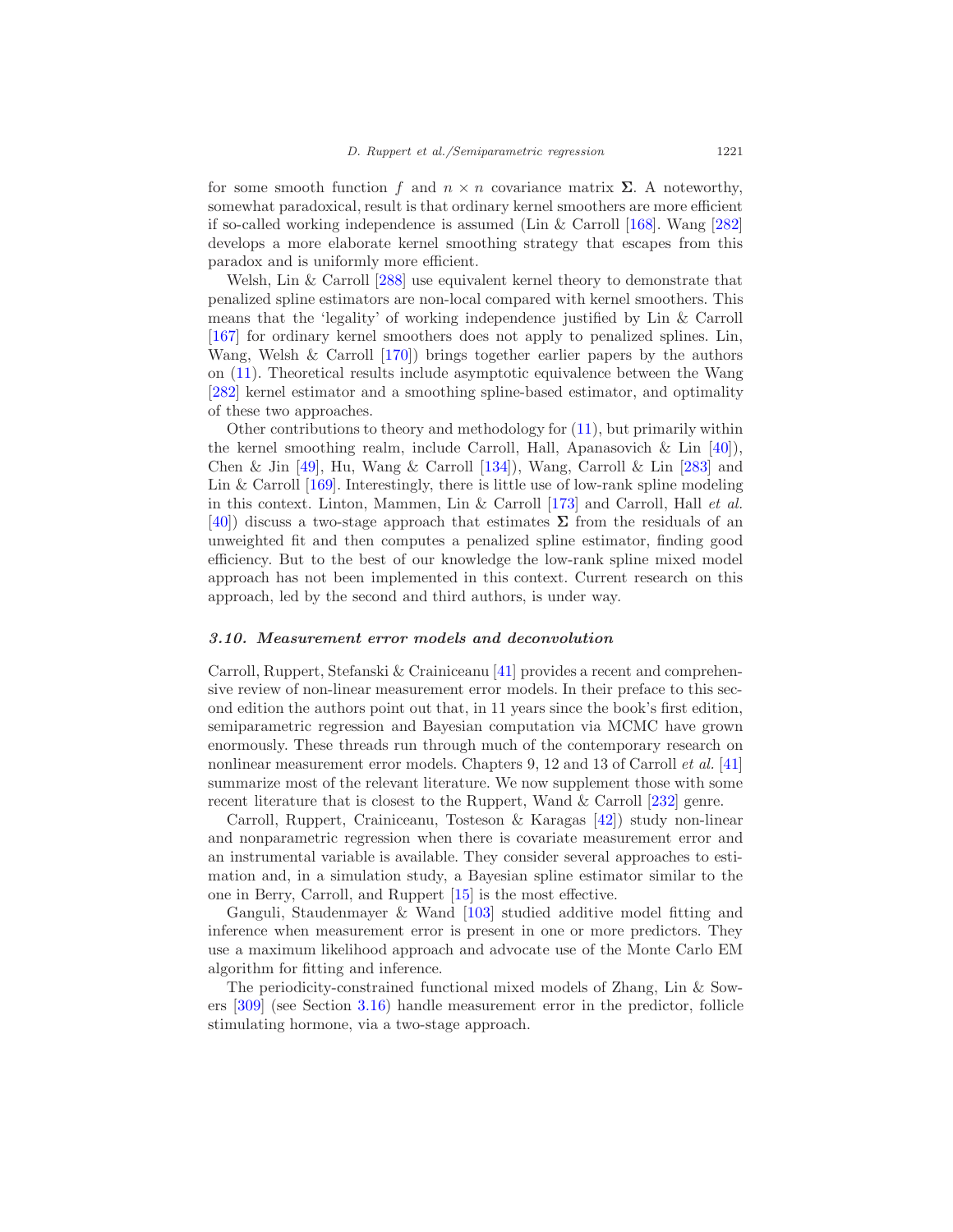for some smooth function $f$ and $n \times n$ covariance matrix $\boldsymbol{\Sigma}$. A noteworthy, somewhat paradoxical, result is that ordinary kernel smoothers are more efficient if so-called working independence is assumed (Lin & Carroll [168]. Wang [282] develops a more elaborate kernel smoothing strategy that escapes from this paradox and is uniformly more efficient.

Welsh, Lin & Carroll [288] use equivalent kernel theory to demonstrate that penalized spline estimators are non-local compared with kernel smoothers. This means that the 'legality' of working independence justified by Lin & Carroll [167] for ordinary kernel smoothers does not apply to penalized splines. Lin, Wang, Welsh & Carroll [170]) brings together earlier papers by the authors on (11). Theoretical results include asymptotic equivalence between the Wang [282] kernel estimator and a smoothing spline-based estimator, and optimality of these two approaches.

Other contributions to theory and methodology for (11), but primarily within the kernel smoothing realm, include Carroll, Hall, Apanasovich & Lin [40]), Chen & Jin [49], Hu, Wang & Carroll [134]), Wang, Carroll & Lin [283] and Lin & Carroll [169]. Interestingly, there is little use of low-rank spline modeling in this context. Linton, Mammen, Lin & Carroll [173] and Carroll, Hall *et al.* [40]) discuss a two-stage approach that estimates $\boldsymbol{\Sigma}$ from the residuals of an unweighted fit and then computes a penalized spline estimator, finding good efficiency. But to the best of our knowledge the low-rank spline mixed model approach has not been implemented in this context. Current research on this approach, led by the second and third authors, is under way.

### 3.10. Measurement error models and deconvolution

Carroll, Ruppert, Stefanski & Crainiceanu [41] provides a recent and comprehensive review of non-linear measurement error models. In their preface to this second edition the authors point out that, in 11 years since the book's first edition, semiparametric regression and Bayesian computation via MCMC have grown enormously. These threads run through much of the contemporary research on nonlinear measurement error models. Chapters 9, 12 and 13 of Carroll *et al.* [41] summarize most of the relevant literature. We now supplement those with some recent literature that is closest to the Ruppert, Wand & Carroll [232] genre.

Carroll, Ruppert, Crainiceanu, Tosteson & Karagas [42]) study non-linear and nonparametric regression when there is covariate measurement error and an instrumental variable is available. They consider several approaches to estimation and, in a simulation study, a Bayesian spline estimator similar to the one in Berry, Carroll, and Ruppert [15] is the most effective.

Ganguli, Staudenmayer & Wand [103] studied additive model fitting and inference when measurement error is present in one or more predictors. They use a maximum likelihood approach and advocate use of the Monte Carlo EM algorithm for fitting and inference.

The periodicity-constrained functional mixed models of Zhang, Lin & Sowers [309] (see Section 3.16) handle measurement error in the predictor, follicle stimulating hormone, via a two-stage approach.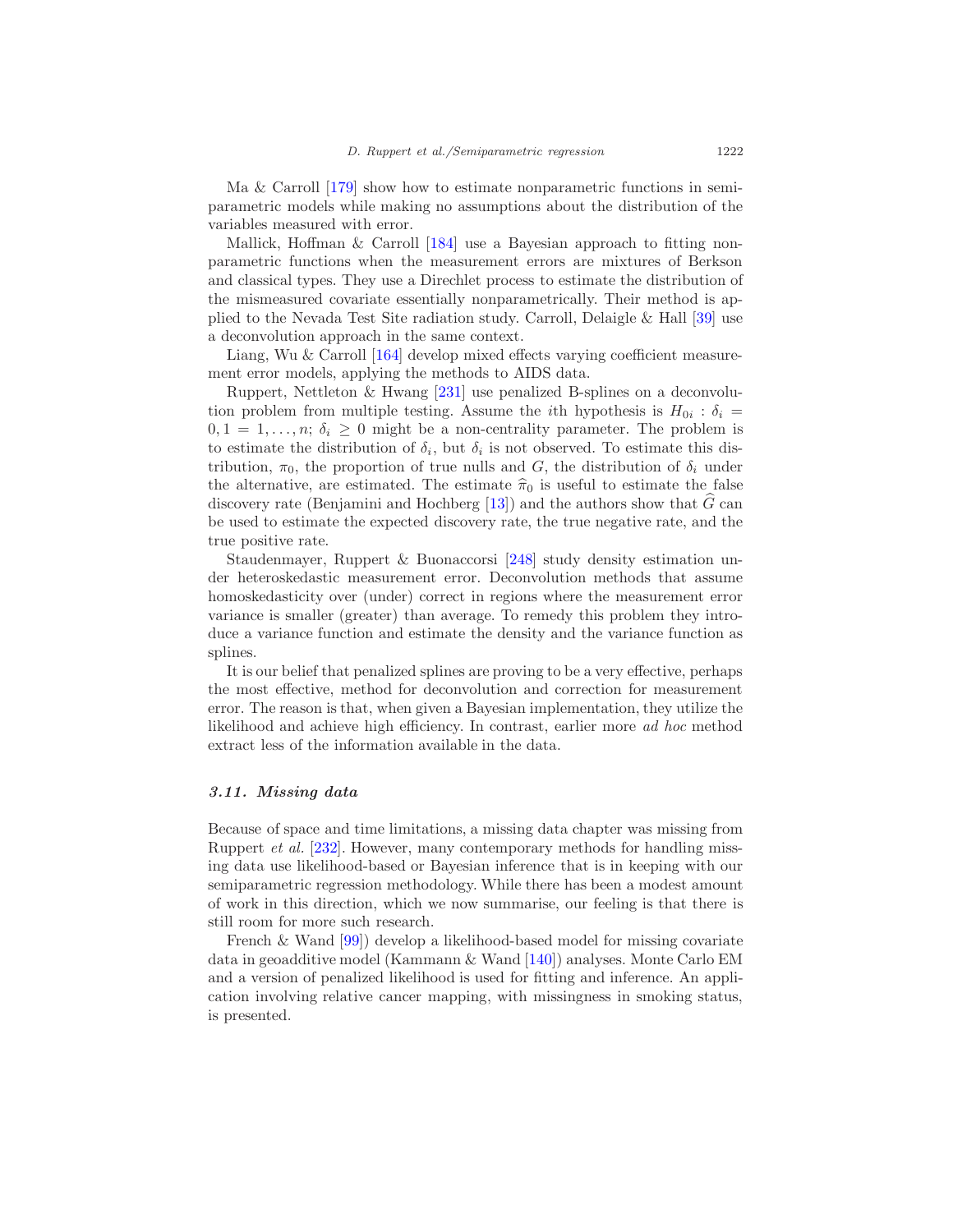Ma & Carroll [179] show how to estimate nonparametric functions in semiparametric models while making no assumptions about the distribution of the variables measured with error.

Mallick, Hoffman & Carroll [184] use a Bayesian approach to fitting nonparametric functions when the measurement errors are mixtures of Berkson and classical types. They use a Direchlet process to estimate the distribution of the mismeasured covariate essentially nonparametrically. Their method is applied to the Nevada Test Site radiation study. Carroll, Delaigle & Hall [39] use a deconvolution approach in the same context.

Liang, Wu & Carroll [164] develop mixed effects varying coefficient measurement error models, applying the methods to AIDS data.

Ruppert, Nettleton & Hwang [231] use penalized B-splines on a deconvolution problem from multiple testing. Assume the $i$th hypothesis is $H_{0i} : \delta_i = 0, 1 = 1, \ldots, n$; $\delta_i \geq 0$ might be a non-centrality parameter. The problem is to estimate the distribution of $\delta_i$, but $\delta_i$ is not observed. To estimate this distribution, $\pi_0$, the proportion of true nulls and $G$, the distribution of $\delta_i$ under the alternative, are estimated. The estimate $\widehat{\pi}_0$ is useful to estimate the false discovery rate (Benjamini and Hochberg [13]) and the authors show that $\widehat{G}$ can be used to estimate the expected discovery rate, the true negative rate, and the true positive rate.

Staudenmayer, Ruppert & Buonaccorsi [248] study density estimation under heteroskedastic measurement error. Deconvolution methods that assume homoskedasticity over (under) correct in regions where the measurement error variance is smaller (greater) than average. To remedy this problem they introduce a variance function and estimate the density and the variance function as splines.

It is our belief that penalized splines are proving to be a very effective, perhaps the most effective, method for deconvolution and correction for measurement error. The reason is that, when given a Bayesian implementation, they utilize the likelihood and achieve high efficiency. In contrast, earlier more *ad hoc* method extract less of the information available in the data.

### 3.11. Missing data

Because of space and time limitations, a missing data chapter was missing from Ruppert *et al.* [232]. However, many contemporary methods for handling missing data use likelihood-based or Bayesian inference that is in keeping with our semiparametric regression methodology. While there has been a modest amount of work in this direction, which we now summarise, our feeling is that there is still room for more such research.

French & Wand [99]) develop a likelihood-based model for missing covariate data in geoadditive model (Kammann & Wand [140]) analyses. Monte Carlo EM and a version of penalized likelihood is used for fitting and inference. An application involving relative cancer mapping, with missingness in smoking status, is presented.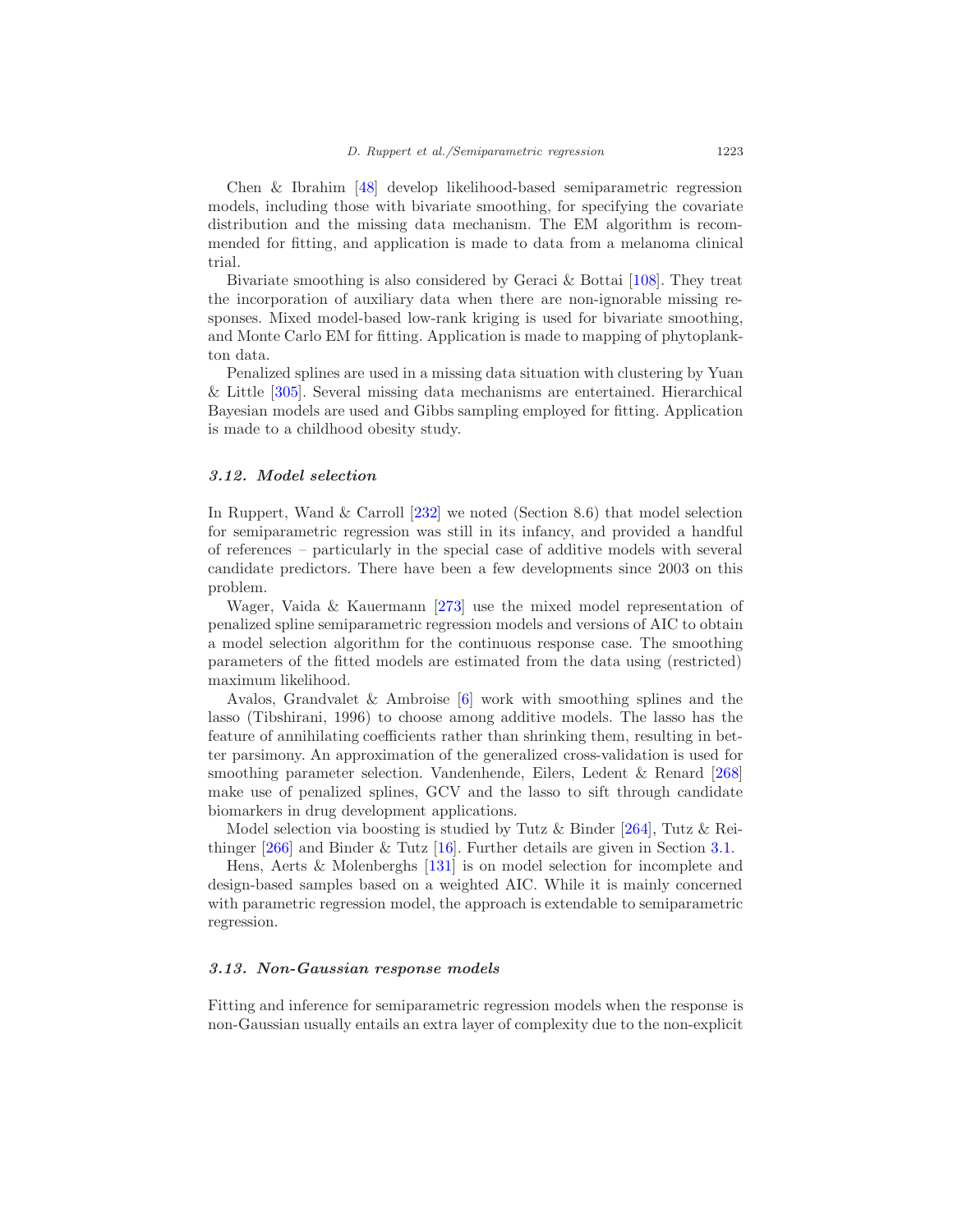Chen & Ibrahim [48] develop likelihood-based semiparametric regression models, including those with bivariate smoothing, for specifying the covariate distribution and the missing data mechanism. The EM algorithm is recommended for fitting, and application is made to data from a melanoma clinical trial.

Bivariate smoothing is also considered by Geraci & Bottai [108]. They treat the incorporation of auxiliary data when there are non-ignorable missing responses. Mixed model-based low-rank kriging is used for bivariate smoothing, and Monte Carlo EM for fitting. Application is made to mapping of phytoplankton data.

Penalized splines are used in a missing data situation with clustering by Yuan & Little [305]. Several missing data mechanisms are entertained. Hierarchical Bayesian models are used and Gibbs sampling employed for fitting. Application is made to a childhood obesity study.

### *3.12. Model selection*

In Ruppert, Wand & Carroll [232] we noted (Section 8.6) that model selection for semiparametric regression was still in its infancy, and provided a handful of references – particularly in the special case of additive models with several candidate predictors. There have been a few developments since 2003 on this problem.

Wager, Vaida & Kauermann [273] use the mixed model representation of penalized spline semiparametric regression models and versions of AIC to obtain a model selection algorithm for the continuous response case. The smoothing parameters of the fitted models are estimated from the data using (restricted) maximum likelihood.

Avalos, Grandvalet & Ambroise [6] work with smoothing splines and the lasso (Tibshirani, 1996) to choose among additive models. The lasso has the feature of annihilating coefficients rather than shrinking them, resulting in better parsimony. An approximation of the generalized cross-validation is used for smoothing parameter selection. Vandenhende, Eilers, Ledent & Renard [268] make use of penalized splines, GCV and the lasso to sift through candidate biomarkers in drug development applications.

Model selection via boosting is studied by Tutz & Binder [264], Tutz & Reithinger [266] and Binder & Tutz [16]. Further details are given in Section 3.1.

Hens, Aerts & Molenberghs [131] is on model selection for incomplete and design-based samples based on a weighted AIC. While it is mainly concerned with parametric regression model, the approach is extendable to semiparametric regression.

### *3.13. Non-Gaussian response models*

Fitting and inference for semiparametric regression models when the response is non-Gaussian usually entails an extra layer of complexity due to the non-explicit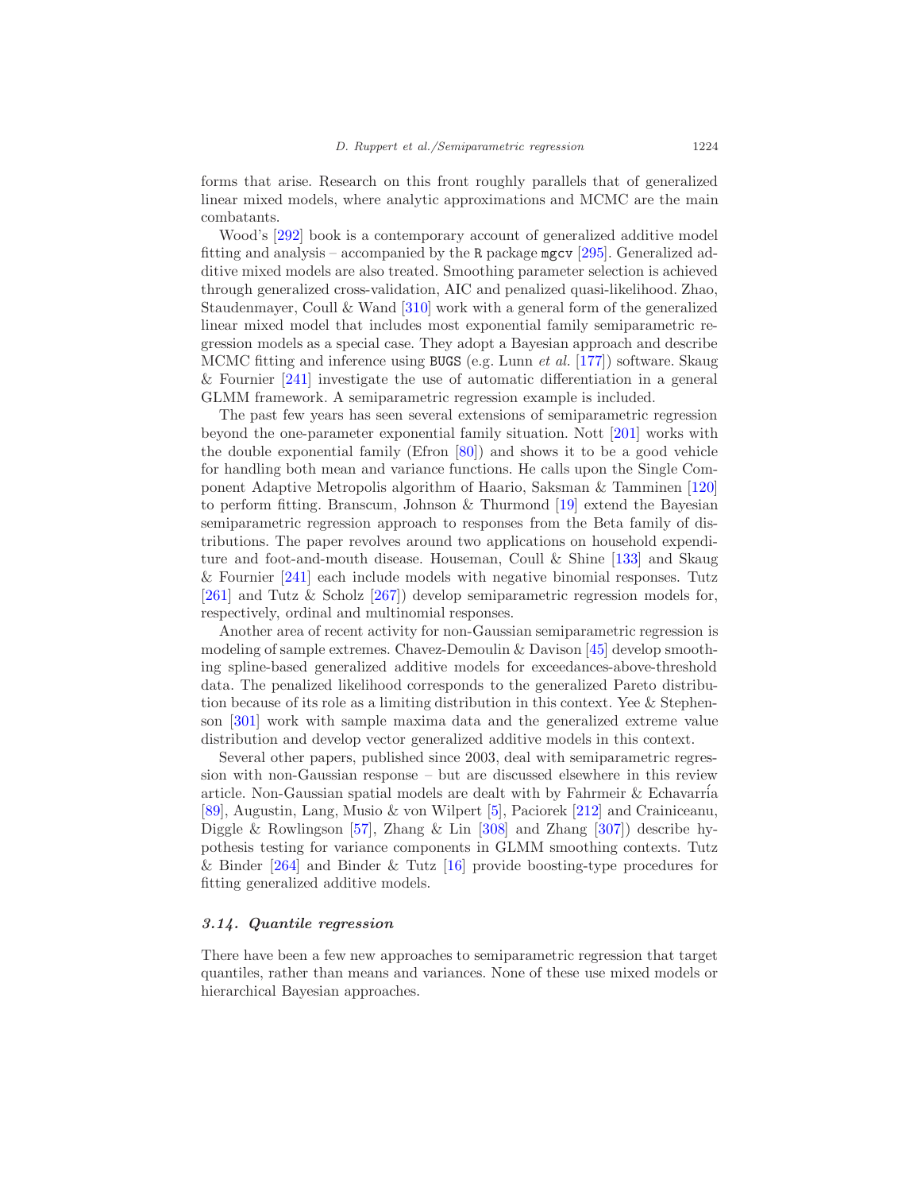forms that arise. Research on this front roughly parallels that of generalized linear mixed models, where analytic approximations and MCMC are the main combatants.

Wood's [292] book is a contemporary account of generalized additive model fitting and analysis – accompanied by the R package mgcv [295]. Generalized additive mixed models are also treated. Smoothing parameter selection is achieved through generalized cross-validation, AIC and penalized quasi-likelihood. Zhao, Staudenmayer, Coull & Wand [310] work with a general form of the generalized linear mixed model that includes most exponential family semiparametric regression models as a special case. They adopt a Bayesian approach and describe MCMC fitting and inference using BUGS (e.g. Lunn *et al.* [177]) software. Skaug & Fournier [241] investigate the use of automatic differentiation in a general GLMM framework. A semiparametric regression example is included.

The past few years has seen several extensions of semiparametric regression beyond the one-parameter exponential family situation. Nott [201] works with the double exponential family (Efron [80]) and shows it to be a good vehicle for handling both mean and variance functions. He calls upon the Single Component Adaptive Metropolis algorithm of Haario, Saksman & Tamminen [120] to perform fitting. Branscum, Johnson & Thurmond [19] extend the Bayesian semiparametric regression approach to responses from the Beta family of distributions. The paper revolves around two applications on household expenditure and foot-and-mouth disease. Houseman, Coull & Shine [133] and Skaug & Fournier [241] each include models with negative binomial responses. Tutz [261] and Tutz & Scholz [267]) develop semiparametric regression models for, respectively, ordinal and multinomial responses.

Another area of recent activity for non-Gaussian semiparametric regression is modeling of sample extremes. Chavez-Demoulin & Davison [45] develop smoothing spline-based generalized additive models for exceedances-above-threshold data. The penalized likelihood corresponds to the generalized Pareto distribution because of its role as a limiting distribution in this context. Yee & Stephenson [301] work with sample maxima data and the generalized extreme value distribution and develop vector generalized additive models in this context.

Several other papers, published since 2003, deal with semiparametric regression with non-Gaussian response – but are discussed elsewhere in this review article. Non-Gaussian spatial models are dealt with by Fahrmeir & Echavarría [89], Augustin, Lang, Musio & von Wilpert [5], Paciorek [212] and Crainiceanu, Diggle & Rowlingson [57], Zhang & Lin [308] and Zhang [307]) describe hypothesis testing for variance components in GLMM smoothing contexts. Tutz & Binder [264] and Binder & Tutz [16] provide boosting-type procedures for fitting generalized additive models.

### *3.14. Quantile regression*

There have been a few new approaches to semiparametric regression that target quantiles, rather than means and variances. None of these use mixed models or hierarchical Bayesian approaches.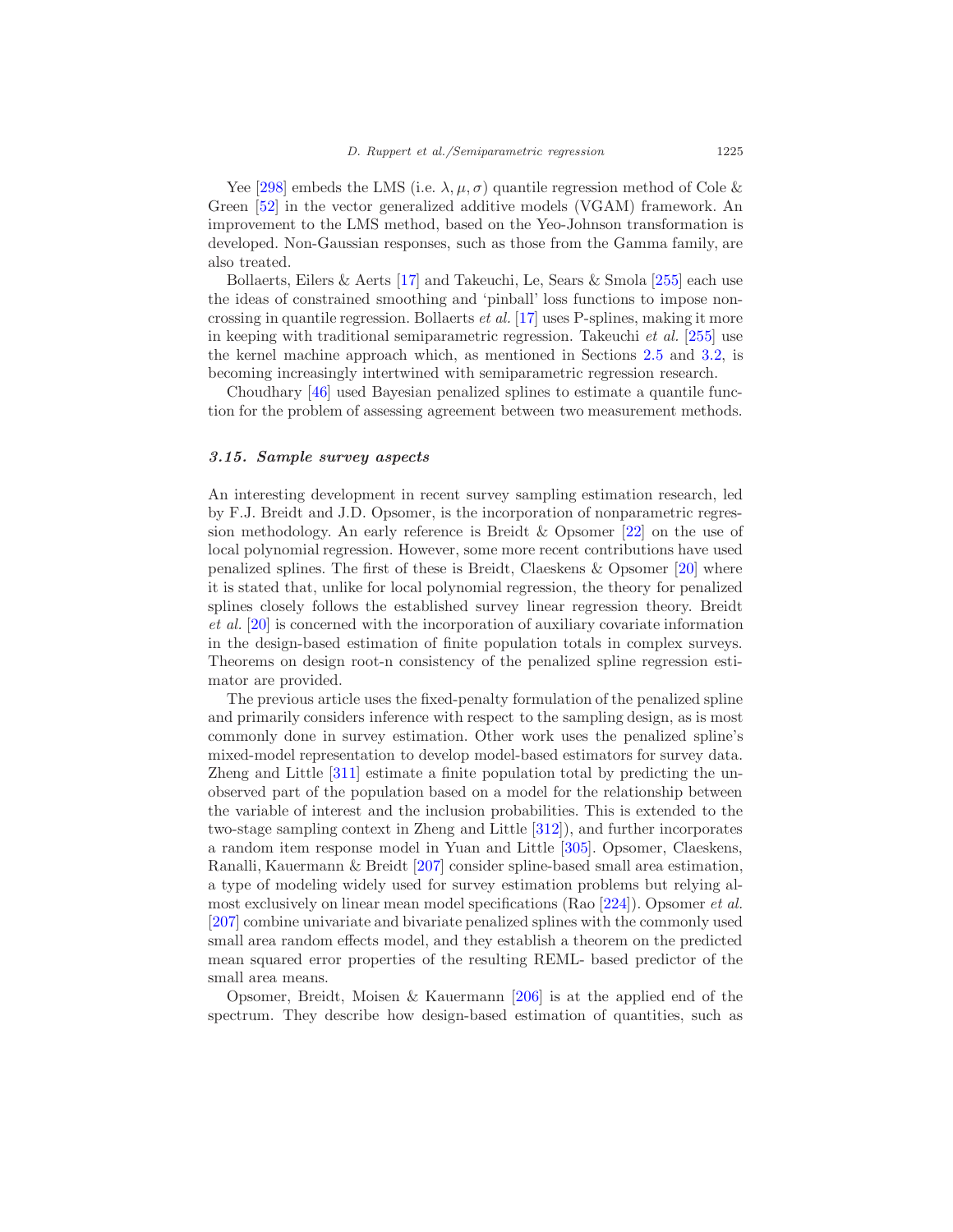Yee [298] embeds the LMS (i.e. $\lambda, \mu, \sigma$) quantile regression method of Cole & Green [52] in the vector generalized additive models (VGAM) framework. An improvement to the LMS method, based on the Yeo-Johnson transformation is developed. Non-Gaussian responses, such as those from the Gamma family, are also treated.

Bollaerts, Eilers & Aerts [17] and Takeuchi, Le, Sears & Smola [255] each use the ideas of constrained smoothing and 'pinball' loss functions to impose non-crossing in quantile regression. Bollaerts *et al.* [17] uses P-splines, making it more in keeping with traditional semiparametric regression. Takeuchi *et al.* [255] use the kernel machine approach which, as mentioned in Sections 2.5 and 3.2, is becoming increasingly intertwined with semiparametric regression research.

Choudhary [46] used Bayesian penalized splines to estimate a quantile function for the problem of assessing agreement between two measurement methods.

### *3.15. Sample survey aspects*

An interesting development in recent survey sampling estimation research, led by F.J. Breidt and J.D. Opsomer, is the incorporation of nonparametric regression methodology. An early reference is Breidt & Opsomer [22] on the use of local polynomial regression. However, some more recent contributions have used penalized splines. The first of these is Breidt, Claeskens & Opsomer [20] where it is stated that, unlike for local polynomial regression, the theory for penalized splines closely follows the established survey linear regression theory. Breidt *et al.* [20] is concerned with the incorporation of auxiliary covariate information in the design-based estimation of finite population totals in complex surveys. Theorems on design root-n consistency of the penalized spline regression estimator are provided.

The previous article uses the fixed-penalty formulation of the penalized spline and primarily considers inference with respect to the sampling design, as is most commonly done in survey estimation. Other work uses the penalized spline's mixed-model representation to develop model-based estimators for survey data. Zheng and Little [311] estimate a finite population total by predicting the unobserved part of the population based on a model for the relationship between the variable of interest and the inclusion probabilities. This is extended to the two-stage sampling context in Zheng and Little [312]), and further incorporates a random item response model in Yuan and Little [305]. Opsomer, Claeskens, Ranalli, Kauermann & Breidt [207] consider spline-based small area estimation, a type of modeling widely used for survey estimation problems but relying almost exclusively on linear mean model specifications (Rao [224]). Opsomer *et al.* [207] combine univariate and bivariate penalized splines with the commonly used small area random effects model, and they establish a theorem on the predicted mean squared error properties of the resulting REML- based predictor of the small area means.

Opsomer, Breidt, Moisen & Kauermann [206] is at the applied end of the spectrum. They describe how design-based estimation of quantities, such as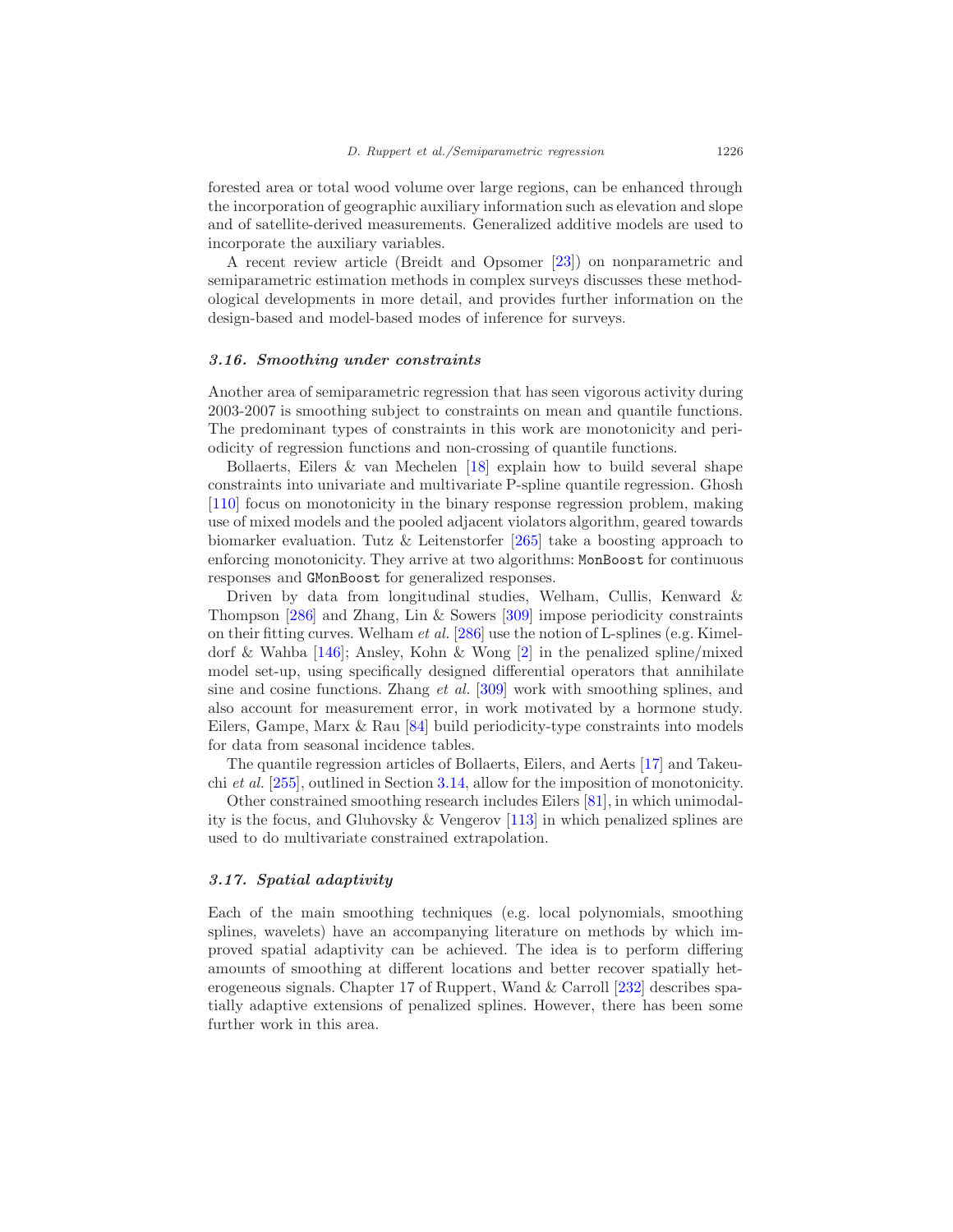forested area or total wood volume over large regions, can be enhanced through the incorporation of geographic auxiliary information such as elevation and slope and of satellite-derived measurements. Generalized additive models are used to incorporate the auxiliary variables.

A recent review article (Breidt and Opsomer [23]) on nonparametric and semiparametric estimation methods in complex surveys discusses these methodological developments in more detail, and provides further information on the design-based and model-based modes of inference for surveys.

### *3.16. Smoothing under constraints*

Another area of semiparametric regression that has seen vigorous activity during 2003-2007 is smoothing subject to constraints on mean and quantile functions. The predominant types of constraints in this work are monotonicity and periodicity of regression functions and non-crossing of quantile functions.

Bollaerts, Eilers & van Mechelen [18] explain how to build several shape constraints into univariate and multivariate P-spline quantile regression. Ghosh [110] focus on monotonicity in the binary response regression problem, making use of mixed models and the pooled adjacent violators algorithm, geared towards biomarker evaluation. Tutz & Leitenstorfer [265] take a boosting approach to enforcing monotonicity. They arrive at two algorithms: `MonBoost` for continuous responses and `GMonBoost` for generalized responses.

Driven by data from longitudinal studies, Welham, Cullis, Kenward & Thompson [286] and Zhang, Lin & Sowers [309] impose periodicity constraints on their fitting curves. Welham *et al.* [286] use the notion of L-splines (e.g. Kimeldorf & Wahba [146]; Ansley, Kohn & Wong [2] in the penalized spline/mixed model set-up, using specifically designed differential operators that annihilate sine and cosine functions. Zhang *et al.* [309] work with smoothing splines, and also account for measurement error, in work motivated by a hormone study. Eilers, Gampe, Marx & Rau [84] build periodicity-type constraints into models for data from seasonal incidence tables.

The quantile regression articles of Bollaerts, Eilers, and Aerts [17] and Takeuchi *et al.* [255], outlined in Section 3.14, allow for the imposition of monotonicity.

Other constrained smoothing research includes Eilers [81], in which unimodality is the focus, and Gluhovsky & Vengerov [113] in which penalized splines are used to do multivariate constrained extrapolation.

### *3.17. Spatial adaptivity*

Each of the main smoothing techniques (e.g. local polynomials, smoothing splines, wavelets) have an accompanying literature on methods by which improved spatial adaptivity can be achieved. The idea is to perform differing amounts of smoothing at different locations and better recover spatially heterogeneous signals. Chapter 17 of Ruppert, Wand & Carroll [232] describes spatially adaptive extensions of penalized splines. However, there has been some further work in this area.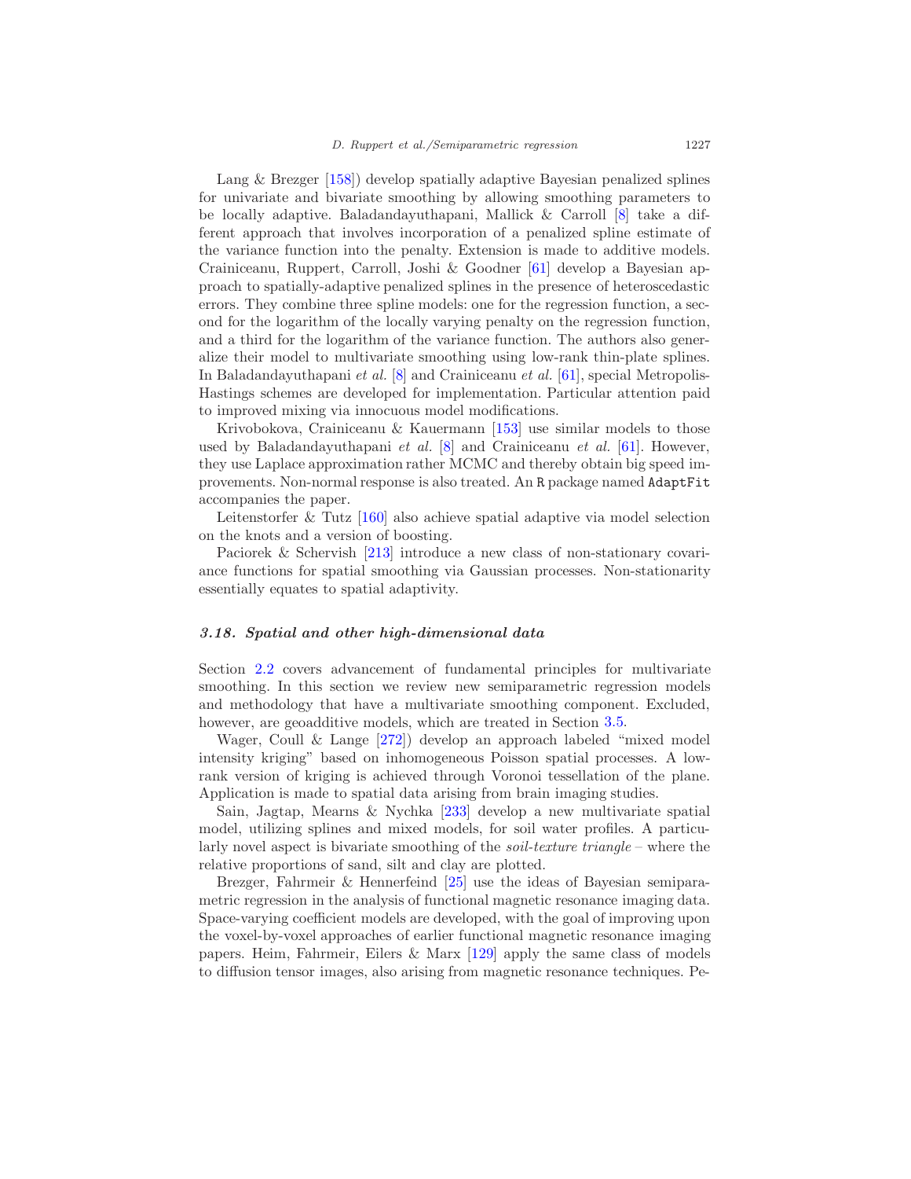Lang & Brezger [158]) develop spatially adaptive Bayesian penalized splines for univariate and bivariate smoothing by allowing smoothing parameters to be locally adaptive. Baladandayuthapani, Mallick & Carroll [8] take a different approach that involves incorporation of a penalized spline estimate of the variance function into the penalty. Extension is made to additive models. Crainiceanu, Ruppert, Carroll, Joshi & Goodner [61] develop a Bayesian approach to spatially-adaptive penalized splines in the presence of heteroscedastic errors. They combine three spline models: one for the regression function, a second for the logarithm of the locally varying penalty on the regression function, and a third for the logarithm of the variance function. The authors also generalize their model to multivariate smoothing using low-rank thin-plate splines. In Baladandayuthapani *et al.* [8] and Crainiceanu *et al.* [61], special Metropolis-Hastings schemes are developed for implementation. Particular attention paid to improved mixing via innocuous model modifications.

Krivobokova, Crainiceanu & Kauermann [153] use similar models to those used by Baladandayuthapani *et al.* [8] and Crainiceanu *et al.* [61]. However, they use Laplace approximation rather MCMC and thereby obtain big speed improvements. Non-normal response is also treated. An `R` package named `AdaptFit` accompanies the paper.

Leitenstorfer & Tutz [160] also achieve spatial adaptive via model selection on the knots and a version of boosting.

Paciorek & Schervish [213] introduce a new class of non-stationary covariance functions for spatial smoothing via Gaussian processes. Non-stationarity essentially equates to spatial adaptivity.

### *3.18. Spatial and other high-dimensional data*

Section 2.2 covers advancement of fundamental principles for multivariate smoothing. In this section we review new semiparametric regression models and methodology that have a multivariate smoothing component. Excluded, however, are geoadditive models, which are treated in Section 3.5.

Wager, Coull & Lange [272]) develop an approach labeled "mixed model intensity kriging" based on inhomogeneous Poisson spatial processes. A low-rank version of kriging is achieved through Voronoi tessellation of the plane. Application is made to spatial data arising from brain imaging studies.

Sain, Jagtap, Mearns & Nychka [233] develop a new multivariate spatial model, utilizing splines and mixed models, for soil water profiles. A particularly novel aspect is bivariate smoothing of the *soil-texture triangle* – where the relative proportions of sand, silt and clay are plotted.

Brezger, Fahrmeir & Hennerfeind [25] use the ideas of Bayesian semiparametric regression in the analysis of functional magnetic resonance imaging data. Space-varying coefficient models are developed, with the goal of improving upon the voxel-by-voxel approaches of earlier functional magnetic resonance imaging papers. Heim, Fahrmeir, Eilers & Marx [129] apply the same class of models to diffusion tensor images, also arising from magnetic resonance techniques. Pe-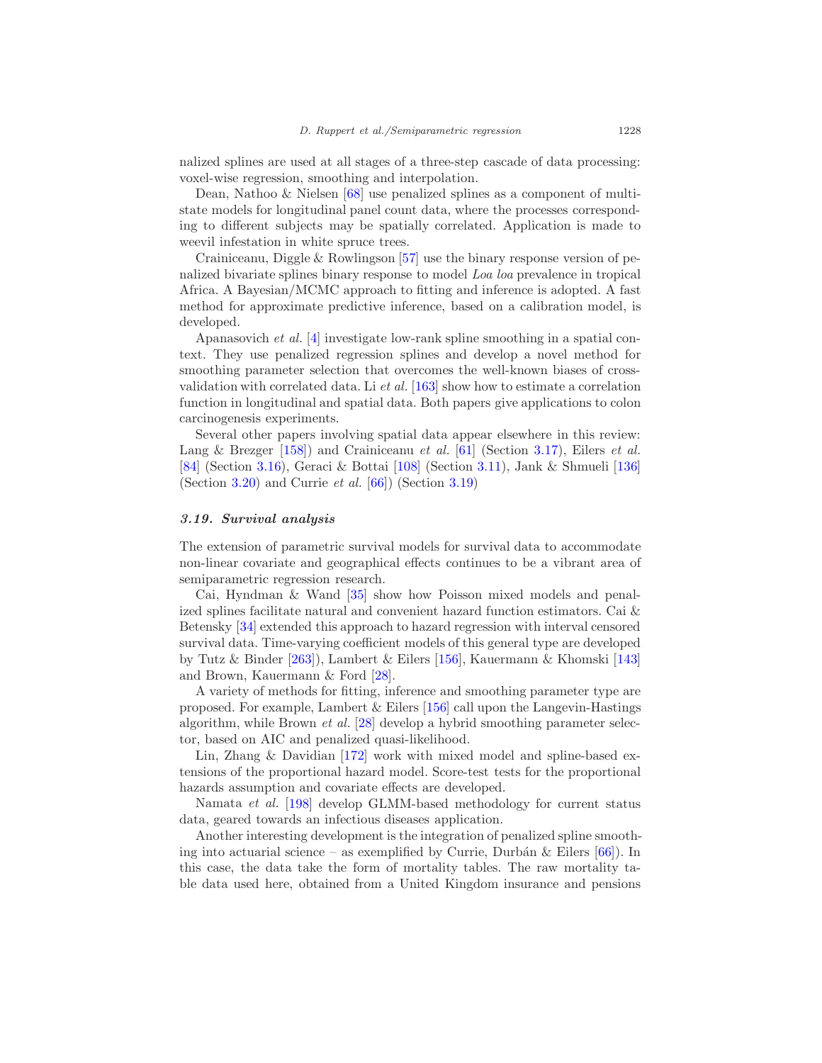nalized splines are used at all stages of a three-step cascade of data processing: voxel-wise regression, smoothing and interpolation.

Dean, Nathoo & Nielsen [68] use penalized splines as a component of multi-state models for longitudinal panel count data, where the processes corresponding to different subjects may be spatially correlated. Application is made to weevil infestation in white spruce trees.

Crainiceanu, Diggle & Rowlingson [57] use the binary response version of penalized bivariate splines binary response to model *Loa loa* prevalence in tropical Africa. A Bayesian/MCMC approach to fitting and inference is adopted. A fast method for approximate predictive inference, based on a calibration model, is developed.

Apanasovich *et al.* [4] investigate low-rank spline smoothing in a spatial context. They use penalized regression splines and develop a novel method for smoothing parameter selection that overcomes the well-known biases of cross-validation with correlated data. Li *et al.* [163] show how to estimate a correlation function in longitudinal and spatial data. Both papers give applications to colon carcinogenesis experiments.

Several other papers involving spatial data appear elsewhere in this review: Lang & Brezger [158]) and Crainiceanu *et al.* [61] (Section 3.17), Eilers *et al.* [84] (Section 3.16), Geraci & Bottai [108] (Section 3.11), Jank & Shmueli [136] (Section 3.20) and Currie *et al.* [66]) (Section 3.19)

### 3.19. Survival analysis

The extension of parametric survival models for survival data to accommodate non-linear covariate and geographical effects continues to be a vibrant area of semiparametric regression research.

Cai, Hyndman & Wand [35] show how Poisson mixed models and penalized splines facilitate natural and convenient hazard function estimators. Cai & Betensky [34] extended this approach to hazard regression with interval censored survival data. Time-varying coefficient models of this general type are developed by Tutz & Binder [263]), Lambert & Eilers [156], Kauermann & Khomski [143] and Brown, Kauermann & Ford [28].

A variety of methods for fitting, inference and smoothing parameter type are proposed. For example, Lambert & Eilers [156] call upon the Langevin-Hastings algorithm, while Brown *et al.* [28] develop a hybrid smoothing parameter selector, based on AIC and penalized quasi-likelihood.

Lin, Zhang & Davidian [172] work with mixed model and spline-based extensions of the proportional hazard model. Score-test tests for the proportional hazards assumption and covariate effects are developed.

Namata *et al.* [198] develop GLMM-based methodology for current status data, geared towards an infectious diseases application.

Another interesting development is the integration of penalized spline smoothing into actuarial science – as exemplified by Currie, Durbán & Eilers [66]). In this case, the data take the form of mortality tables. The raw mortality table data used here, obtained from a United Kingdom insurance and pensions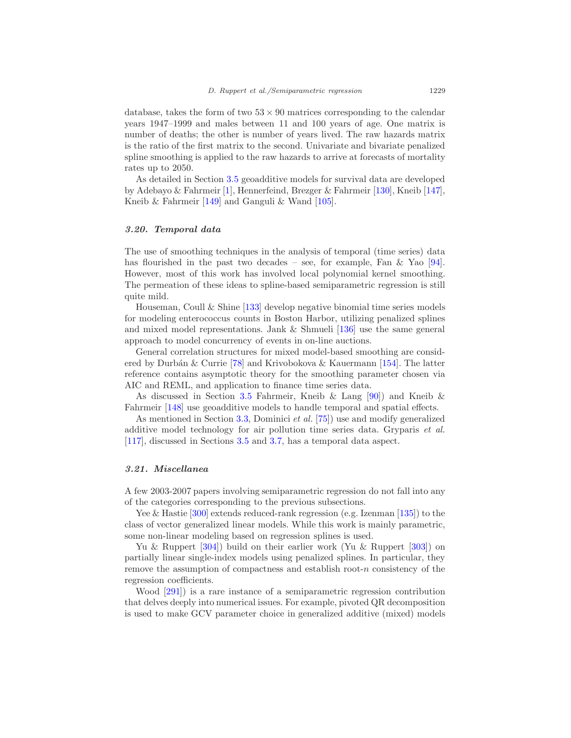database, takes the form of two $53 \times 90$ matrices corresponding to the calendar years 1947–1999 and males between 11 and 100 years of age. One matrix is number of deaths; the other is number of years lived. The raw hazards matrix is the ratio of the first matrix to the second. Univariate and bivariate penalized spline smoothing is applied to the raw hazards to arrive at forecasts of mortality rates up to 2050.

As detailed in Section 3.5 geoadditive models for survival data are developed by Adebayo & Fahrmeir [1], Hennerfeind, Brezger & Fahrmeir [130], Kneib [147], Kneib & Fahrmeir [149] and Ganguli & Wand [105].

### *3.20. Temporal data*

The use of smoothing techniques in the analysis of temporal (time series) data has flourished in the past two decades – see, for example, Fan & Yao [94]. However, most of this work has involved local polynomial kernel smoothing. The permeation of these ideas to spline-based semiparametric regression is still quite mild.

Houseman, Coull & Shine [133] develop negative binomial time series models for modeling enterococcus counts in Boston Harbor, utilizing penalized splines and mixed model representations. Jank & Shmueli [136] use the same general approach to model concurrency of events in on-line auctions.

General correlation structures for mixed model-based smoothing are considered by Durbán & Currie [78] and Krivobokova & Kauermann [154]. The latter reference contains asymptotic theory for the smoothing parameter chosen via AIC and REML, and application to finance time series data.

As discussed in Section 3.5 Fahrmeir, Kneib & Lang [90]) and Kneib & Fahrmeir [148] use geoadditive models to handle temporal and spatial effects.

As mentioned in Section 3.3, Dominici *et al.* [75]) use and modify generalized additive model technology for air pollution time series data. Gryparis *et al.* [117], discussed in Sections 3.5 and 3.7, has a temporal data aspect.

### *3.21. Miscellanea*

A few 2003-2007 papers involving semiparametric regression do not fall into any of the categories corresponding to the previous subsections.

Yee & Hastie [300] extends reduced-rank regression (e.g. Izenman [135]) to the class of vector generalized linear models. While this work is mainly parametric, some non-linear modeling based on regression splines is used.

Yu & Ruppert [304]) build on their earlier work (Yu & Ruppert [303]) on partially linear single-index models using penalized splines. In particular, they remove the assumption of compactness and establish root-$n$ consistency of the regression coefficients.

Wood [291]) is a rare instance of a semiparametric regression contribution that delves deeply into numerical issues. For example, pivoted QR decomposition is used to make GCV parameter choice in generalized additive (mixed) models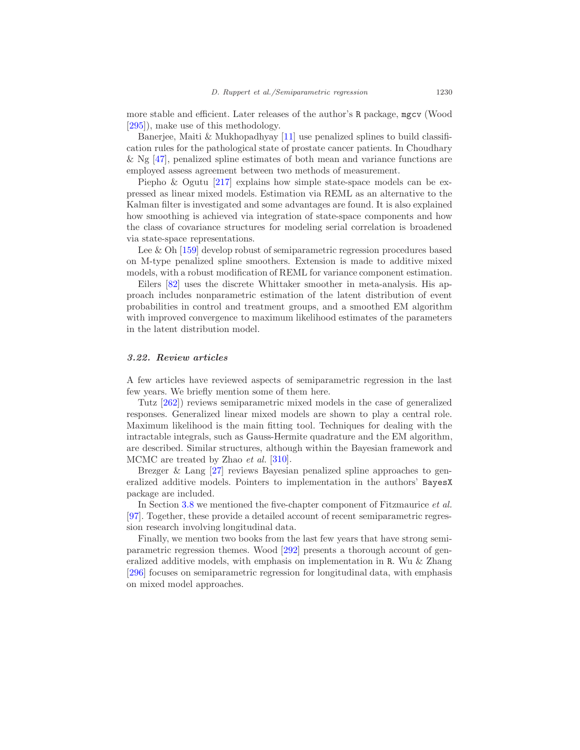more stable and efficient. Later releases of the author's R package, mgcv (Wood [295]), make use of this methodology.

Banerjee, Maiti & Mukhopadhyay [11] use penalized splines to build classification rules for the pathological state of prostate cancer patients. In Choudhary & Ng [47], penalized spline estimates of both mean and variance functions are employed assess agreement between two methods of measurement.

Piepho & Ogutu [217] explains how simple state-space models can be expressed as linear mixed models. Estimation via REML as an alternative to the Kalman filter is investigated and some advantages are found. It is also explained how smoothing is achieved via integration of state-space components and how the class of covariance structures for modeling serial correlation is broadened via state-space representations.

Lee & Oh [159] develop robust of semiparametric regression procedures based on M-type penalized spline smoothers. Extension is made to additive mixed models, with a robust modification of REML for variance component estimation.

Eilers [82] uses the discrete Whittaker smoother in meta-analysis. His approach includes nonparametric estimation of the latent distribution of event probabilities in control and treatment groups, and a smoothed EM algorithm with improved convergence to maximum likelihood estimates of the parameters in the latent distribution model.

### *3.22. Review articles*

A few articles have reviewed aspects of semiparametric regression in the last few years. We briefly mention some of them here.

Tutz [262]) reviews semiparametric mixed models in the case of generalized responses. Generalized linear mixed models are shown to play a central role. Maximum likelihood is the main fitting tool. Techniques for dealing with the intractable integrals, such as Gauss-Hermite quadrature and the EM algorithm, are described. Similar structures, although within the Bayesian framework and MCMC are treated by Zhao *et al.* [310].

Brezger & Lang [27] reviews Bayesian penalized spline approaches to generalized additive models. Pointers to implementation in the authors' BayesX package are included.

In Section 3.8 we mentioned the five-chapter component of Fitzmaurice *et al.* [97]. Together, these provide a detailed account of recent semiparametric regression research involving longitudinal data.

Finally, we mention two books from the last few years that have strong semiparametric regression themes. Wood [292] presents a thorough account of generalized additive models, with emphasis on implementation in R. Wu & Zhang [296] focuses on semiparametric regression for longitudinal data, with emphasis on mixed model approaches.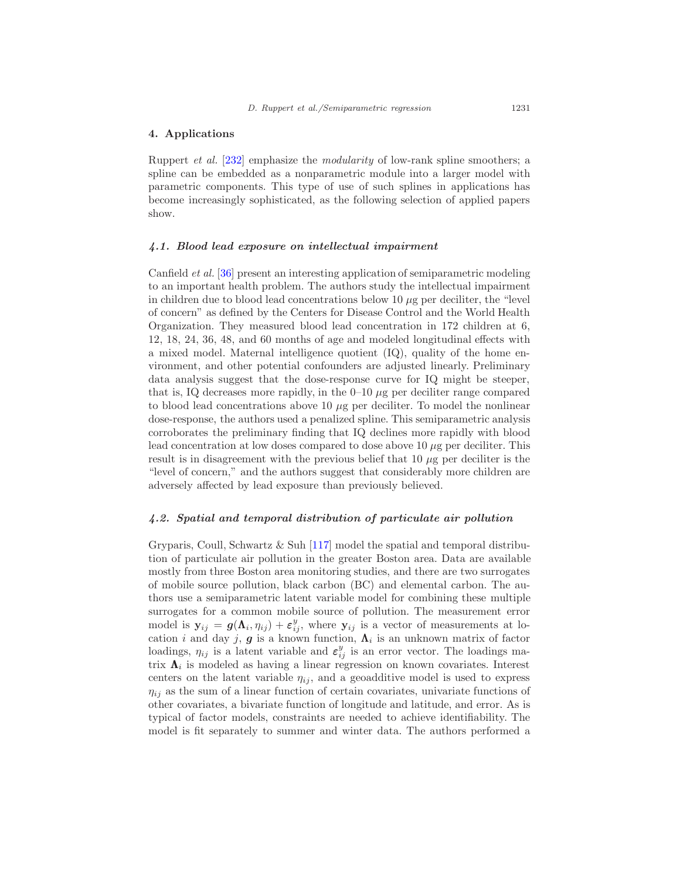## 4. Applications

Ruppert *et al.* [232] emphasize the *modularity* of low-rank spline smoothers; a spline can be embedded as a nonparametric module into a larger model with parametric components. This type of use of such splines in applications has become increasingly sophisticated, as the following selection of applied papers show.

### *4.1. Blood lead exposure on intellectual impairment*

Canfield *et al.* [36] present an interesting application of semiparametric modeling to an important health problem. The authors study the intellectual impairment in children due to blood lead concentrations below 10 $\mu$g per deciliter, the "level of concern" as defined by the Centers for Disease Control and the World Health Organization. They measured blood lead concentration in 172 children at 6, 12, 18, 24, 36, 48, and 60 months of age and modeled longitudinal effects with a mixed model. Maternal intelligence quotient (IQ), quality of the home environment, and other potential confounders are adjusted linearly. Preliminary data analysis suggest that the dose-response curve for IQ might be steeper, that is, IQ decreases more rapidly, in the 0–10 $\mu$g per deciliter range compared to blood lead concentrations above 10 $\mu$g per deciliter. To model the nonlinear dose-response, the authors used a penalized spline. This semiparametric analysis corroborates the preliminary finding that IQ declines more rapidly with blood lead concentration at low doses compared to dose above 10 $\mu$g per deciliter. This result is in disagreement with the previous belief that 10 $\mu$g per deciliter is the "level of concern," and the authors suggest that considerably more children are adversely affected by lead exposure than previously believed.

### *4.2. Spatial and temporal distribution of particulate air pollution*

Gryparis, Coull, Schwartz & Suh [117] model the spatial and temporal distribution of particulate air pollution in the greater Boston area. Data are available mostly from three Boston area monitoring studies, and there are two surrogates of mobile source pollution, black carbon (BC) and elemental carbon. The authors use a semiparametric latent variable model for combining these multiple surrogates for a common mobile source of pollution. The measurement error model is $\mathbf{y}_{ij} = \boldsymbol{g}(\boldsymbol{\Lambda}_i, \eta_{ij}) + \boldsymbol{\varepsilon}^y_{ij}$, where $\mathbf{y}_{ij}$ is a vector of measurements at location $i$ and day $j$, $\boldsymbol{g}$ is a known function, $\boldsymbol{\Lambda}_i$ is an unknown matrix of factor loadings, $\eta_{ij}$ is a latent variable and $\boldsymbol{\varepsilon}^y_{ij}$ is an error vector. The loadings matrix $\boldsymbol{\Lambda}_i$ is modeled as having a linear regression on known covariates. Interest centers on the latent variable $\eta_{ij}$, and a geoadditive model is used to express $\eta_{ij}$ as the sum of a linear function of certain covariates, univariate functions of other covariates, a bivariate function of longitude and latitude, and error. As is typical of factor models, constraints are needed to achieve identifiability. The model is fit separately to summer and winter data. The authors performed a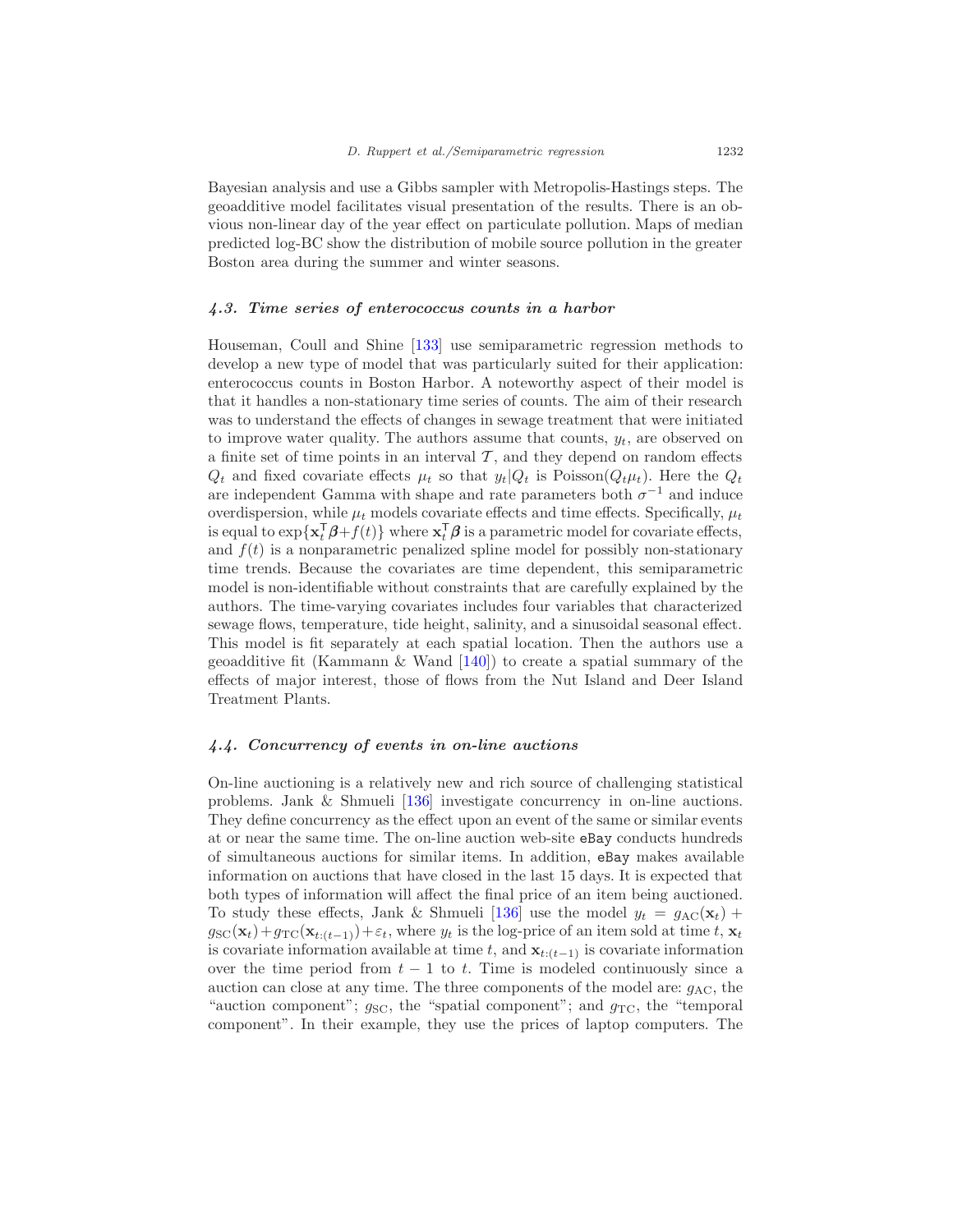Bayesian analysis and use a Gibbs sampler with Metropolis-Hastings steps. The geoadditive model facilitates visual presentation of the results. There is an obvious non-linear day of the year effect on particulate pollution. Maps of median predicted log-BC show the distribution of mobile source pollution in the greater Boston area during the summer and winter seasons.

### 4.3. Time series of enterococcus counts in a harbor

Houseman, Coull and Shine [133] use semiparametric regression methods to develop a new type of model that was particularly suited for their application: enterococcus counts in Boston Harbor. A noteworthy aspect of their model is that it handles a non-stationary time series of counts. The aim of their research was to understand the effects of changes in sewage treatment that were initiated to improve water quality. The authors assume that counts, $y_t$, are observed on a finite set of time points in an interval $\mathcal{T}$, and they depend on random effects $Q_t$ and fixed covariate effects $\mu_t$ so that $y_t|Q_t$ is Poisson($Q_t\mu_t$). Here the $Q_t$ are independent Gamma with shape and rate parameters both $\sigma^{-1}$ and induce overdispersion, while $\mu_t$ models covariate effects and time effects. Specifically, $\mu_t$ is equal to $\exp\{\mathbf{x}_t^\mathsf{T}\boldsymbol{\beta}+f(t)\}$ where $\mathbf{x}_t^\mathsf{T}\boldsymbol{\beta}$ is a parametric model for covariate effects, and $f(t)$ is a nonparametric penalized spline model for possibly non-stationary time trends. Because the covariates are time dependent, this semiparametric model is non-identifiable without constraints that are carefully explained by the authors. The time-varying covariates includes four variables that characterized sewage flows, temperature, tide height, salinity, and a sinusoidal seasonal effect. This model is fit separately at each spatial location. Then the authors use a geoadditive fit (Kammann & Wand [140]) to create a spatial summary of the effects of major interest, those of flows from the Nut Island and Deer Island Treatment Plants.

### 4.4. Concurrency of events in on-line auctions

On-line auctioning is a relatively new and rich source of challenging statistical problems. Jank & Shmueli [136] investigate concurrency in on-line auctions. They define concurrency as the effect upon an event of the same or similar events at or near the same time. The on-line auction web-site `eBay` conducts hundreds of simultaneous auctions for similar items. In addition, `eBay` makes available information on auctions that have closed in the last 15 days. It is expected that both types of information will affect the final price of an item being auctioned. To study these effects, Jank & Shmueli [136] use the model $y_t = g_{\rm AC}(\mathbf{x}_t) + g_{\rm SC}(\mathbf{x}_t)+g_{\rm TC}(\mathbf{x}_{t:(t-1)})+\varepsilon_t$, where $y_t$ is the log-price of an item sold at time $t$, $\mathbf{x}_t$ is covariate information available at time $t$, and $\mathbf{x}_{t:(t-1)}$ is covariate information over the time period from $t-1$ to $t$. Time is modeled continuously since a auction can close at any time. The three components of the model are: $g_{\rm AC}$, the "auction component"; $g_{\rm SC}$, the "spatial component"; and $g_{\rm TC}$, the "temporal component". In their example, they use the prices of laptop computers. The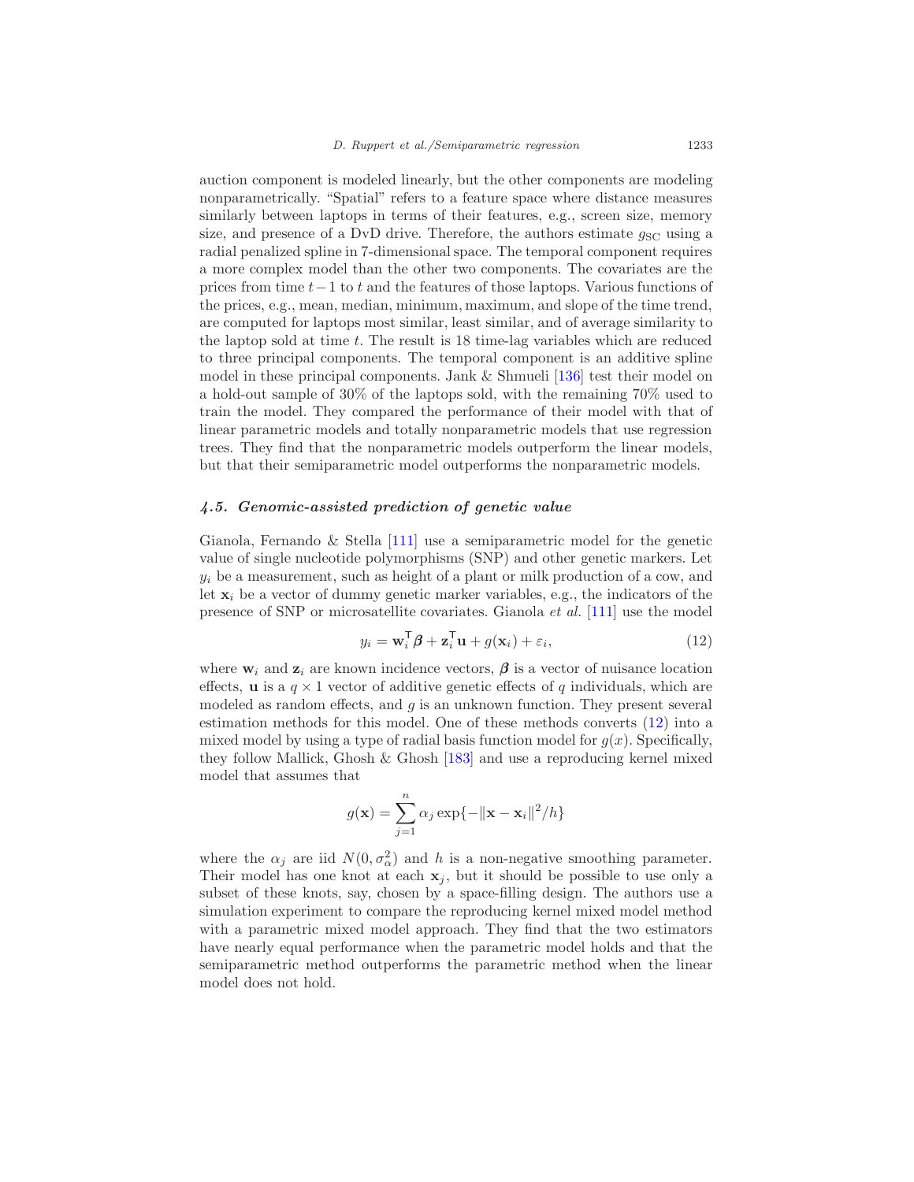auction component is modeled linearly, but the other components are modeling nonparametrically. "Spatial" refers to a feature space where distance measures similarly between laptops in terms of their features, e.g., screen size, memory size, and presence of a DvD drive. Therefore, the authors estimate $g_{\mathrm{SC}}$ using a radial penalized spline in 7-dimensional space. The temporal component requires a more complex model than the other two components. The covariates are the prices from time $t-1$ to $t$ and the features of those laptops. Various functions of the prices, e.g., mean, median, minimum, maximum, and slope of the time trend, are computed for laptops most similar, least similar, and of average similarity to the laptop sold at time $t$. The result is 18 time-lag variables which are reduced to three principal components. The temporal component is an additive spline model in these principal components. Jank & Shmueli [136] test their model on a hold-out sample of 30% of the laptops sold, with the remaining 70% used to train the model. They compared the performance of their model with that of linear parametric models and totally nonparametric models that use regression trees. They find that the nonparametric models outperform the linear models, but that their semiparametric model outperforms the nonparametric models.

### *4.5. Genomic-assisted prediction of genetic value*

Gianola, Fernando & Stella [111] use a semiparametric model for the genetic value of single nucleotide polymorphisms (SNP) and other genetic markers. Let $y_i$ be a measurement, such as height of a plant or milk production of a cow, and let $\mathbf{x}_i$ be a vector of dummy genetic marker variables, e.g., the indicators of the presence of SNP or microsatellite covariates. Gianola *et al.* [111] use the model

$$y_i = \mathbf{w}_i^{\mathsf{T}}\boldsymbol{\beta} + \mathbf{z}_i^{\mathsf{T}}\mathbf{u} + g(\mathbf{x}_i) + \varepsilon_i, \tag{12}$$

where $\mathbf{w}_i$ and $\mathbf{z}_i$ are known incidence vectors, $\boldsymbol{\beta}$ is a vector of nuisance location effects, $\mathbf{u}$ is a $q \times 1$ vector of additive genetic effects of $q$ individuals, which are modeled as random effects, and $g$ is an unknown function. They present several estimation methods for this model. One of these methods converts (12) into a mixed model by using a type of radial basis function model for $g(x)$. Specifically, they follow Mallick, Ghosh & Ghosh [183] and use a reproducing kernel mixed model that assumes that

$$g(\mathbf{x}) = \sum_{j=1}^{n} \alpha_j \exp\{-\|\mathbf{x} - \mathbf{x}_i\|^2/h\}$$

where the $\alpha_j$ are iid $N(0, \sigma_\alpha^2)$ and $h$ is a non-negative smoothing parameter. Their model has one knot at each $\mathbf{x}_j$, but it should be possible to use only a subset of these knots, say, chosen by a space-filling design. The authors use a simulation experiment to compare the reproducing kernel mixed model method with a parametric mixed model approach. They find that the two estimators have nearly equal performance when the parametric model holds and that the semiparametric method outperforms the parametric method when the linear model does not hold.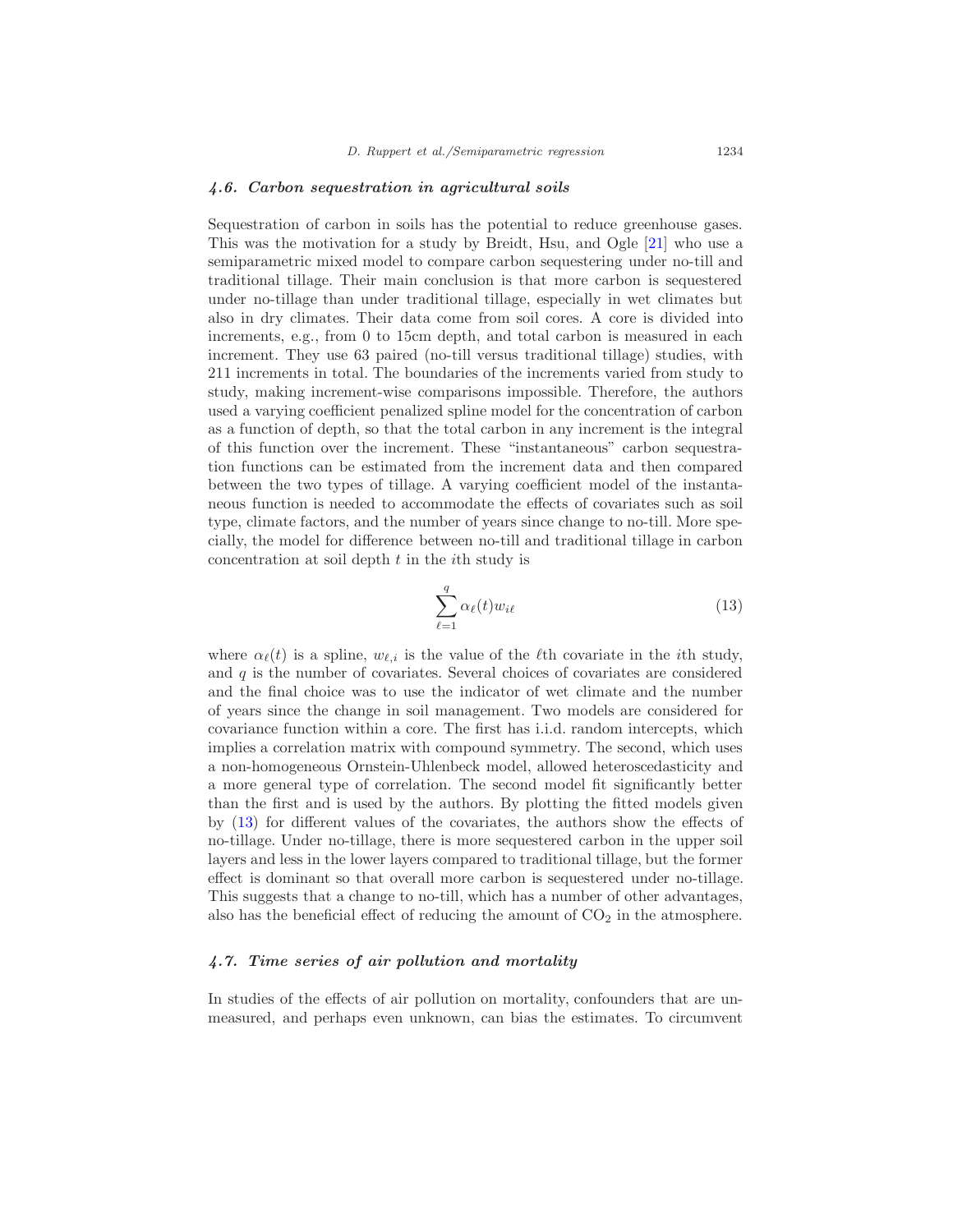### 4.6. Carbon sequestration in agricultural soils

Sequestration of carbon in soils has the potential to reduce greenhouse gases. This was the motivation for a study by Breidt, Hsu, and Ogle [21] who use a semiparametric mixed model to compare carbon sequestering under no-till and traditional tillage. Their main conclusion is that more carbon is sequestered under no-tillage than under traditional tillage, especially in wet climates but also in dry climates. Their data come from soil cores. A core is divided into increments, e.g., from 0 to 15cm depth, and total carbon is measured in each increment. They use 63 paired (no-till versus traditional tillage) studies, with 211 increments in total. The boundaries of the increments varied from study to study, making increment-wise comparisons impossible. Therefore, the authors used a varying coefficient penalized spline model for the concentration of carbon as a function of depth, so that the total carbon in any increment is the integral of this function over the increment. These "instantaneous" carbon sequestration functions can be estimated from the increment data and then compared between the two types of tillage. A varying coefficient model of the instantaneous function is needed to accommodate the effects of covariates such as soil type, climate factors, and the number of years since change to no-till. More specially, the model for difference between no-till and traditional tillage in carbon concentration at soil depth $t$ in the $i$th study is

$$\sum_{\ell=1}^{q} \alpha_\ell(t) w_{i\ell} \tag{13}$$

where $\alpha_\ell(t)$ is a spline, $w_{\ell,i}$ is the value of the $\ell$th covariate in the $i$th study, and $q$ is the number of covariates. Several choices of covariates are considered and the final choice was to use the indicator of wet climate and the number of years since the change in soil management. Two models are considered for covariance function within a core. The first has i.i.d. random intercepts, which implies a correlation matrix with compound symmetry. The second, which uses a non-homogeneous Ornstein-Uhlenbeck model, allowed heteroscedasticity and a more general type of correlation. The second model fit significantly better than the first and is used by the authors. By plotting the fitted models given by (13) for different values of the covariates, the authors show the effects of no-tillage. Under no-tillage, there is more sequestered carbon in the upper soil layers and less in the lower layers compared to traditional tillage, but the former effect is dominant so that overall more carbon is sequestered under no-tillage. This suggests that a change to no-till, which has a number of other advantages, also has the beneficial effect of reducing the amount of $CO_2$ in the atmosphere.

### 4.7. Time series of air pollution and mortality

In studies of the effects of air pollution on mortality, confounders that are unmeasured, and perhaps even unknown, can bias the estimates. To circumvent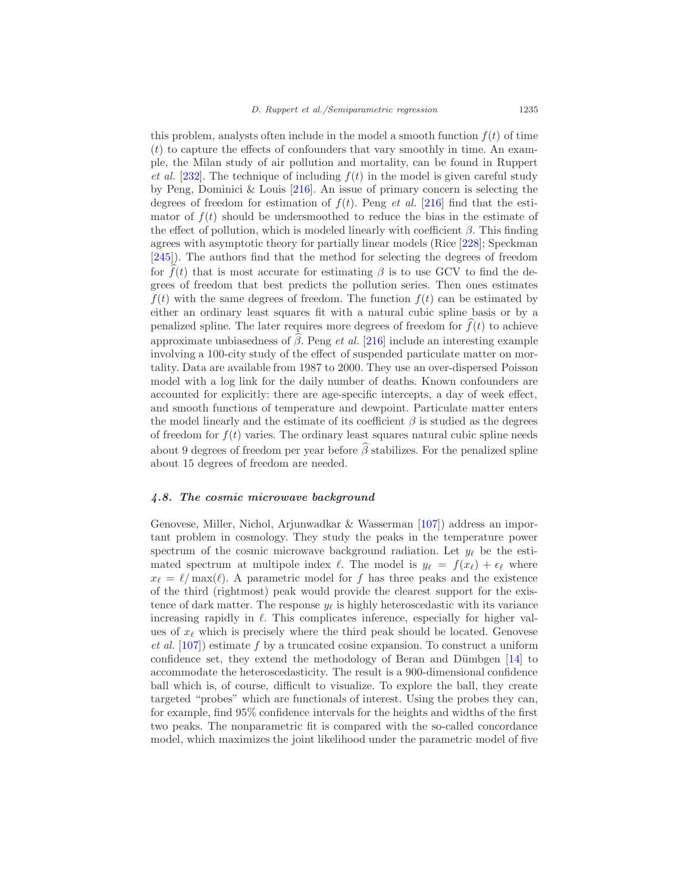this problem, analysts often include in the model a smooth function $f(t)$ of time ($t$) to capture the effects of confounders that vary smoothly in time. An example, the Milan study of air pollution and mortality, can be found in Ruppert *et al.* [232]. The technique of including $f(t)$ in the model is given careful study by Peng, Dominici & Louis [216]. An issue of primary concern is selecting the degrees of freedom for estimation of $f(t)$. Peng *et al.* [216] find that the estimator of $f(t)$ should be undersmoothed to reduce the bias in the estimate of the effect of pollution, which is modeled linearly with coefficient $\beta$. This finding agrees with asymptotic theory for partially linear models (Rice [228]; Speckman [245]). The authors find that the method for selecting the degrees of freedom for $\widehat{f}(t)$ that is most accurate for estimating $\beta$ is to use GCV to find the degrees of freedom that best predicts the pollution series. Then ones estimates $f(t)$ with the same degrees of freedom. The function $f(t)$ can be estimated by either an ordinary least squares fit with a natural cubic spline basis or by a penalized spline. The later requires more degrees of freedom for $\widehat{f}(t)$ to achieve approximate unbiasedness of $\widehat{\beta}$. Peng *et al.* [216] include an interesting example involving a 100-city study of the effect of suspended particulate matter on mortality. Data are available from 1987 to 2000. They use an over-dispersed Poisson model with a log link for the daily number of deaths. Known confounders are accounted for explicitly: there are age-specific intercepts, a day of week effect, and smooth functions of temperature and dewpoint. Particulate matter enters the model linearly and the estimate of its coefficient $\beta$ is studied as the degrees of freedom for $f(t)$ varies. The ordinary least squares natural cubic spline needs about 9 degrees of freedom per year before $\widehat{\beta}$ stabilizes. For the penalized spline about 15 degrees of freedom are needed.

### *4.8. The cosmic microwave background*

Genovese, Miller, Nichol, Arjunwadkar & Wasserman [107]) address an important problem in cosmology. They study the peaks in the temperature power spectrum of the cosmic microwave background radiation. Let $y_\ell$ be the estimated spectrum at multipole index $\ell$. The model is $y_\ell = f(x_\ell) + \epsilon_\ell$ where $x_\ell = \ell/\max(\ell)$. A parametric model for $f$ has three peaks and the existence of the third (rightmost) peak would provide the clearest support for the existence of dark matter. The response $y_\ell$ is highly heteroscedastic with its variance increasing rapidly in $\ell$. This complicates inference, especially for higher values of $x_\ell$ which is precisely where the third peak should be located. Genovese *et al.* [107]) estimate $f$ by a truncated cosine expansion. To construct a uniform confidence set, they extend the methodology of Beran and Dümbgen [14] to accommodate the heteroscedasticity. The result is a 900-dimensional confidence ball which is, of course, difficult to visualize. To explore the ball, they create targeted "probes" which are functionals of interest. Using the probes they can, for example, find 95% confidence intervals for the heights and widths of the first two peaks. The nonparametric fit is compared with the so-called concordance model, which maximizes the joint likelihood under the parametric model of five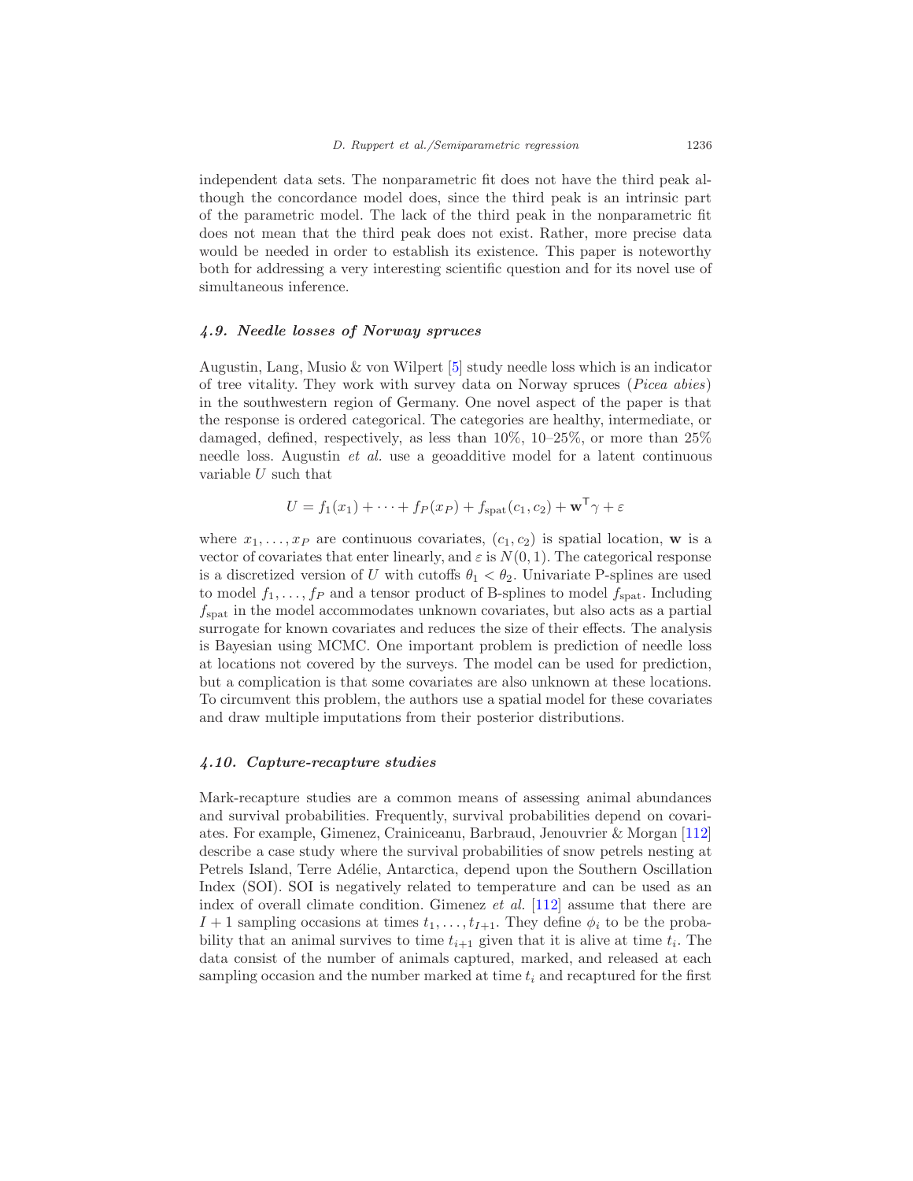independent data sets. The nonparametric fit does not have the third peak although the concordance model does, since the third peak is an intrinsic part of the parametric model. The lack of the third peak in the nonparametric fit does not mean that the third peak does not exist. Rather, more precise data would be needed in order to establish its existence. This paper is noteworthy both for addressing a very interesting scientific question and for its novel use of simultaneous inference.

### *4.9. Needle losses of Norway spruces*

Augustin, Lang, Musio & von Wilpert [5] study needle loss which is an indicator of tree vitality. They work with survey data on Norway spruces (*Picea abies*) in the southwestern region of Germany. One novel aspect of the paper is that the response is ordered categorical. The categories are healthy, intermediate, or damaged, defined, respectively, as less than 10%, 10–25%, or more than 25% needle loss. Augustin *et al.* use a geoadditive model for a latent continuous variable $U$ such that

$$U = f_1(x_1) + \cdots + f_P(x_P) + f_{\text{spat}}(c_1, c_2) + \mathbf{w}^{\mathsf{T}}\gamma + \varepsilon$$

where $x_1, \ldots, x_P$ are continuous covariates, $(c_1, c_2)$ is spatial location, $\mathbf{w}$ is a vector of covariates that enter linearly, and $\varepsilon$ is $N(0,1)$. The categorical response is a discretized version of $U$ with cutoffs $\theta_1 < \theta_2$. Univariate P-splines are used to model $f_1, \ldots, f_P$ and a tensor product of B-splines to model $f_{\text{spat}}$. Including $f_{\text{spat}}$ in the model accommodates unknown covariates, but also acts as a partial surrogate for known covariates and reduces the size of their effects. The analysis is Bayesian using MCMC. One important problem is prediction of needle loss at locations not covered by the surveys. The model can be used for prediction, but a complication is that some covariates are also unknown at these locations. To circumvent this problem, the authors use a spatial model for these covariates and draw multiple imputations from their posterior distributions.

### *4.10. Capture-recapture studies*

Mark-recapture studies are a common means of assessing animal abundances and survival probabilities. Frequently, survival probabilities depend on covariates. For example, Gimenez, Crainiceanu, Barbraud, Jenouvrier & Morgan [112] describe a case study where the survival probabilities of snow petrels nesting at Petrels Island, Terre Adélie, Antarctica, depend upon the Southern Oscillation Index (SOI). SOI is negatively related to temperature and can be used as an index of overall climate condition. Gimenez *et al.* [112] assume that there are $I + 1$ sampling occasions at times $t_1, \ldots, t_{I+1}$. They define $\phi_i$ to be the probability that an animal survives to time $t_{i+1}$ given that it is alive at time $t_i$. The data consist of the number of animals captured, marked, and released at each sampling occasion and the number marked at time $t_i$ and recaptured for the first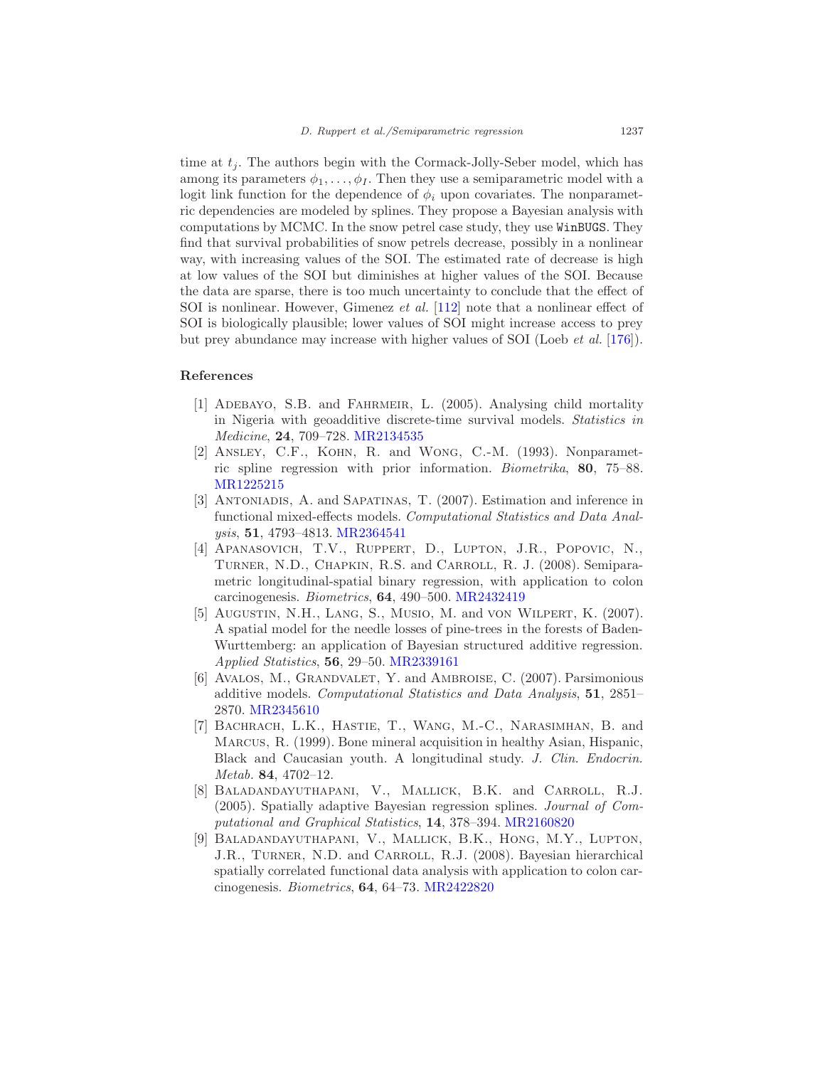time at $t_j$. The authors begin with the Cormack-Jolly-Seber model, which has among its parameters $\phi_1, \dots, \phi_I$. Then they use a semiparametric model with a logit link function for the dependence of $\phi_i$ upon covariates. The nonparametric dependencies are modeled by splines. They propose a Bayesian analysis with computations by MCMC. In the snow petrel case study, they use `WinBUGS`. They find that survival probabilities of snow petrels decrease, possibly in a nonlinear way, with increasing values of the SOI. The estimated rate of decrease is high at low values of the SOI but diminishes at higher values of the SOI. Because the data are sparse, there is too much uncertainty to conclude that the effect of SOI is nonlinear. However, Gimenez *et al.* [112] note that a nonlinear effect of SOI is biologically plausible; lower values of SOI might increase access to prey but prey abundance may increase with higher values of SOI (Loeb *et al.* [176]).

## References

[1] Adebayo, S.B. and Fahrmeir, L. (2005). Analysing child mortality in Nigeria with geoadditive discrete-time survival models. *Statistics in Medicine*, **24**, 709–728. MR2134535

[2] Ansley, C.F., Kohn, R. and Wong, C.-M. (1993). Nonparametric spline regression with prior information. *Biometrika*, **80**, 75–88. MR1225215

[3] Antoniadis, A. and Sapatinas, T. (2007). Estimation and inference in functional mixed-effects models. *Computational Statistics and Data Analysis*, **51**, 4793–4813. MR2364541

[4] Apanasovich, T.V., Ruppert, D., Lupton, J.R., Popovic, N., Turner, N.D., Chapkin, R.S. and Carroll, R. J. (2008). Semiparametric longitudinal-spatial binary regression, with application to colon carcinogenesis. *Biometrics*, **64**, 490–500. MR2432419

[5] Augustin, N.H., Lang, S., Musio, M. and von Wilpert, K. (2007). A spatial model for the needle losses of pine-trees in the forests of Baden-Wurttemberg: an application of Bayesian structured additive regression. *Applied Statistics*, **56**, 29–50. MR2339161

[6] Avalos, M., Grandvalet, Y. and Ambroise, C. (2007). Parsimonious additive models. *Computational Statistics and Data Analysis*, **51**, 2851–2870. MR2345610

[7] Bachrach, L.K., Hastie, T., Wang, M.-C., Narasimhan, B. and Marcus, R. (1999). Bone mineral acquisition in healthy Asian, Hispanic, Black and Caucasian youth. A longitudinal study. *J. Clin. Endocrin. Metab.* **84**, 4702–12.

[8] Baladandayuthapani, V., Mallick, B.K. and Carroll, R.J. (2005). Spatially adaptive Bayesian regression splines. *Journal of Computational and Graphical Statistics*, **14**, 378–394. MR2160820

[9] Baladandayuthapani, V., Mallick, B.K., Hong, M.Y., Lupton, J.R., Turner, N.D. and Carroll, R.J. (2008). Bayesian hierarchical spatially correlated functional data analysis with application to colon carcinogenesis. *Biometrics*, **64**, 64–73. MR2422820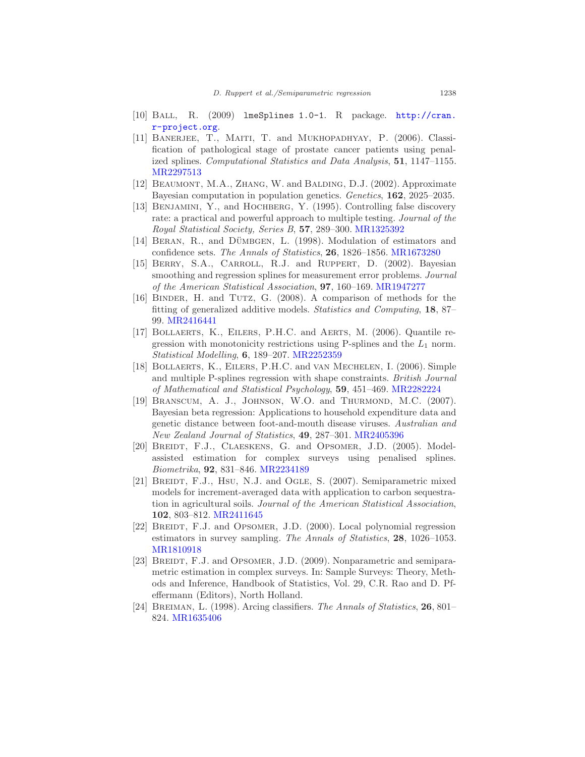[10] Ball, R. (2009) lmeSplines 1.0-1. R package. http://cran.r-project.org.

[11] Banerjee, T., Maiti, T. and Mukhopadhyay, P. (2006). Classification of pathological stage of prostate cancer patients using penalized splines. *Computational Statistics and Data Analysis*, **51**, 1147–1155. MR2297513

[12] Beaumont, M.A., Zhang, W. and Balding, D.J. (2002). Approximate Bayesian computation in population genetics. *Genetics*, **162**, 2025–2035.

[13] Benjamini, Y., and Hochberg, Y. (1995). Controlling false discovery rate: a practical and powerful approach to multiple testing. *Journal of the Royal Statistical Society, Series B*, **57**, 289–300. MR1325392

[14] Beran, R., and Dümbgen, L. (1998). Modulation of estimators and confidence sets. *The Annals of Statistics*, **26**, 1826–1856. MR1673280

[15] Berry, S.A., Carroll, R.J. and Ruppert, D. (2002). Bayesian smoothing and regression splines for measurement error problems. *Journal of the American Statistical Association*, **97**, 160–169. MR1947277

[16] Binder, H. and Tutz, G. (2008). A comparison of methods for the fitting of generalized additive models. *Statistics and Computing*, **18**, 87–99. MR2416441

[17] Bollaerts, K., Eilers, P.H.C. and Aerts, M. (2006). Quantile regression with monotonicity restrictions using P-splines and the $L_1$ norm. *Statistical Modelling*, **6**, 189–207. MR2252359

[18] Bollaerts, K., Eilers, P.H.C. and van Mechelen, I. (2006). Simple and multiple P-splines regression with shape constraints. *British Journal of Mathematical and Statistical Psychology*, **59**, 451–469. MR2282224

[19] Branscum, A. J., Johnson, W.O. and Thurmond, M.C. (2007). Bayesian beta regression: Applications to household expenditure data and genetic distance between foot-and-mouth disease viruses. *Australian and New Zealand Journal of Statistics*, **49**, 287–301. MR2405396

[20] Breidt, F.J., Claeskens, G. and Opsomer, J.D. (2005). Model-assisted estimation for complex surveys using penalised splines. *Biometrika*, **92**, 831–846. MR2234189

[21] Breidt, F.J., Hsu, N.J. and Ogle, S. (2007). Semiparametric mixed models for increment-averaged data with application to carbon sequestration in agricultural soils. *Journal of the American Statistical Association*, **102**, 803–812. MR2411645

[22] Breidt, F.J. and Opsomer, J.D. (2000). Local polynomial regression estimators in survey sampling. *The Annals of Statistics*, **28**, 1026–1053. MR1810918

[23] Breidt, F.J. and Opsomer, J.D. (2009). Nonparametric and semiparametric estimation in complex surveys. In: Sample Surveys: Theory, Methods and Inference, Handbook of Statistics, Vol. 29, C.R. Rao and D. Pfeffermann (Editors), North Holland.

[24] Breiman, L. (1998). Arcing classifiers. *The Annals of Statistics*, **26**, 801–824. MR1635406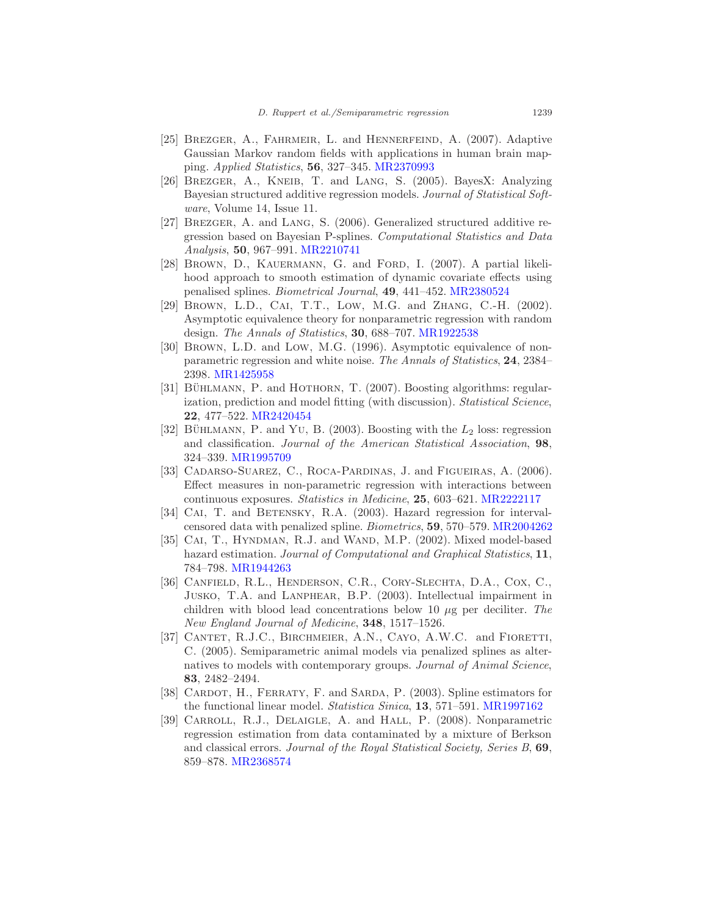[25] Brezger, A., Fahrmeir, L. and Hennerfeind, A. (2007). Adaptive Gaussian Markov random fields with applications in human brain mapping. *Applied Statistics*, **56**, 327–345. MR2370993

[26] Brezger, A., Kneib, T. and Lang, S. (2005). BayesX: Analyzing Bayesian structured additive regression models. *Journal of Statistical Software*, Volume 14, Issue 11.

[27] Brezger, A. and Lang, S. (2006). Generalized structured additive regression based on Bayesian P-splines. *Computational Statistics and Data Analysis*, **50**, 967–991. MR2210741

[28] Brown, D., Kauermann, G. and Ford, I. (2007). A partial likelihood approach to smooth estimation of dynamic covariate effects using penalised splines. *Biometrical Journal*, **49**, 441–452. MR2380524

[29] Brown, L.D., Cai, T.T., Low, M.G. and Zhang, C.-H. (2002). Asymptotic equivalence theory for nonparametric regression with random design. *The Annals of Statistics*, **30**, 688–707. MR1922538

[30] Brown, L.D. and Low, M.G. (1996). Asymptotic equivalence of nonparametric regression and white noise. *The Annals of Statistics*, **24**, 2384–2398. MR1425958

[31] Bühlmann, P. and Hothorn, T. (2007). Boosting algorithms: regularization, prediction and model fitting (with discussion). *Statistical Science*, **22**, 477–522. MR2420454

[32] Bühlmann, P. and Yu, B. (2003). Boosting with the $L_2$ loss: regression and classification. *Journal of the American Statistical Association*, **98**, 324–339. MR1995709

[33] Cadarso-Suarez, C., Roca-Pardinas, J. and Figueiras, A. (2006). Effect measures in non-parametric regression with interactions between continuous exposures. *Statistics in Medicine*, **25**, 603–621. MR2222117

[34] Cai, T. and Betensky, R.A. (2003). Hazard regression for interval-censored data with penalized spline. *Biometrics*, **59**, 570–579. MR2004262

[35] Cai, T., Hyndman, R.J. and Wand, M.P. (2002). Mixed model-based hazard estimation. *Journal of Computational and Graphical Statistics*, **11**, 784–798. MR1944263

[36] Canfield, R.L., Henderson, C.R., Cory-Slechta, D.A., Cox, C., Jusko, T.A. and Lanphear, B.P. (2003). Intellectual impairment in children with blood lead concentrations below 10 $\mu$g per deciliter. *The New England Journal of Medicine*, **348**, 1517–1526.

[37] Cantet, R.J.C., Birchmeier, A.N., Cayo, A.W.C. and Fioretti, C. (2005). Semiparametric animal models via penalized splines as alternatives to models with contemporary groups. *Journal of Animal Science*, **83**, 2482–2494.

[38] Cardot, H., Ferraty, F. and Sarda, P. (2003). Spline estimators for the functional linear model. *Statistica Sinica*, **13**, 571–591. MR1997162

[39] Carroll, R.J., Delaigle, A. and Hall, P. (2008). Nonparametric regression estimation from data contaminated by a mixture of Berkson and classical errors. *Journal of the Royal Statistical Society, Series B*, **69**, 859–878. MR2368574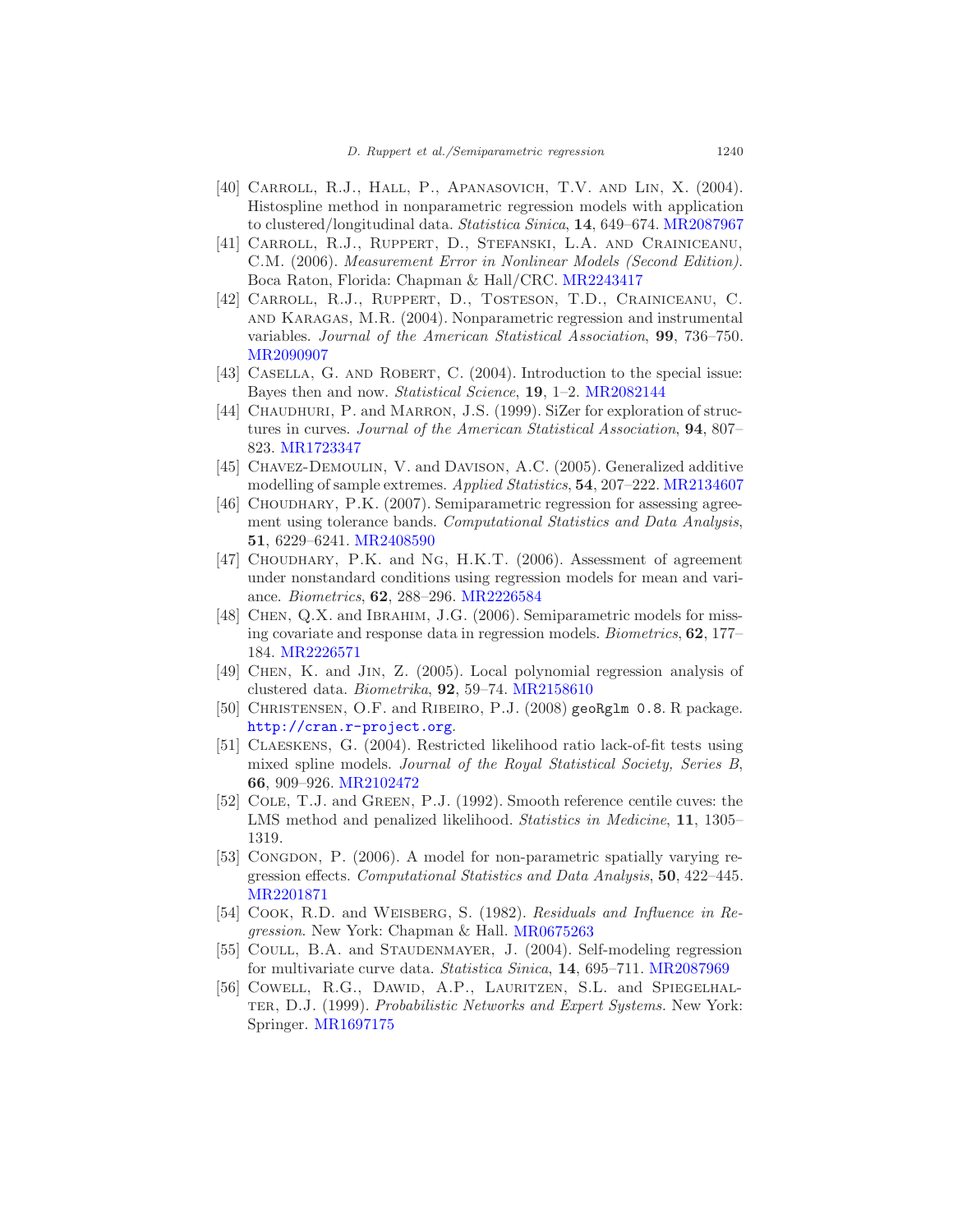[40] Carroll, R.J., Hall, P., Apanasovich, T.V. and Lin, X. (2004). Histospline method in nonparametric regression models with application to clustered/longitudinal data. *Statistica Sinica*, **14**, 649–674. MR2087967

[41] Carroll, R.J., Ruppert, D., Stefanski, L.A. and Crainiceanu, C.M. (2006). *Measurement Error in Nonlinear Models (Second Edition)*. Boca Raton, Florida: Chapman & Hall/CRC. MR2243417

[42] Carroll, R.J., Ruppert, D., Tosteson, T.D., Crainiceanu, C. and Karagas, M.R. (2004). Nonparametric regression and instrumental variables. *Journal of the American Statistical Association*, **99**, 736–750. MR2090907

[43] Casella, G. and Robert, C. (2004). Introduction to the special issue: Bayes then and now. *Statistical Science*, **19**, 1–2. MR2082144

[44] Chaudhuri, P. and Marron, J.S. (1999). SiZer for exploration of structures in curves. *Journal of the American Statistical Association*, **94**, 807–823. MR1723347

[45] Chavez-Demoulin, V. and Davison, A.C. (2005). Generalized additive modelling of sample extremes. *Applied Statistics*, **54**, 207–222. MR2134607

[46] Choudhary, P.K. (2007). Semiparametric regression for assessing agreement using tolerance bands. *Computational Statistics and Data Analysis*, **51**, 6229–6241. MR2408590

[47] Choudhary, P.K. and Ng, H.K.T. (2006). Assessment of agreement under nonstandard conditions using regression models for mean and variance. *Biometrics*, **62**, 288–296. MR2226584

[48] Chen, Q.X. and Ibrahim, J.G. (2006). Semiparametric models for missing covariate and response data in regression models. *Biometrics*, **62**, 177–184. MR2226571

[49] Chen, K. and Jin, Z. (2005). Local polynomial regression analysis of clustered data. *Biometrika*, **92**, 59–74. MR2158610

[50] Christensen, O.F. and Ribeiro, P.J. (2008) `geoRglm 0.8`. R package. `http://cran.r-project.org`.

[51] Claeskens, G. (2004). Restricted likelihood ratio lack-of-fit tests using mixed spline models. *Journal of the Royal Statistical Society, Series B*, **66**, 909–926. MR2102472

[52] Cole, T.J. and Green, P.J. (1992). Smooth reference centile cuves: the LMS method and penalized likelihood. *Statistics in Medicine*, **11**, 1305–1319.

[53] Congdon, P. (2006). A model for non-parametric spatially varying regression effects. *Computational Statistics and Data Analysis*, **50**, 422–445. MR2201871

[54] Cook, R.D. and Weisberg, S. (1982). *Residuals and Influence in Regression*. New York: Chapman & Hall. MR0675263

[55] Coull, B.A. and Staudenmayer, J. (2004). Self-modeling regression for multivariate curve data. *Statistica Sinica*, **14**, 695–711. MR2087969

[56] Cowell, R.G., Dawid, A.P., Lauritzen, S.L. and Spiegelhalter, D.J. (1999). *Probabilistic Networks and Expert Systems*. New York: Springer. MR1697175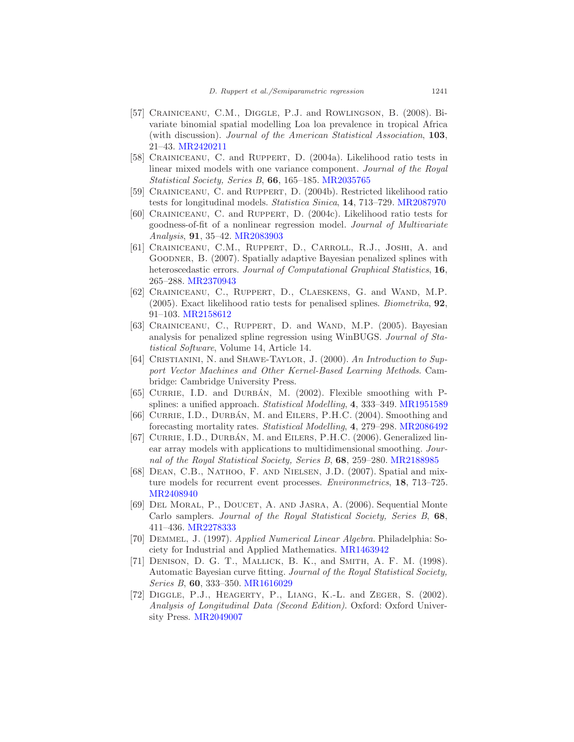[57] Crainiceanu, C.M., Diggle, P.J. and Rowlingson, B. (2008). Bivariate binomial spatial modelling Loa loa prevalence in tropical Africa (with discussion). *Journal of the American Statistical Association*, **103**, 21–43. MR2420211

[58] Crainiceanu, C. and Ruppert, D. (2004a). Likelihood ratio tests in linear mixed models with one variance component. *Journal of the Royal Statistical Society, Series B*, **66**, 165–185. MR2035765

[59] Crainiceanu, C. and Ruppert, D. (2004b). Restricted likelihood ratio tests for longitudinal models. *Statistica Sinica*, **14**, 713–729. MR2087970

[60] Crainiceanu, C. and Ruppert, D. (2004c). Likelihood ratio tests for goodness-of-fit of a nonlinear regression model. *Journal of Multivariate Analysis*, **91**, 35–42. MR2083903

[61] Crainiceanu, C.M., Ruppert, D., Carroll, R.J., Joshi, A. and Goodner, B. (2007). Spatially adaptive Bayesian penalized splines with heteroscedastic errors. *Journal of Computational Graphical Statistics*, **16**, 265–288. MR2370943

[62] Crainiceanu, C., Ruppert, D., Claeskens, G. and Wand, M.P. (2005). Exact likelihood ratio tests for penalised splines. *Biometrika*, **92**, 91–103. MR2158612

[63] Crainiceanu, C., Ruppert, D. and Wand, M.P. (2005). Bayesian analysis for penalized spline regression using WinBUGS. *Journal of Statistical Software*, Volume 14, Article 14.

[64] Cristianini, N. and Shawe-Taylor, J. (2000). *An Introduction to Support Vector Machines and Other Kernel-Based Learning Methods*. Cambridge: Cambridge University Press.

[65] Currie, I.D. and Durbán, M. (2002). Flexible smoothing with P-splines: a unified approach. *Statistical Modelling*, **4**, 333–349. MR1951589

[66] Currie, I.D., Durbán, M. and Eilers, P.H.C. (2004). Smoothing and forecasting mortality rates. *Statistical Modelling*, **4**, 279–298. MR2086492

[67] Currie, I.D., Durbán, M. and Eilers, P.H.C. (2006). Generalized linear array models with applications to multidimensional smoothing. *Journal of the Royal Statistical Society, Series B*, **68**, 259–280. MR2188985

[68] Dean, C.B., Nathoo, F. and Nielsen, J.D. (2007). Spatial and mixture models for recurrent event processes. *Environmetrics*, **18**, 713–725. MR2408940

[69] Del Moral, P., Doucet, A. and Jasra, A. (2006). Sequential Monte Carlo samplers. *Journal of the Royal Statistical Society, Series B*, **68**, 411–436. MR2278333

[70] Demmel, J. (1997). *Applied Numerical Linear Algebra*. Philadelphia: Society for Industrial and Applied Mathematics. MR1463942

[71] Denison, D. G. T., Mallick, B. K., and Smith, A. F. M. (1998). Automatic Bayesian curve fitting. *Journal of the Royal Statistical Society, Series B*, **60**, 333–350. MR1616029

[72] Diggle, P.J., Heagerty, P., Liang, K.-L. and Zeger, S. (2002). *Analysis of Longitudinal Data (Second Edition)*. Oxford: Oxford University Press. MR2049007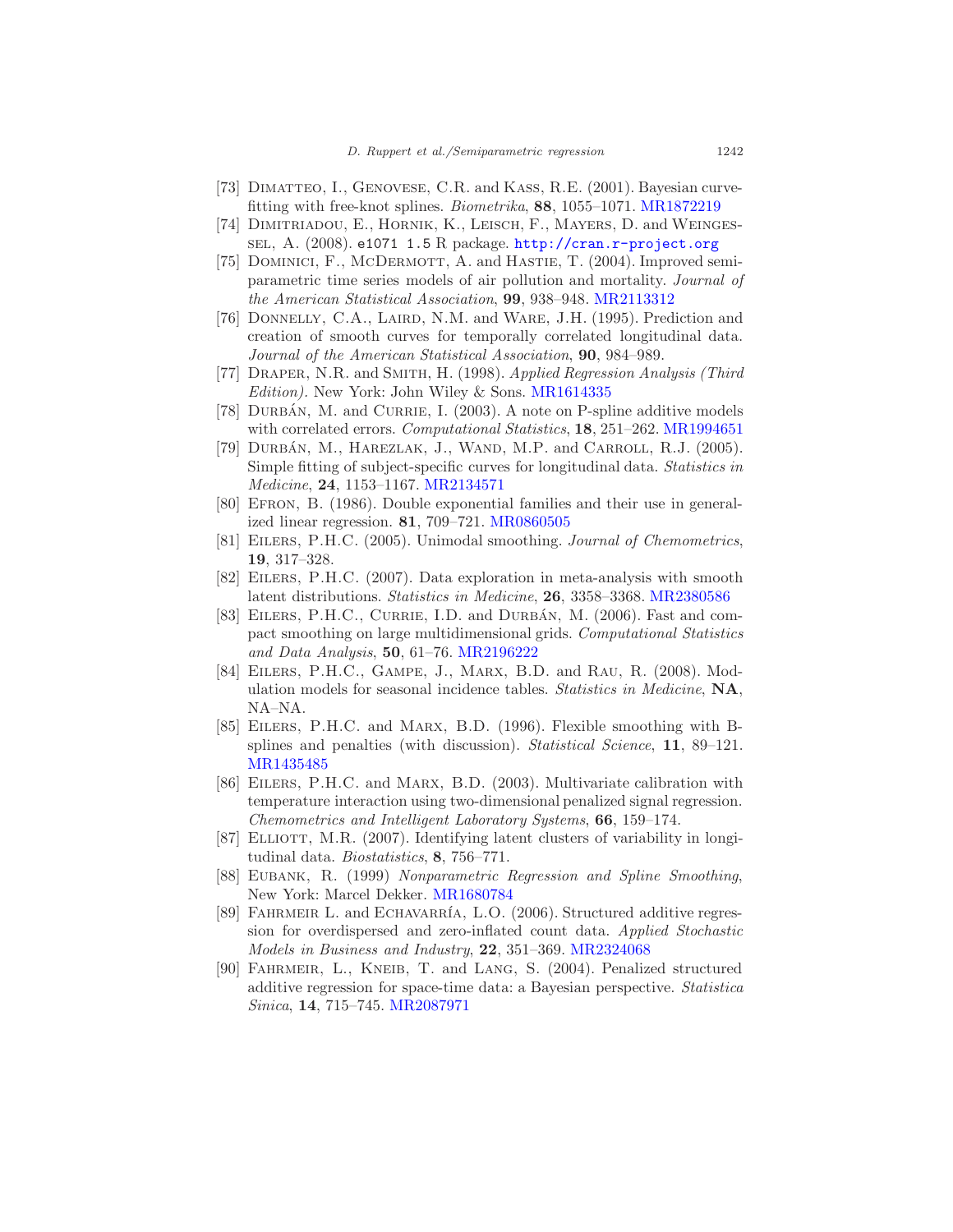[73] Dimatteo, I., Genovese, C.R. and Kass, R.E. (2001). Bayesian curve-fitting with free-knot splines. *Biometrika*, **88**, 1055–1071. MR1872219

[74] Dimitriadou, E., Hornik, K., Leisch, F., Mayers, D. and Weingessel, A. (2008). `e1071 1.5` R package. http://cran.r-project.org

[75] Dominici, F., McDermott, A. and Hastie, T. (2004). Improved semiparametric time series models of air pollution and mortality. *Journal of the American Statistical Association*, **99**, 938–948. MR2113312

[76] Donnelly, C.A., Laird, N.M. and Ware, J.H. (1995). Prediction and creation of smooth curves for temporally correlated longitudinal data. *Journal of the American Statistical Association*, **90**, 984–989.

[77] Draper, N.R. and Smith, H. (1998). *Applied Regression Analysis (Third Edition)*. New York: John Wiley & Sons. MR1614335

[78] Durbán, M. and Currie, I. (2003). A note on P-spline additive models with correlated errors. *Computational Statistics*, **18**, 251–262. MR1994651

[79] Durbán, M., Harezlak, J., Wand, M.P. and Carroll, R.J. (2005). Simple fitting of subject-specific curves for longitudinal data. *Statistics in Medicine*, **24**, 1153–1167. MR2134571

[80] Efron, B. (1986). Double exponential families and their use in generalized linear regression. **81**, 709–721. MR0860505

[81] Eilers, P.H.C. (2005). Unimodal smoothing. *Journal of Chemometrics*, **19**, 317–328.

[82] Eilers, P.H.C. (2007). Data exploration in meta-analysis with smooth latent distributions. *Statistics in Medicine*, **26**, 3358–3368. MR2380586

[83] Eilers, P.H.C., Currie, I.D. and Durbán, M. (2006). Fast and compact smoothing on large multidimensional grids. *Computational Statistics and Data Analysis*, **50**, 61–76. MR2196222

[84] Eilers, P.H.C., Gampe, J., Marx, B.D. and Rau, R. (2008). Modulation models for seasonal incidence tables. *Statistics in Medicine*, **NA**, NA–NA.

[85] Eilers, P.H.C. and Marx, B.D. (1996). Flexible smoothing with B-splines and penalties (with discussion). *Statistical Science*, **11**, 89–121. MR1435485

[86] Eilers, P.H.C. and Marx, B.D. (2003). Multivariate calibration with temperature interaction using two-dimensional penalized signal regression. *Chemometrics and Intelligent Laboratory Systems*, **66**, 159–174.

[87] Elliott, M.R. (2007). Identifying latent clusters of variability in longitudinal data. *Biostatistics*, **8**, 756–771.

[88] Eubank, R. (1999) *Nonparametric Regression and Spline Smoothing*, New York: Marcel Dekker. MR1680784

[89] Fahrmeir L. and Echavarría, L.O. (2006). Structured additive regression for overdispersed and zero-inflated count data. *Applied Stochastic Models in Business and Industry*, **22**, 351–369. MR2324068

[90] Fahrmeir, L., Kneib, T. and Lang, S. (2004). Penalized structured additive regression for space-time data: a Bayesian perspective. *Statistica Sinica*, **14**, 715–745. MR2087971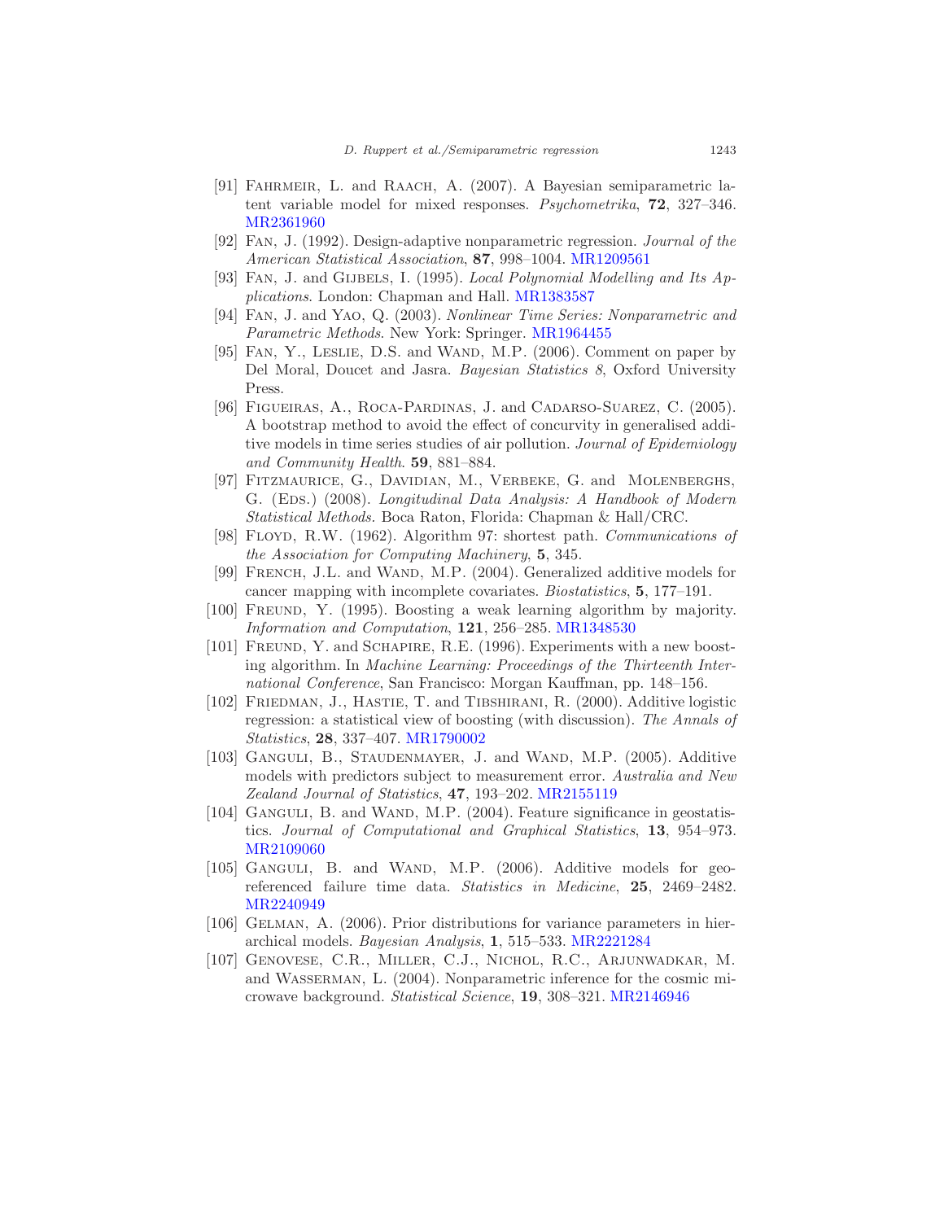[91] Fahrmeir, L. and Raach, A. (2007). A Bayesian semiparametric latent variable model for mixed responses. *Psychometrika*, **72**, 327–346. MR2361960

[92] Fan, J. (1992). Design-adaptive nonparametric regression. *Journal of the American Statistical Association*, **87**, 998–1004. MR1209561

[93] Fan, J. and Gijbels, I. (1995). *Local Polynomial Modelling and Its Applications*. London: Chapman and Hall. MR1383587

[94] Fan, J. and Yao, Q. (2003). *Nonlinear Time Series: Nonparametric and Parametric Methods*. New York: Springer. MR1964455

[95] Fan, Y., Leslie, D.S. and Wand, M.P. (2006). Comment on paper by Del Moral, Doucet and Jasra. *Bayesian Statistics 8*, Oxford University Press.

[96] Figueiras, A., Roca-Pardinas, J. and Cadarso-Suarez, C. (2005). A bootstrap method to avoid the effect of concurvity in generalised additive models in time series studies of air pollution. *Journal of Epidemiology and Community Health*. **59**, 881–884.

[97] Fitzmaurice, G., Davidian, M., Verbeke, G. and Molenberghs, G. (Eds.) (2008). *Longitudinal Data Analysis: A Handbook of Modern Statistical Methods.* Boca Raton, Florida: Chapman & Hall/CRC.

[98] Floyd, R.W. (1962). Algorithm 97: shortest path. *Communications of the Association for Computing Machinery*, **5**, 345.

[99] French, J.L. and Wand, M.P. (2004). Generalized additive models for cancer mapping with incomplete covariates. *Biostatistics*, **5**, 177–191.

[100] Freund, Y. (1995). Boosting a weak learning algorithm by majority. *Information and Computation*, **121**, 256–285. MR1348530

[101] Freund, Y. and Schapire, R.E. (1996). Experiments with a new boosting algorithm. In *Machine Learning: Proceedings of the Thirteenth International Conference*, San Francisco: Morgan Kauffman, pp. 148–156.

[102] Friedman, J., Hastie, T. and Tibshirani, R. (2000). Additive logistic regression: a statistical view of boosting (with discussion). *The Annals of Statistics*, **28**, 337–407. MR1790002

[103] Ganguli, B., Staudenmayer, J. and Wand, M.P. (2005). Additive models with predictors subject to measurement error. *Australia and New Zealand Journal of Statistics*, **47**, 193–202. MR2155119

[104] Ganguli, B. and Wand, M.P. (2004). Feature significance in geostatistics. *Journal of Computational and Graphical Statistics*, **13**, 954–973. MR2109060

[105] Ganguli, B. and Wand, M.P. (2006). Additive models for geo-referenced failure time data. *Statistics in Medicine*, **25**, 2469–2482. MR2240949

[106] Gelman, A. (2006). Prior distributions for variance parameters in hierarchical models. *Bayesian Analysis*, **1**, 515–533. MR2221284

[107] Genovese, C.R., Miller, C.J., Nichol, R.C., Arjunwadkar, M. and Wasserman, L. (2004). Nonparametric inference for the cosmic microwave background. *Statistical Science*, **19**, 308–321. MR2146946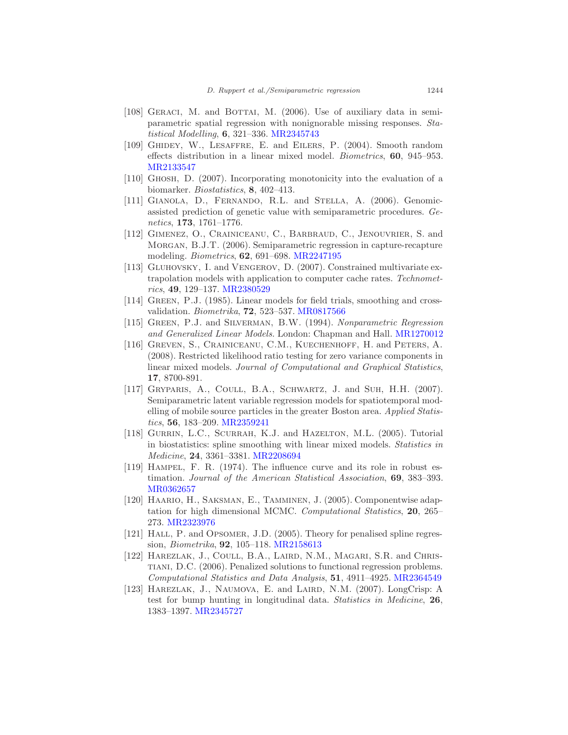[108] Geraci, M. and Bottai, M. (2006). Use of auxiliary data in semi-parametric spatial regression with nonignorable missing responses. *Statistical Modelling*, **6**, 321–336. MR2345743

[109] Ghidey, W., Lesaffre, E. and Eilers, P. (2004). Smooth random effects distribution in a linear mixed model. *Biometrics*, **60**, 945–953. MR2133547

[110] Ghosh, D. (2007). Incorporating monotonicity into the evaluation of a biomarker. *Biostatistics*, **8**, 402–413.

[111] Gianola, D., Fernando, R.L. and Stella, A. (2006). Genomic-assisted prediction of genetic value with semiparametric procedures. *Genetics*, **173**, 1761–1776.

[112] Gimenez, O., Crainiceanu, C., Barbraud, C., Jenouvrier, S. and Morgan, B.J.T. (2006). Semiparametric regression in capture-recapture modeling. *Biometrics*, **62**, 691–698. MR2247195

[113] Gluhovsky, I. and Vengerov, D. (2007). Constrained multivariate extrapolation models with application to computer cache rates. *Technometrics*, **49**, 129–137. MR2380529

[114] Green, P.J. (1985). Linear models for field trials, smoothing and cross-validation. *Biometrika*, **72**, 523–537. MR0817566

[115] Green, P.J. and Silverman, B.W. (1994). *Nonparametric Regression and Generalized Linear Models*. London: Chapman and Hall. MR1270012

[116] Greven, S., Crainiceanu, C.M., Kuechenhoff, H. and Peters, A. (2008). Restricted likelihood ratio testing for zero variance components in linear mixed models. *Journal of Computational and Graphical Statistics*, **17**, 8700-891.

[117] Gryparis, A., Coull, B.A., Schwartz, J. and Suh, H.H. (2007). Semiparametric latent variable regression models for spatiotemporal modelling of mobile source particles in the greater Boston area. *Applied Statistics*, **56**, 183–209. MR2359241

[118] Gurrin, L.C., Scurrah, K.J. and Hazelton, M.L. (2005). Tutorial in biostatistics: spline smoothing with linear mixed models. *Statistics in Medicine*, **24**, 3361–3381. MR2208694

[119] Hampel, F. R. (1974). The influence curve and its role in robust estimation. *Journal of the American Statistical Association*, **69**, 383–393. MR0362657

[120] Haario, H., Saksman, E., Tamminen, J. (2005). Componentwise adaptation for high dimensional MCMC. *Computational Statistics*, **20**, 265–273. MR2323976

[121] Hall, P. and Opsomer, J.D. (2005). Theory for penalised spline regression, *Biometrika*, **92**, 105–118. MR2158613

[122] Harezlak, J., Coull, B.A., Laird, N.M., Magari, S.R. and Christiani, D.C. (2006). Penalized solutions to functional regression problems. *Computational Statistics and Data Analysis*, **51**, 4911–4925. MR2364549

[123] Harezlak, J., Naumova, E. and Laird, N.M. (2007). LongCrisp: A test for bump hunting in longitudinal data. *Statistics in Medicine*, **26**, 1383–1397. MR2345727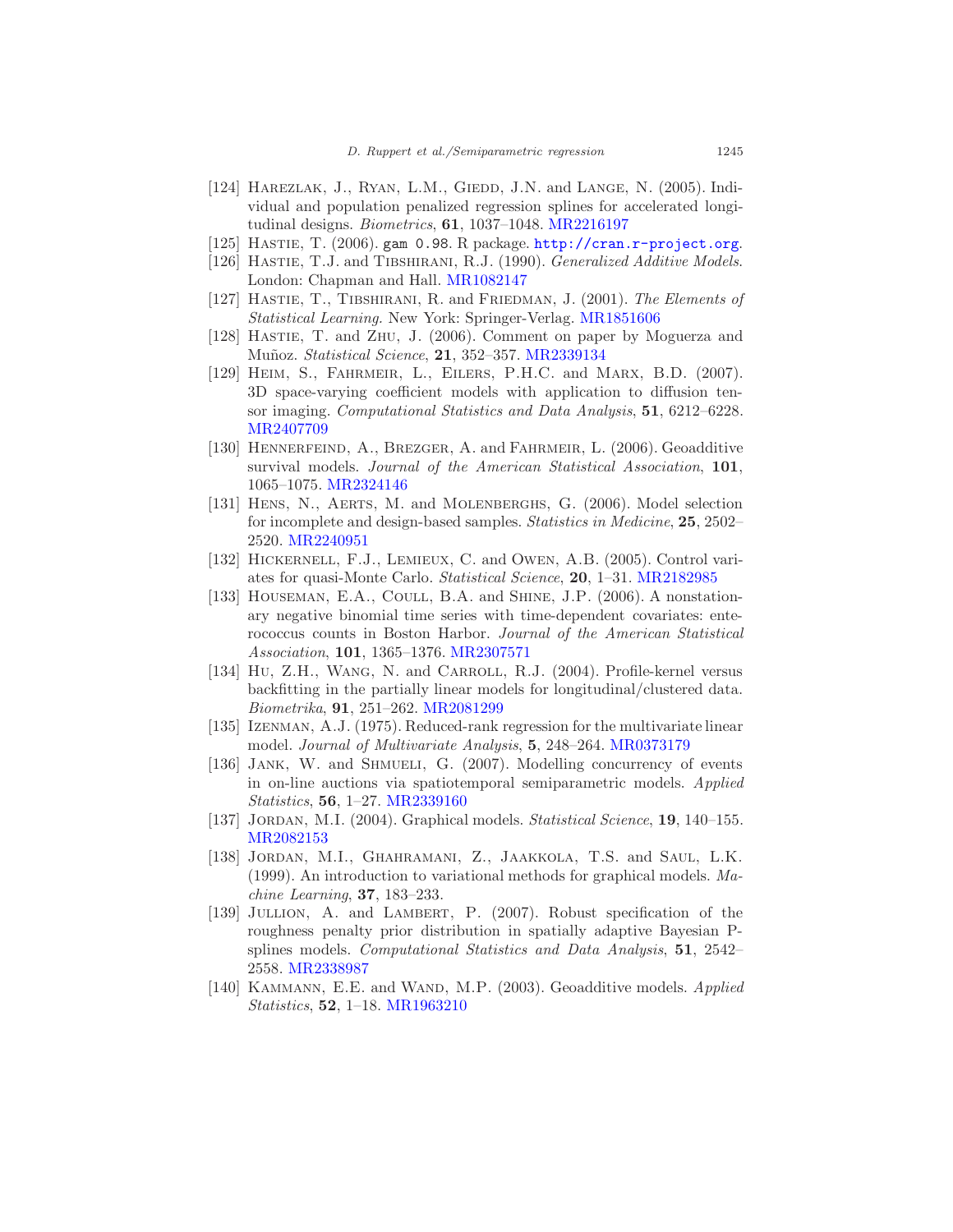[124] Harezlak, J., Ryan, L.M., Giedd, J.N. and Lange, N. (2005). Individual and population penalized regression splines for accelerated longitudinal designs. *Biometrics*, **61**, 1037–1048. MR2216197

[125] Hastie, T. (2006). `gam 0.98`. R package. http://cran.r-project.org.

[126] Hastie, T.J. and Tibshirani, R.J. (1990). *Generalized Additive Models*. London: Chapman and Hall. MR1082147

[127] Hastie, T., Tibshirani, R. and Friedman, J. (2001). *The Elements of Statistical Learning*. New York: Springer-Verlag. MR1851606

[128] Hastie, T. and Zhu, J. (2006). Comment on paper by Moguerza and Muñoz. *Statistical Science*, **21**, 352–357. MR2339134

[129] Heim, S., Fahrmeir, L., Eilers, P.H.C. and Marx, B.D. (2007). 3D space-varying coefficient models with application to diffusion tensor imaging. *Computational Statistics and Data Analysis*, **51**, 6212–6228. MR2407709

[130] Hennerfeind, A., Brezger, A. and Fahrmeir, L. (2006). Geoadditive survival models. *Journal of the American Statistical Association*, **101**, 1065–1075. MR2324146

[131] Hens, N., Aerts, M. and Molenberghs, G. (2006). Model selection for incomplete and design-based samples. *Statistics in Medicine*, **25**, 2502–2520. MR2240951

[132] Hickernell, F.J., Lemieux, C. and Owen, A.B. (2005). Control variates for quasi-Monte Carlo. *Statistical Science*, **20**, 1–31. MR2182985

[133] Houseman, E.A., Coull, B.A. and Shine, J.P. (2006). A nonstationary negative binomial time series with time-dependent covariates: enterococcus counts in Boston Harbor. *Journal of the American Statistical Association*, **101**, 1365–1376. MR2307571

[134] Hu, Z.H., Wang, N. and Carroll, R.J. (2004). Profile-kernel versus backfitting in the partially linear models for longitudinal/clustered data. *Biometrika*, **91**, 251–262. MR2081299

[135] Izenman, A.J. (1975). Reduced-rank regression for the multivariate linear model. *Journal of Multivariate Analysis*, **5**, 248–264. MR0373179

[136] Jank, W. and Shmueli, G. (2007). Modelling concurrency of events in on-line auctions via spatiotemporal semiparametric models. *Applied Statistics*, **56**, 1–27. MR2339160

[137] Jordan, M.I. (2004). Graphical models. *Statistical Science*, **19**, 140–155. MR2082153

[138] Jordan, M.I., Ghahramani, Z., Jaakkola, T.S. and Saul, L.K. (1999). An introduction to variational methods for graphical models. *Machine Learning*, **37**, 183–233.

[139] Jullion, A. and Lambert, P. (2007). Robust specification of the roughness penalty prior distribution in spatially adaptive Bayesian P-splines models. *Computational Statistics and Data Analysis*, **51**, 2542–2558. MR2338987

[140] Kammann, E.E. and Wand, M.P. (2003). Geoadditive models. *Applied Statistics*, **52**, 1–18. MR1963210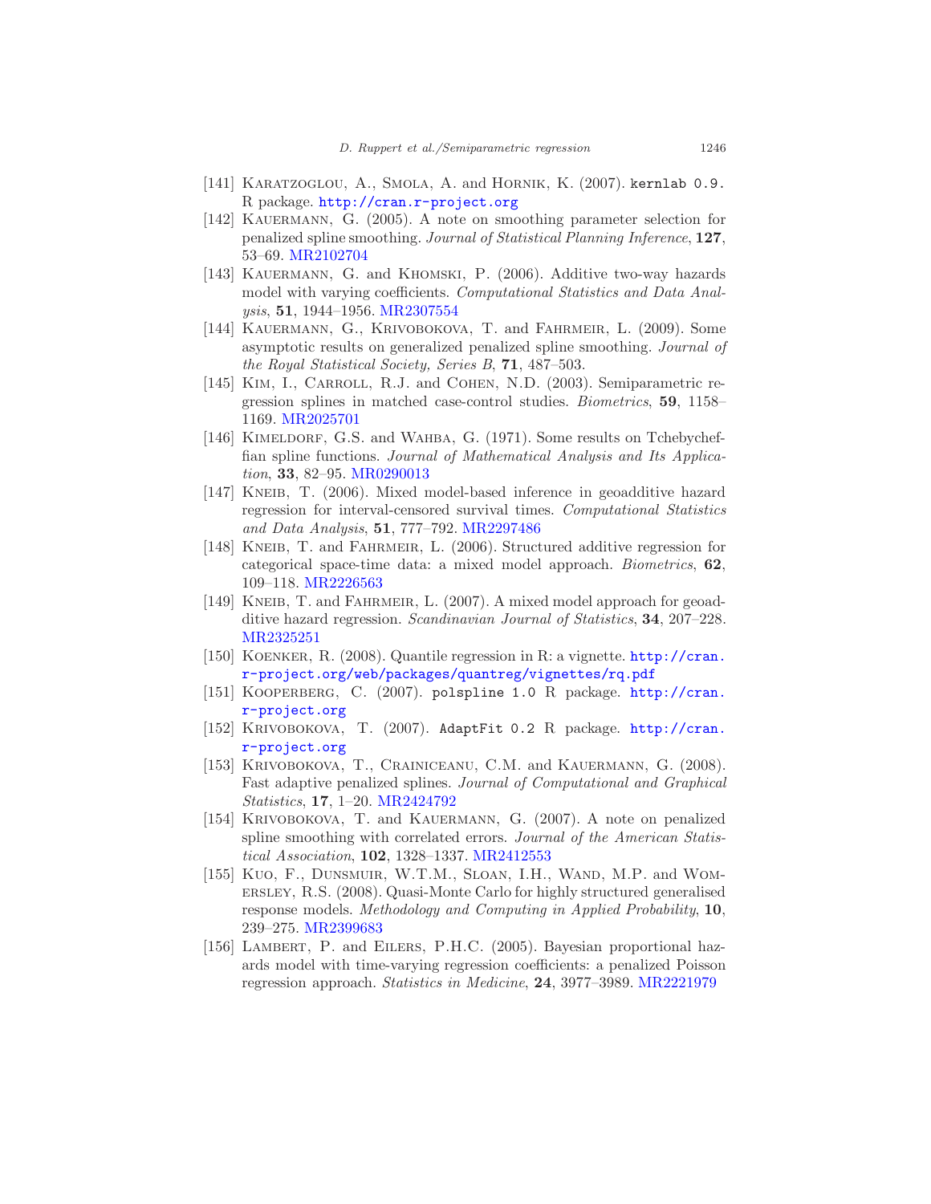[141] Karatzoglou, A., Smola, A. and Hornik, K. (2007). `kernlab 0.9.` R package. http://cran.r-project.org

[142] Kauermann, G. (2005). A note on smoothing parameter selection for penalized spline smoothing. *Journal of Statistical Planning Inference*, **127**, 53–69. MR2102704

[143] Kauermann, G. and Khomski, P. (2006). Additive two-way hazards model with varying coefficients. *Computational Statistics and Data Analysis*, **51**, 1944–1956. MR2307554

[144] Kauermann, G., Krivobokova, T. and Fahrmeir, L. (2009). Some asymptotic results on generalized penalized spline smoothing. *Journal of the Royal Statistical Society, Series B*, **71**, 487–503.

[145] Kim, I., Carroll, R.J. and Cohen, N.D. (2003). Semiparametric regression splines in matched case-control studies. *Biometrics*, **59**, 1158–1169. MR2025701

[146] Kimeldorf, G.S. and Wahba, G. (1971). Some results on Tchebycheffian spline functions. *Journal of Mathematical Analysis and Its Application*, **33**, 82–95. MR0290013

[147] Kneib, T. (2006). Mixed model-based inference in geoadditive hazard regression for interval-censored survival times. *Computational Statistics and Data Analysis*, **51**, 777–792. MR2297486

[148] Kneib, T. and Fahrmeir, L. (2006). Structured additive regression for categorical space-time data: a mixed model approach. *Biometrics*, **62**, 109–118. MR2226563

[149] Kneib, T. and Fahrmeir, L. (2007). A mixed model approach for geoadditive hazard regression. *Scandinavian Journal of Statistics*, **34**, 207–228. MR2325251

[150] Koenker, R. (2008). Quantile regression in R: a vignette. http://cran.r-project.org/web/packages/quantreg/vignettes/rq.pdf

[151] Kooperberg, C. (2007). `polspline 1.0` R package. http://cran.r-project.org

[152] Krivobokova, T. (2007). `AdaptFit 0.2` R package. http://cran.r-project.org

[153] Krivobokova, T., Crainiceanu, C.M. and Kauermann, G. (2008). Fast adaptive penalized splines. *Journal of Computational and Graphical Statistics*, **17**, 1–20. MR2424792

[154] Krivobokova, T. and Kauermann, G. (2007). A note on penalized spline smoothing with correlated errors. *Journal of the American Statistical Association*, **102**, 1328–1337. MR2412553

[155] Kuo, F., Dunsmuir, W.T.M., Sloan, I.H., Wand, M.P. and Womersley, R.S. (2008). Quasi-Monte Carlo for highly structured generalised response models. *Methodology and Computing in Applied Probability*, **10**, 239–275. MR2399683

[156] Lambert, P. and Eilers, P.H.C. (2005). Bayesian proportional hazards model with time-varying regression coefficients: a penalized Poisson regression approach. *Statistics in Medicine*, **24**, 3977–3989. MR2221979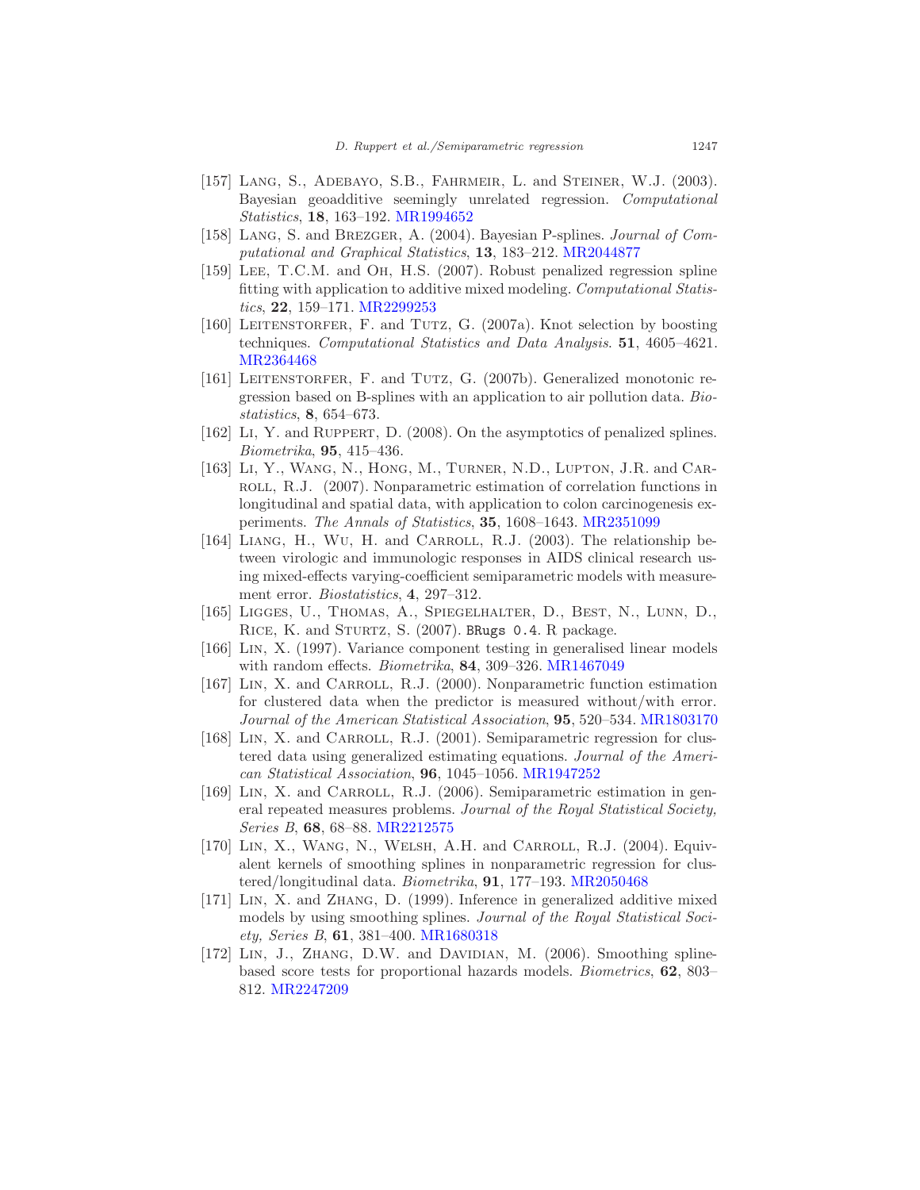[157] Lang, S., Adebayo, S.B., Fahrmeir, L. and Steiner, W.J. (2003). Bayesian geoadditive seemingly unrelated regression. *Computational Statistics*, **18**, 163–192. MR1994652

[158] Lang, S. and Brezger, A. (2004). Bayesian P-splines. *Journal of Computational and Graphical Statistics*, **13**, 183–212. MR2044877

[159] Lee, T.C.M. and Oh, H.S. (2007). Robust penalized regression spline fitting with application to additive mixed modeling. *Computational Statistics*, **22**, 159–171. MR2299253

[160] Leitenstorfer, F. and Tutz, G. (2007a). Knot selection by boosting techniques. *Computational Statistics and Data Analysis*. **51**, 4605–4621. MR2364468

[161] Leitenstorfer, F. and Tutz, G. (2007b). Generalized monotonic regression based on B-splines with an application to air pollution data. *Biostatistics*, **8**, 654–673.

[162] Li, Y. and Ruppert, D. (2008). On the asymptotics of penalized splines. *Biometrika*, **95**, 415–436.

[163] Li, Y., Wang, N., Hong, M., Turner, N.D., Lupton, J.R. and Carroll, R.J. (2007). Nonparametric estimation of correlation functions in longitudinal and spatial data, with application to colon carcinogenesis experiments. *The Annals of Statistics*, **35**, 1608–1643. MR2351099

[164] Liang, H., Wu, H. and Carroll, R.J. (2003). The relationship between virologic and immunologic responses in AIDS clinical research using mixed-effects varying-coefficient semiparametric models with measurement error. *Biostatistics*, **4**, 297–312.

[165] Ligges, U., Thomas, A., Spiegelhalter, D., Best, N., Lunn, D., Rice, K. and Sturtz, S. (2007). `BRugs 0.4`. R package.

[166] Lin, X. (1997). Variance component testing in generalised linear models with random effects. *Biometrika*, **84**, 309–326. MR1467049

[167] Lin, X. and Carroll, R.J. (2000). Nonparametric function estimation for clustered data when the predictor is measured without/with error. *Journal of the American Statistical Association*, **95**, 520–534. MR1803170

[168] Lin, X. and Carroll, R.J. (2001). Semiparametric regression for clustered data using generalized estimating equations. *Journal of the American Statistical Association*, **96**, 1045–1056. MR1947252

[169] Lin, X. and Carroll, R.J. (2006). Semiparametric estimation in general repeated measures problems. *Journal of the Royal Statistical Society, Series B*, **68**, 68–88. MR2212575

[170] Lin, X., Wang, N., Welsh, A.H. and Carroll, R.J. (2004). Equivalent kernels of smoothing splines in nonparametric regression for clustered/longitudinal data. *Biometrika*, **91**, 177–193. MR2050468

[171] Lin, X. and Zhang, D. (1999). Inference in generalized additive mixed models by using smoothing splines. *Journal of the Royal Statistical Society, Series B*, **61**, 381–400. MR1680318

[172] Lin, J., Zhang, D.W. and Davidian, M. (2006). Smoothing spline-based score tests for proportional hazards models. *Biometrics*, **62**, 803–812. MR2247209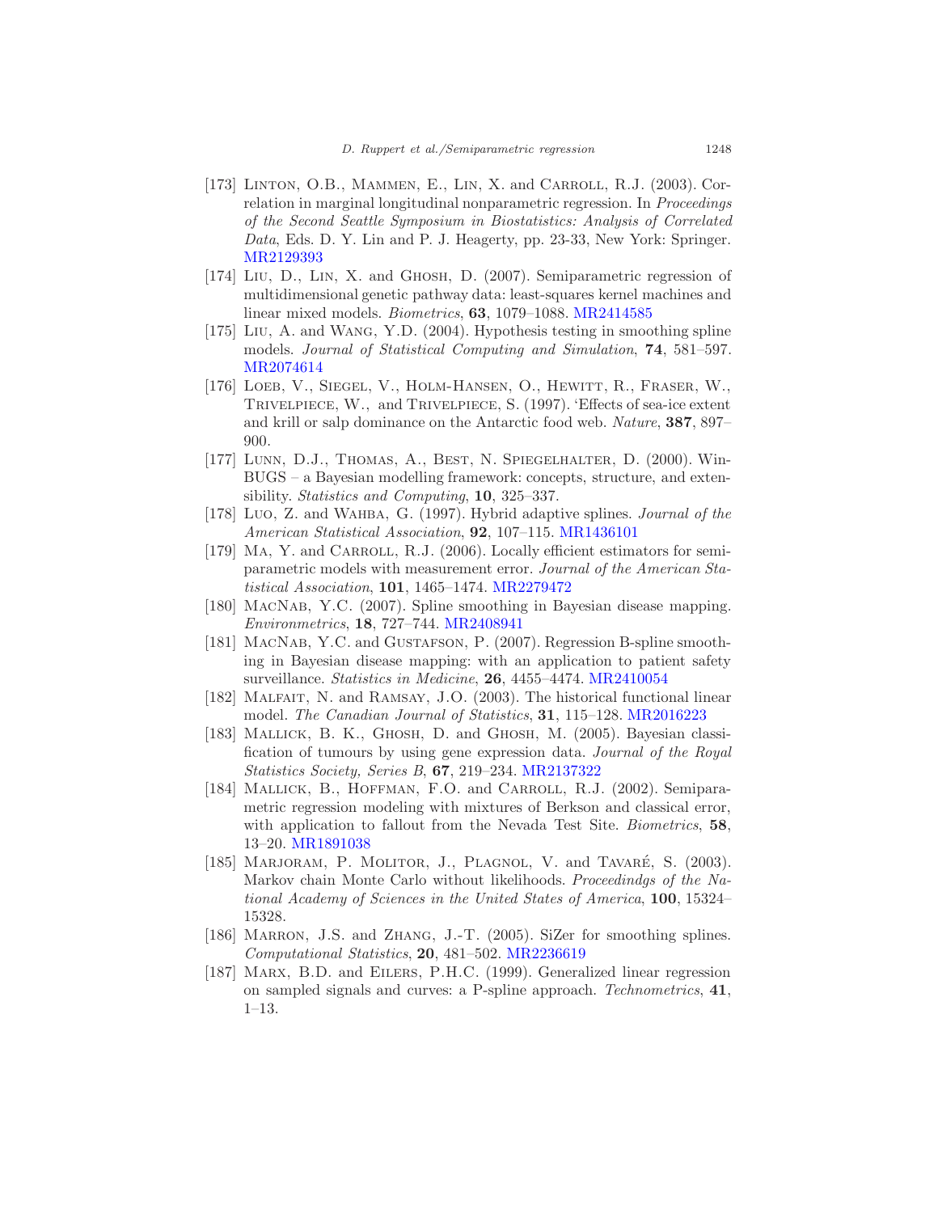[173] Linton, O.B., Mammen, E., Lin, X. and Carroll, R.J. (2003). Correlation in marginal longitudinal nonparametric regression. In *Proceedings of the Second Seattle Symposium in Biostatistics: Analysis of Correlated Data*, Eds. D. Y. Lin and P. J. Heagerty, pp. 23-33, New York: Springer. MR2129393

[174] Liu, D., Lin, X. and Ghosh, D. (2007). Semiparametric regression of multidimensional genetic pathway data: least-squares kernel machines and linear mixed models. *Biometrics*, **63**, 1079–1088. MR2414585

[175] Liu, A. and Wang, Y.D. (2004). Hypothesis testing in smoothing spline models. *Journal of Statistical Computing and Simulation*, **74**, 581–597. MR2074614

[176] Loeb, V., Siegel, V., Holm-Hansen, O., Hewitt, R., Fraser, W., Trivelpiece, W., and Trivelpiece, S. (1997). 'Effects of sea-ice extent and krill or salp dominance on the Antarctic food web. *Nature*, **387**, 897–900.

[177] Lunn, D.J., Thomas, A., Best, N. Spiegelhalter, D. (2000). WinBUGS – a Bayesian modelling framework: concepts, structure, and extensibility. *Statistics and Computing*, **10**, 325–337.

[178] Luo, Z. and Wahba, G. (1997). Hybrid adaptive splines. *Journal of the American Statistical Association*, **92**, 107–115. MR1436101

[179] Ma, Y. and Carroll, R.J. (2006). Locally efficient estimators for semiparametric models with measurement error. *Journal of the American Statistical Association*, **101**, 1465–1474. MR2279472

[180] MacNab, Y.C. (2007). Spline smoothing in Bayesian disease mapping. *Environmetrics*, **18**, 727–744. MR2408941

[181] MacNab, Y.C. and Gustafson, P. (2007). Regression B-spline smoothing in Bayesian disease mapping: with an application to patient safety surveillance. *Statistics in Medicine*, **26**, 4455–4474. MR2410054

[182] Malfait, N. and Ramsay, J.O. (2003). The historical functional linear model. *The Canadian Journal of Statistics*, **31**, 115–128. MR2016223

[183] Mallick, B. K., Ghosh, D. and Ghosh, M. (2005). Bayesian classification of tumours by using gene expression data. *Journal of the Royal Statistics Society, Series B*, **67**, 219–234. MR2137322

[184] Mallick, B., Hoffman, F.O. and Carroll, R.J. (2002). Semiparametric regression modeling with mixtures of Berkson and classical error, with application to fallout from the Nevada Test Site. *Biometrics*, **58**, 13–20. MR1891038

[185] Marjoram, P. Molitor, J., Plagnol, V. and Tavaré, S. (2003). Markov chain Monte Carlo without likelihoods. *Proceedindgs of the National Academy of Sciences in the United States of America*, **100**, 15324–15328.

[186] Marron, J.S. and Zhang, J.-T. (2005). SiZer for smoothing splines. *Computational Statistics*, **20**, 481–502. MR2236619

[187] Marx, B.D. and Eilers, P.H.C. (1999). Generalized linear regression on sampled signals and curves: a P-spline approach. *Technometrics*, **41**, 1–13.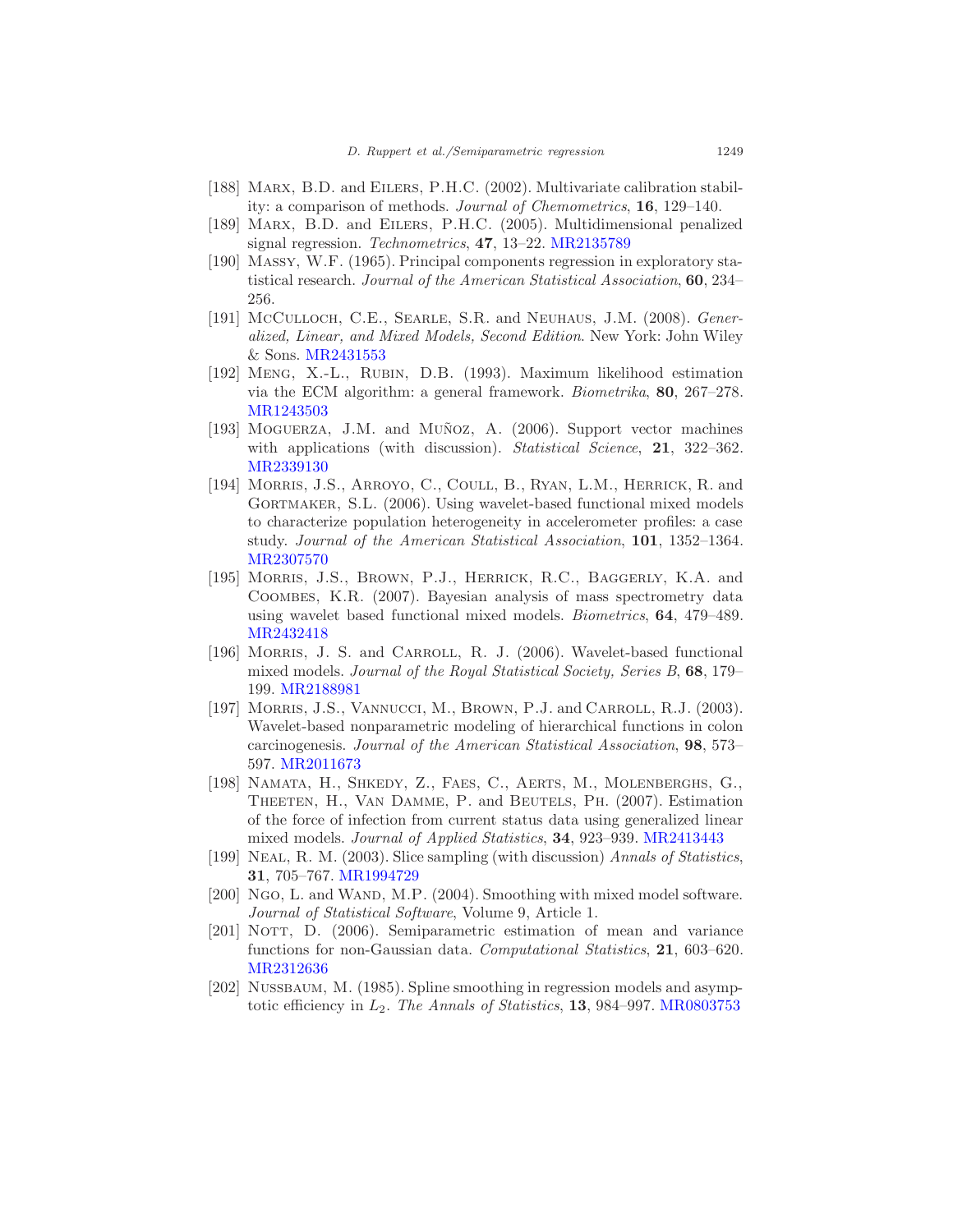[188] Marx, B.D. and Eilers, P.H.C. (2002). Multivariate calibration stability: a comparison of methods. *Journal of Chemometrics*, **16**, 129–140.

[189] Marx, B.D. and Eilers, P.H.C. (2005). Multidimensional penalized signal regression. *Technometrics*, **47**, 13–22. MR2135789

[190] Massy, W.F. (1965). Principal components regression in exploratory statistical research. *Journal of the American Statistical Association*, **60**, 234–256.

[191] McCulloch, C.E., Searle, S.R. and Neuhaus, J.M. (2008). *Generalized, Linear, and Mixed Models, Second Edition*. New York: John Wiley & Sons. MR2431553

[192] Meng, X.-L., Rubin, D.B. (1993). Maximum likelihood estimation via the ECM algorithm: a general framework. *Biometrika*, **80**, 267–278. MR1243503

[193] Moguerza, J.M. and Muñoz, A. (2006). Support vector machines with applications (with discussion). *Statistical Science*, **21**, 322–362. MR2339130

[194] Morris, J.S., Arroyo, C., Coull, B., Ryan, L.M., Herrick, R. and Gortmaker, S.L. (2006). Using wavelet-based functional mixed models to characterize population heterogeneity in accelerometer profiles: a case study. *Journal of the American Statistical Association*, **101**, 1352–1364. MR2307570

[195] Morris, J.S., Brown, P.J., Herrick, R.C., Baggerly, K.A. and Coombes, K.R. (2007). Bayesian analysis of mass spectrometry data using wavelet based functional mixed models. *Biometrics*, **64**, 479–489. MR2432418

[196] Morris, J. S. and Carroll, R. J. (2006). Wavelet-based functional mixed models. *Journal of the Royal Statistical Society, Series B*, **68**, 179–199. MR2188981

[197] Morris, J.S., Vannucci, M., Brown, P.J. and Carroll, R.J. (2003). Wavelet-based nonparametric modeling of hierarchical functions in colon carcinogenesis. *Journal of the American Statistical Association*, **98**, 573–597. MR2011673

[198] Namata, H., Shkedy, Z., Faes, C., Aerts, M., Molenberghs, G., Theeten, H., Van Damme, P. and Beutels, Ph. (2007). Estimation of the force of infection from current status data using generalized linear mixed models. *Journal of Applied Statistics*, **34**, 923–939. MR2413443

[199] Neal, R. M. (2003). Slice sampling (with discussion) *Annals of Statistics*, **31**, 705–767. MR1994729

[200] Ngo, L. and Wand, M.P. (2004). Smoothing with mixed model software. *Journal of Statistical Software*, Volume 9, Article 1.

[201] Nott, D. (2006). Semiparametric estimation of mean and variance functions for non-Gaussian data. *Computational Statistics*, **21**, 603–620. MR2312636

[202] Nussbaum, M. (1985). Spline smoothing in regression models and asymptotic efficiency in $L_2$. *The Annals of Statistics*, **13**, 984–997. MR0803753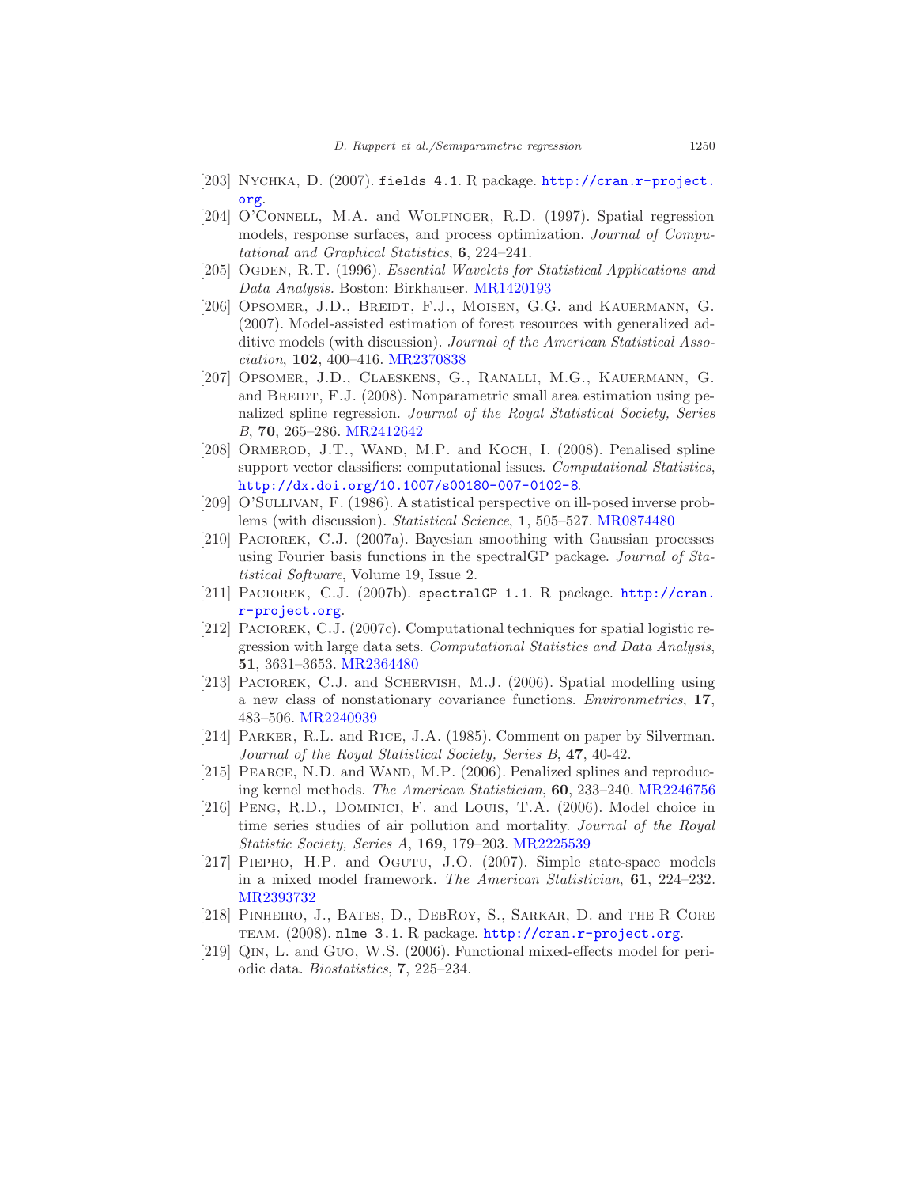[203] Nychka, D. (2007). `fields 4.1`. R package. http://cran.r-project.org.

[204] O'Connell, M.A. and Wolfinger, R.D. (1997). Spatial regression models, response surfaces, and process optimization. *Journal of Computational and Graphical Statistics*, **6**, 224–241.

[205] Ogden, R.T. (1996). *Essential Wavelets for Statistical Applications and Data Analysis.* Boston: Birkhauser. MR1420193

[206] Opsomer, J.D., Breidt, F.J., Moisen, G.G. and Kauermann, G. (2007). Model-assisted estimation of forest resources with generalized additive models (with discussion). *Journal of the American Statistical Association*, **102**, 400–416. MR2370838

[207] Opsomer, J.D., Claeskens, G., Ranalli, M.G., Kauermann, G. and Breidt, F.J. (2008). Nonparametric small area estimation using penalized spline regression. *Journal of the Royal Statistical Society, Series B*, **70**, 265–286. MR2412642

[208] Ormerod, J.T., Wand, M.P. and Koch, I. (2008). Penalised spline support vector classifiers: computational issues. *Computational Statistics*, http://dx.doi.org/10.1007/s00180-007-0102-8.

[209] O'Sullivan, F. (1986). A statistical perspective on ill-posed inverse problems (with discussion). *Statistical Science*, **1**, 505–527. MR0874480

[210] Paciorek, C.J. (2007a). Bayesian smoothing with Gaussian processes using Fourier basis functions in the spectralGP package. *Journal of Statistical Software*, Volume 19, Issue 2.

[211] Paciorek, C.J. (2007b). `spectralGP 1.1`. R package. http://cran.r-project.org.

[212] Paciorek, C.J. (2007c). Computational techniques for spatial logistic regression with large data sets. *Computational Statistics and Data Analysis*, **51**, 3631–3653. MR2364480

[213] Paciorek, C.J. and Schervish, M.J. (2006). Spatial modelling using a new class of nonstationary covariance functions. *Environmetrics*, **17**, 483–506. MR2240939

[214] Parker, R.L. and Rice, J.A. (1985). Comment on paper by Silverman. *Journal of the Royal Statistical Society, Series B*, **47**, 40-42.

[215] Pearce, N.D. and Wand, M.P. (2006). Penalized splines and reproducing kernel methods. *The American Statistician*, **60**, 233–240. MR2246756

[216] Peng, R.D., Dominici, F. and Louis, T.A. (2006). Model choice in time series studies of air pollution and mortality. *Journal of the Royal Statistic Society, Series A*, **169**, 179–203. MR2225539

[217] Piepho, H.P. and Ogutu, J.O. (2007). Simple state-space models in a mixed model framework. *The American Statistician*, **61**, 224–232. MR2393732

[218] Pinheiro, J., Bates, D., DebRoy, S., Sarkar, D. and the R Core team. (2008). `nlme 3.1`. R package. http://cran.r-project.org.

[219] Qin, L. and Guo, W.S. (2006). Functional mixed-effects model for periodic data. *Biostatistics*, **7**, 225–234.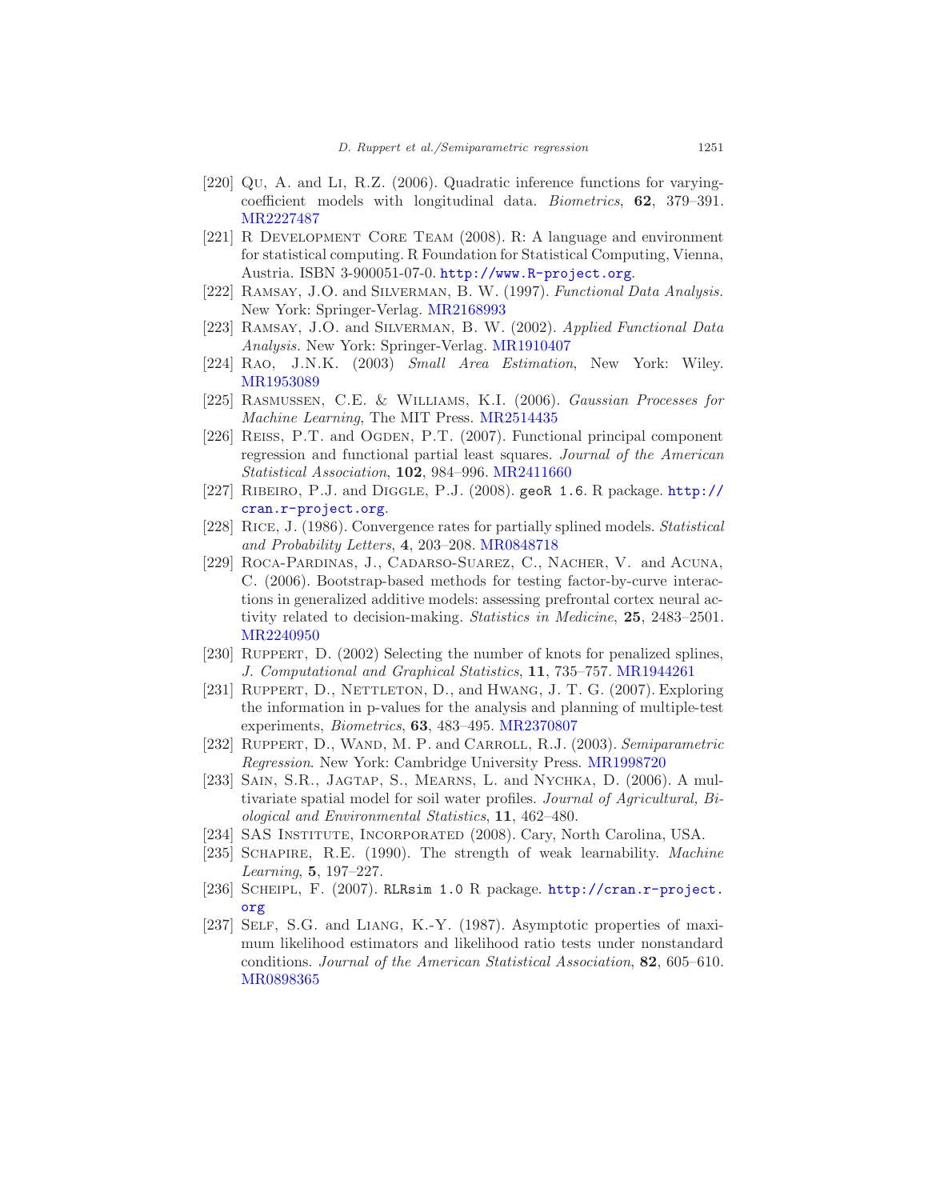[220] Qu, A. and Li, R.Z. (2006). Quadratic inference functions for varying-coefficient models with longitudinal data. *Biometrics*, **62**, 379–391. MR2227487

[221] R Development Core Team (2008). R: A language and environment for statistical computing. R Foundation for Statistical Computing, Vienna, Austria. ISBN 3-900051-07-0. http://www.R-project.org.

[222] Ramsay, J.O. and Silverman, B. W. (1997). *Functional Data Analysis.* New York: Springer-Verlag. MR2168993

[223] Ramsay, J.O. and Silverman, B. W. (2002). *Applied Functional Data Analysis.* New York: Springer-Verlag. MR1910407

[224] Rao, J.N.K. (2003) *Small Area Estimation*, New York: Wiley. MR1953089

[225] Rasmussen, C.E. & Williams, K.I. (2006). *Gaussian Processes for Machine Learning*, The MIT Press. MR2514435

[226] Reiss, P.T. and Ogden, P.T. (2007). Functional principal component regression and functional partial least squares. *Journal of the American Statistical Association*, **102**, 984–996. MR2411660

[227] Ribeiro, P.J. and Diggle, P.J. (2008). `geoR 1.6`. R package. http://cran.r-project.org.

[228] Rice, J. (1986). Convergence rates for partially splined models. *Statistical and Probability Letters*, **4**, 203–208. MR0848718

[229] Roca-Pardinas, J., Cadarso-Suarez, C., Nacher, V. and Acuna, C. (2006). Bootstrap-based methods for testing factor-by-curve interactions in generalized additive models: assessing prefrontal cortex neural activity related to decision-making. *Statistics in Medicine*, **25**, 2483–2501. MR2240950

[230] Ruppert, D. (2002) Selecting the number of knots for penalized splines, *J. Computational and Graphical Statistics*, **11**, 735–757. MR1944261

[231] Ruppert, D., Nettleton, D., and Hwang, J. T. G. (2007). Exploring the information in p-values for the analysis and planning of multiple-test experiments, *Biometrics*, **63**, 483–495. MR2370807

[232] Ruppert, D., Wand, M. P. and Carroll, R.J. (2003). *Semiparametric Regression*. New York: Cambridge University Press. MR1998720

[233] Sain, S.R., Jagtap, S., Mearns, L. and Nychka, D. (2006). A multivariate spatial model for soil water profiles. *Journal of Agricultural, Biological and Environmental Statistics*, **11**, 462–480.

[234] SAS Institute, Incorporated (2008). Cary, North Carolina, USA.

[235] Schapire, R.E. (1990). The strength of weak learnability. *Machine Learning*, **5**, 197–227.

[236] Scheipl, F. (2007). `RLRsim 1.0` R package. http://cran.r-project.org

[237] Self, S.G. and Liang, K.-Y. (1987). Asymptotic properties of maximum likelihood estimators and likelihood ratio tests under nonstandard conditions. *Journal of the American Statistical Association*, **82**, 605–610. MR0898365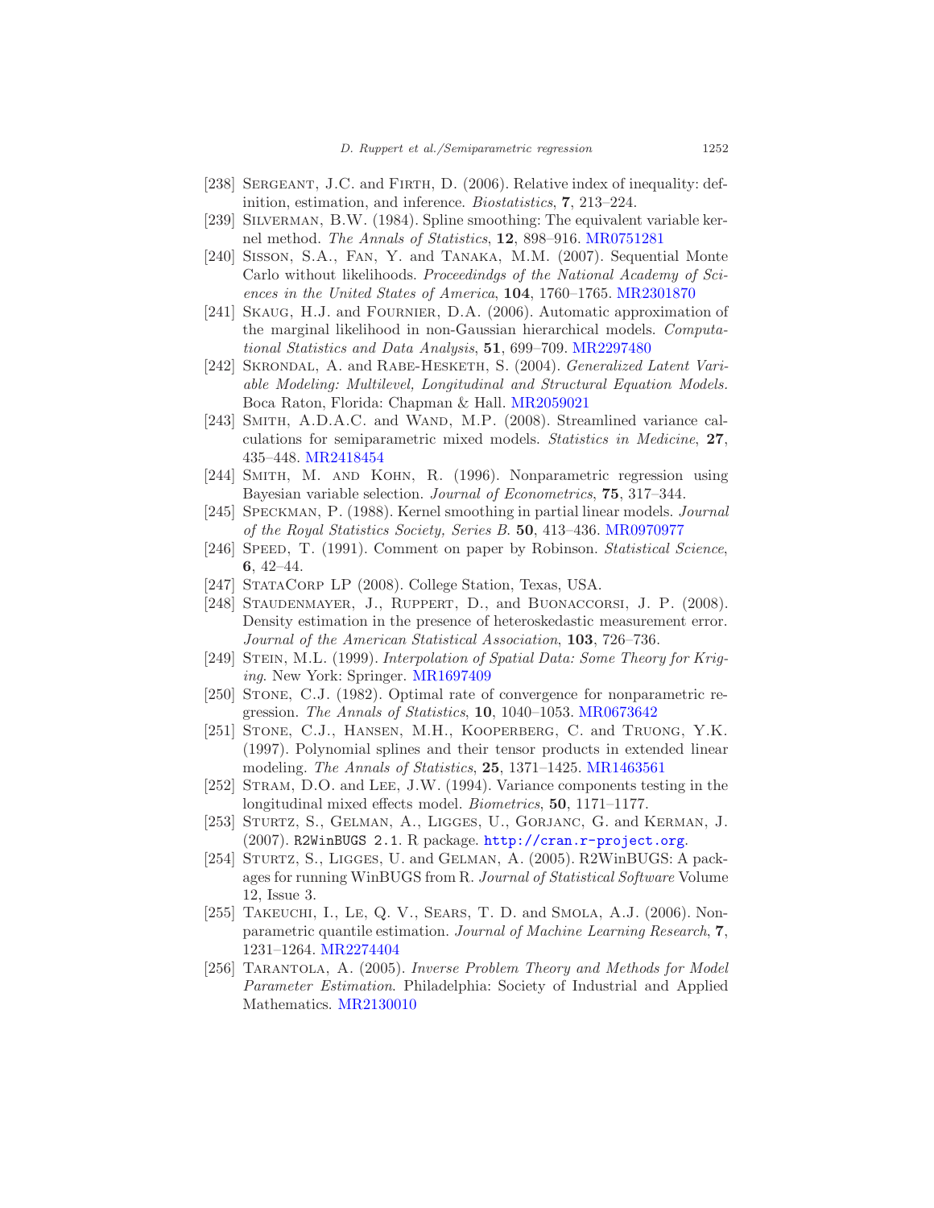[238] Sergeant, J.C. and Firth, D. (2006). Relative index of inequality: definition, estimation, and inference. *Biostatistics*, **7**, 213–224.

[239] Silverman, B.W. (1984). Spline smoothing: The equivalent variable kernel method. *The Annals of Statistics*, **12**, 898–916. MR0751281

[240] Sisson, S.A., Fan, Y. and Tanaka, M.M. (2007). Sequential Monte Carlo without likelihoods. *Proceedindgs of the National Academy of Sciences in the United States of America*, **104**, 1760–1765. MR2301870

[241] Skaug, H.J. and Fournier, D.A. (2006). Automatic approximation of the marginal likelihood in non-Gaussian hierarchical models. *Computational Statistics and Data Analysis*, **51**, 699–709. MR2297480

[242] Skrondal, A. and Rabe-Hesketh, S. (2004). *Generalized Latent Variable Modeling: Multilevel, Longitudinal and Structural Equation Models.* Boca Raton, Florida: Chapman & Hall. MR2059021

[243] Smith, A.D.A.C. and Wand, M.P. (2008). Streamlined variance calculations for semiparametric mixed models. *Statistics in Medicine*, **27**, 435–448. MR2418454

[244] Smith, M. and Kohn, R. (1996). Nonparametric regression using Bayesian variable selection. *Journal of Econometrics*, **75**, 317–344.

[245] Speckman, P. (1988). Kernel smoothing in partial linear models. *Journal of the Royal Statistics Society, Series B*. **50**, 413–436. MR0970977

[246] Speed, T. (1991). Comment on paper by Robinson. *Statistical Science*, **6**, 42–44.

[247] StataCorp LP (2008). College Station, Texas, USA.

[248] Staudenmayer, J., Ruppert, D., and Buonaccorsi, J. P. (2008). Density estimation in the presence of heteroskedastic measurement error. *Journal of the American Statistical Association*, **103**, 726–736.

[249] Stein, M.L. (1999). *Interpolation of Spatial Data: Some Theory for Kriging*. New York: Springer. MR1697409

[250] Stone, C.J. (1982). Optimal rate of convergence for nonparametric regression. *The Annals of Statistics*, **10**, 1040–1053. MR0673642

[251] Stone, C.J., Hansen, M.H., Kooperberg, C. and Truong, Y.K. (1997). Polynomial splines and their tensor products in extended linear modeling. *The Annals of Statistics*, **25**, 1371–1425. MR1463561

[252] Stram, D.O. and Lee, J.W. (1994). Variance components testing in the longitudinal mixed effects model. *Biometrics*, **50**, 1171–1177.

[253] Sturtz, S., Gelman, A., Ligges, U., Gorjanc, G. and Kerman, J. (2007). `R2WinBUGS 2.1`. R package. `http://cran.r-project.org`.

[254] Sturtz, S., Ligges, U. and Gelman, A. (2005). R2WinBUGS: A packages for running WinBUGS from R. *Journal of Statistical Software* Volume 12, Issue 3.

[255] Takeuchi, I., Le, Q. V., Sears, T. D. and Smola, A.J. (2006). Nonparametric quantile estimation. *Journal of Machine Learning Research*, **7**, 1231–1264. MR2274404

[256] Tarantola, A. (2005). *Inverse Problem Theory and Methods for Model Parameter Estimation*. Philadelphia: Society of Industrial and Applied Mathematics. MR2130010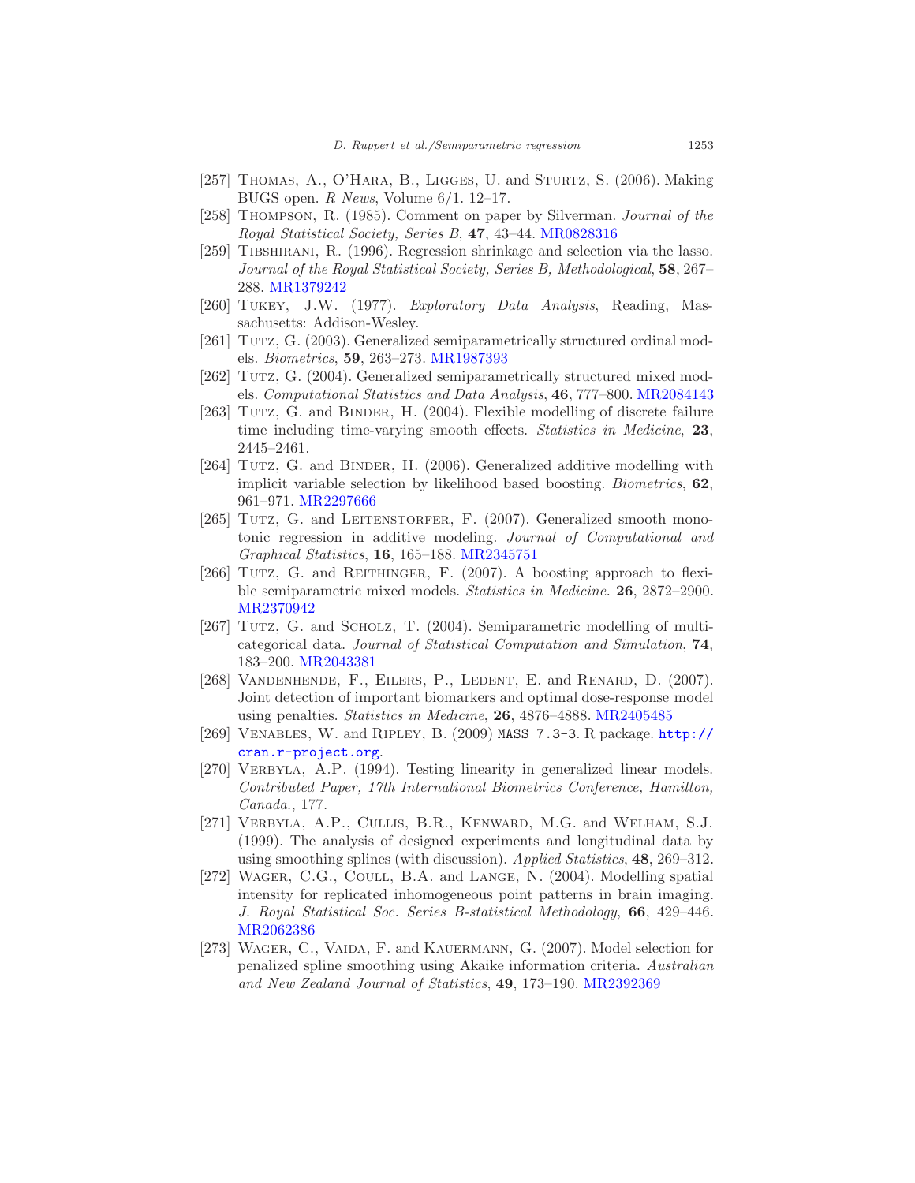[257] Thomas, A., O'Hara, B., Ligges, U. and Sturtz, S. (2006). Making BUGS open. *R News*, Volume 6/1. 12–17.

[258] Thompson, R. (1985). Comment on paper by Silverman. *Journal of the Royal Statistical Society, Series B*, **47**, 43–44. MR0828316

[259] Tibshirani, R. (1996). Regression shrinkage and selection via the lasso. *Journal of the Royal Statistical Society, Series B, Methodological*, **58**, 267–288. MR1379242

[260] Tukey, J.W. (1977). *Exploratory Data Analysis*, Reading, Massachusetts: Addison-Wesley.

[261] Tutz, G. (2003). Generalized semiparametrically structured ordinal models. *Biometrics*, **59**, 263–273. MR1987393

[262] Tutz, G. (2004). Generalized semiparametrically structured mixed models. *Computational Statistics and Data Analysis*, **46**, 777–800. MR2084143

[263] Tutz, G. and Binder, H. (2004). Flexible modelling of discrete failure time including time-varying smooth effects. *Statistics in Medicine*, **23**, 2445–2461.

[264] Tutz, G. and Binder, H. (2006). Generalized additive modelling with implicit variable selection by likelihood based boosting. *Biometrics*, **62**, 961–971. MR2297666

[265] Tutz, G. and Leitenstorfer, F. (2007). Generalized smooth monotonic regression in additive modeling. *Journal of Computational and Graphical Statistics*, **16**, 165–188. MR2345751

[266] Tutz, G. and Reithinger, F. (2007). A boosting approach to flexible semiparametric mixed models. *Statistics in Medicine.* **26**, 2872–2900. MR2370942

[267] Tutz, G. and Scholz, T. (2004). Semiparametric modelling of multicategorical data. *Journal of Statistical Computation and Simulation*, **74**, 183–200. MR2043381

[268] Vandenhende, F., Eilers, P., Ledent, E. and Renard, D. (2007). Joint detection of important biomarkers and optimal dose-response model using penalties. *Statistics in Medicine*, **26**, 4876–4888. MR2405485

[269] Venables, W. and Ripley, B. (2009) `MASS 7.3-3`. R package. `http://cran.r-project.org`.

[270] Verbyla, A.P. (1994). Testing linearity in generalized linear models. *Contributed Paper, 17th International Biometrics Conference, Hamilton, Canada.*, 177.

[271] Verbyla, A.P., Cullis, B.R., Kenward, M.G. and Welham, S.J. (1999). The analysis of designed experiments and longitudinal data by using smoothing splines (with discussion). *Applied Statistics*, **48**, 269–312.

[272] Wager, C.G., Coull, B.A. and Lange, N. (2004). Modelling spatial intensity for replicated inhomogeneous point patterns in brain imaging. *J. Royal Statistical Soc. Series B-statistical Methodology*, **66**, 429–446. MR2062386

[273] Wager, C., Vaida, F. and Kauermann, G. (2007). Model selection for penalized spline smoothing using Akaike information criteria. *Australian and New Zealand Journal of Statistics*, **49**, 173–190. MR2392369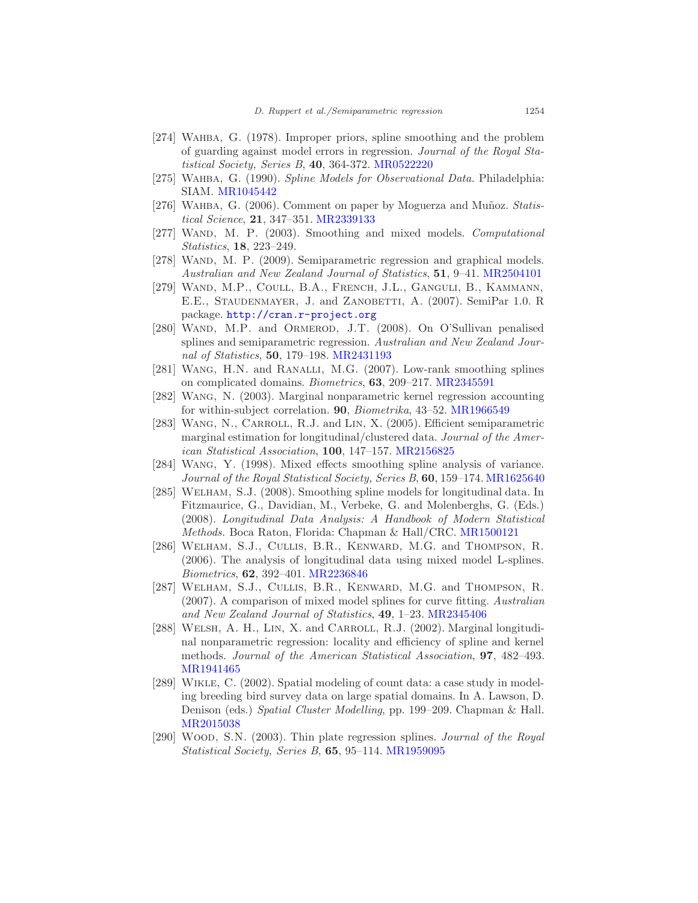[274] Wahba, G. (1978). Improper priors, spline smoothing and the problem of guarding against model errors in regression. *Journal of the Royal Statistical Society, Series B*, **40**, 364-372. MR0522220

[275] Wahba, G. (1990). *Spline Models for Observational Data*. Philadelphia: SIAM. MR1045442

[276] Wahba, G. (2006). Comment on paper by Moguerza and Muñoz. *Statistical Science*, **21**, 347–351. MR2339133

[277] Wand, M. P. (2003). Smoothing and mixed models. *Computational Statistics*, **18**, 223–249.

[278] Wand, M. P. (2009). Semiparametric regression and graphical models. *Australian and New Zealand Journal of Statistics*, **51**, 9–41. MR2504101

[279] Wand, M.P., Coull, B.A., French, J.L., Ganguli, B., Kammann, E.E., Staudenmayer, J. and Zanobetti, A. (2007). SemiPar 1.0. R package. http://cran.r-project.org

[280] Wand, M.P. and Ormerod, J.T. (2008). On O'Sullivan penalised splines and semiparametric regression. *Australian and New Zealand Journal of Statistics*, **50**, 179–198. MR2431193

[281] Wang, H.N. and Ranalli, M.G. (2007). Low-rank smoothing splines on complicated domains. *Biometrics*, **63**, 209–217. MR2345591

[282] Wang, N. (2003). Marginal nonparametric kernel regression accounting for within-subject correlation. **90**, *Biometrika*, 43–52. MR1966549

[283] Wang, N., Carroll, R.J. and Lin, X. (2005). Efficient semiparametric marginal estimation for longitudinal/clustered data. *Journal of the American Statistical Association*, **100**, 147–157. MR2156825

[284] Wang, Y. (1998). Mixed effects smoothing spline analysis of variance. *Journal of the Royal Statistical Society, Series B*, **60**, 159–174. MR1625640

[285] Welham, S.J. (2008). Smoothing spline models for longitudinal data. In Fitzmaurice, G., Davidian, M., Verbeke, G. and Molenberghs, G. (Eds.) (2008). *Longitudinal Data Analysis: A Handbook of Modern Statistical Methods.* Boca Raton, Florida: Chapman & Hall/CRC. MR1500121

[286] Welham, S.J., Cullis, B.R., Kenward, M.G. and Thompson, R. (2006). The analysis of longitudinal data using mixed model L-splines. *Biometrics*, **62**, 392–401. MR2236846

[287] Welham, S.J., Cullis, B.R., Kenward, M.G. and Thompson, R. (2007). A comparison of mixed model splines for curve fitting. *Australian and New Zealand Journal of Statistics*, **49**, 1–23. MR2345406

[288] Welsh, A. H., Lin, X. and Carroll, R.J. (2002). Marginal longitudinal nonparametric regression: locality and efficiency of spline and kernel methods. *Journal of the American Statistical Association*, **97**, 482–493. MR1941465

[289] Wikle, C. (2002). Spatial modeling of count data: a case study in modeling breeding bird survey data on large spatial domains. In A. Lawson, D. Denison (eds.) *Spatial Cluster Modelling*, pp. 199–209. Chapman & Hall. MR2015038

[290] Wood, S.N. (2003). Thin plate regression splines. *Journal of the Royal Statistical Society, Series B*, **65**, 95–114. MR1959095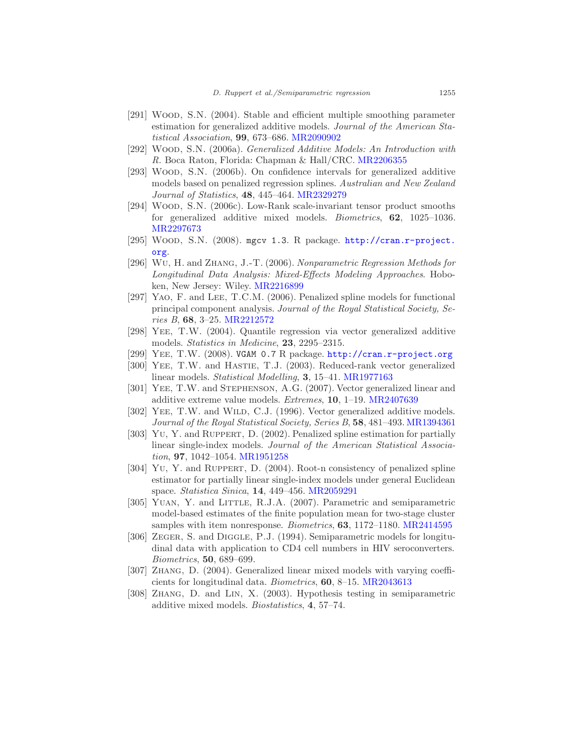[291] Wood, S.N. (2004). Stable and efficient multiple smoothing parameter estimation for generalized additive models. *Journal of the American Statistical Association*, **99**, 673–686. MR2090902

[292] Wood, S.N. (2006a). *Generalized Additive Models: An Introduction with R*. Boca Raton, Florida: Chapman & Hall/CRC. MR2206355

[293] Wood, S.N. (2006b). On confidence intervals for generalized additive models based on penalized regression splines. *Australian and New Zealand Journal of Statistics*, **48**, 445–464. MR2329279

[294] Wood, S.N. (2006c). Low-Rank scale-invariant tensor product smooths for generalized additive mixed models. *Biometrics*, **62**, 1025–1036. MR2297673

[295] Wood, S.N. (2008). `mgcv 1.3`. R package. http://cran.r-project.org.

[296] Wu, H. and Zhang, J.-T. (2006). *Nonparametric Regression Methods for Longitudinal Data Analysis: Mixed-Effects Modeling Approaches*. Hoboken, New Jersey: Wiley. MR2216899

[297] Yao, F. and Lee, T.C.M. (2006). Penalized spline models for functional principal component analysis. *Journal of the Royal Statistical Society, Series B*, **68**, 3–25. MR2212572

[298] Yee, T.W. (2004). Quantile regression via vector generalized additive models. *Statistics in Medicine*, **23**, 2295–2315.

[299] Yee, T.W. (2008). `VGAM 0.7` R package. http://cran.r-project.org

[300] Yee, T.W. and Hastie, T.J. (2003). Reduced-rank vector generalized linear models. *Statistical Modelling*, **3**, 15–41. MR1977163

[301] Yee, T.W. and Stephenson, A.G. (2007). Vector generalized linear and additive extreme value models. *Extremes*, **10**, 1–19. MR2407639

[302] Yee, T.W. and Wild, C.J. (1996). Vector generalized additive models. *Journal of the Royal Statistical Society, Series B*, **58**, 481–493. MR1394361

[303] Yu, Y. and Ruppert, D. (2002). Penalized spline estimation for partially linear single-index models. *Journal of the American Statistical Association*, **97**, 1042–1054. MR1951258

[304] Yu, Y. and Ruppert, D. (2004). Root-n consistency of penalized spline estimator for partially linear single-index models under general Euclidean space. *Statistica Sinica*, **14**, 449–456. MR2059291

[305] Yuan, Y. and Little, R.J.A. (2007). Parametric and semiparametric model-based estimates of the finite population mean for two-stage cluster samples with item nonresponse. *Biometrics*, **63**, 1172–1180. MR2414595

[306] Zeger, S. and Diggle, P.J. (1994). Semiparametric models for longitudinal data with application to CD4 cell numbers in HIV seroconverters. *Biometrics*, **50**, 689–699.

[307] Zhang, D. (2004). Generalized linear mixed models with varying coefficients for longitudinal data. *Biometrics*, **60**, 8–15. MR2043613

[308] Zhang, D. and Lin, X. (2003). Hypothesis testing in semiparametric additive mixed models. *Biostatistics*, **4**, 57–74.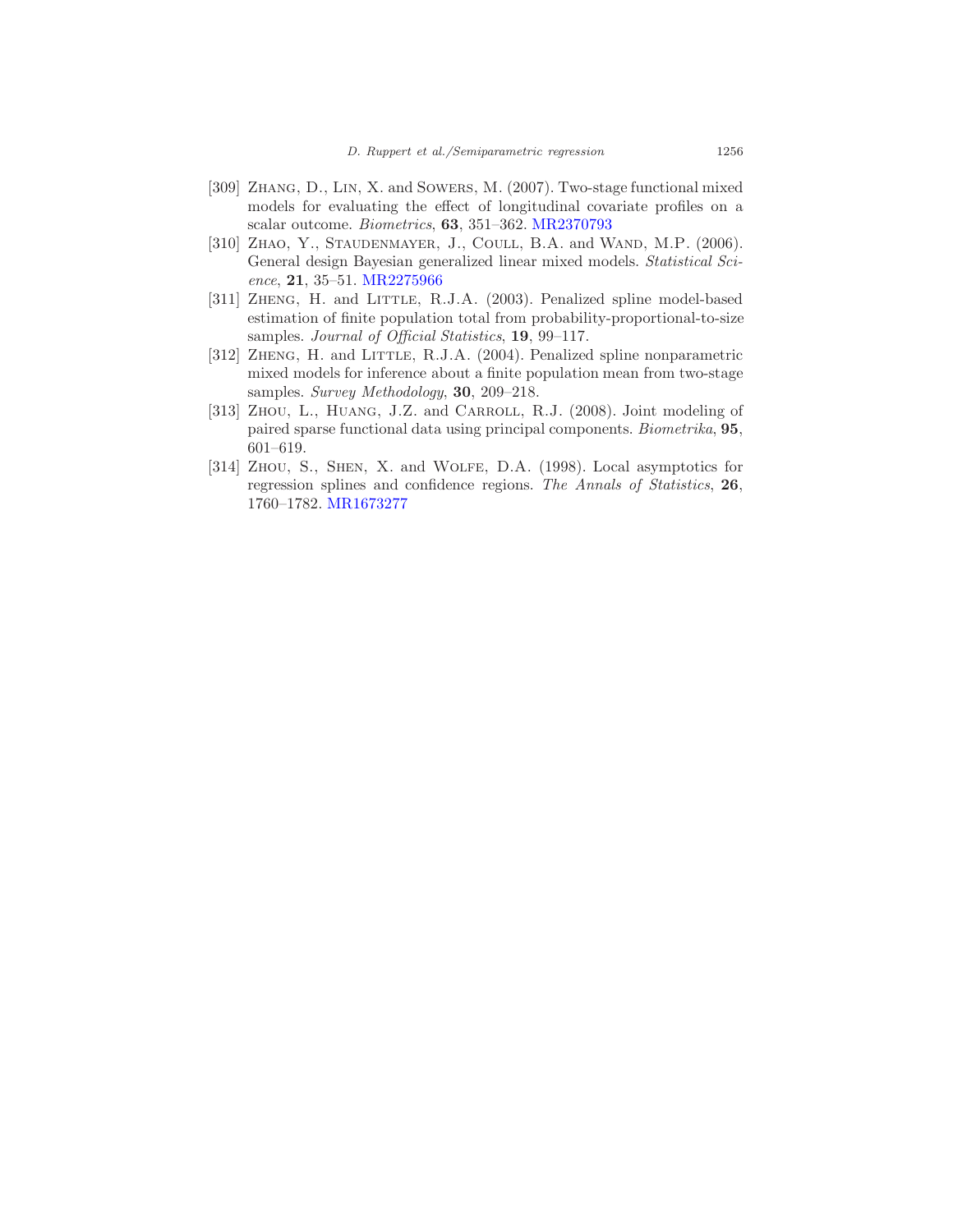[309] Zhang, D., Lin, X. and Sowers, M. (2007). Two-stage functional mixed models for evaluating the effect of longitudinal covariate profiles on a scalar outcome. *Biometrics*, **63**, 351–362. MR2370793

[310] Zhao, Y., Staudenmayer, J., Coull, B.A. and Wand, M.P. (2006). General design Bayesian generalized linear mixed models. *Statistical Science*, **21**, 35–51. MR2275966

[311] Zheng, H. and Little, R.J.A. (2003). Penalized spline model-based estimation of finite population total from probability-proportional-to-size samples. *Journal of Official Statistics*, **19**, 99–117.

[312] Zheng, H. and Little, R.J.A. (2004). Penalized spline nonparametric mixed models for inference about a finite population mean from two-stage samples. *Survey Methodology*, **30**, 209–218.

[313] Zhou, L., Huang, J.Z. and Carroll, R.J. (2008). Joint modeling of paired sparse functional data using principal components. *Biometrika*, **95**, 601–619.

[314] Zhou, S., Shen, X. and Wolfe, D.A. (1998). Local asymptotics for regression splines and confidence regions. *The Annals of Statistics*, **26**, 1760–1782. MR1673277